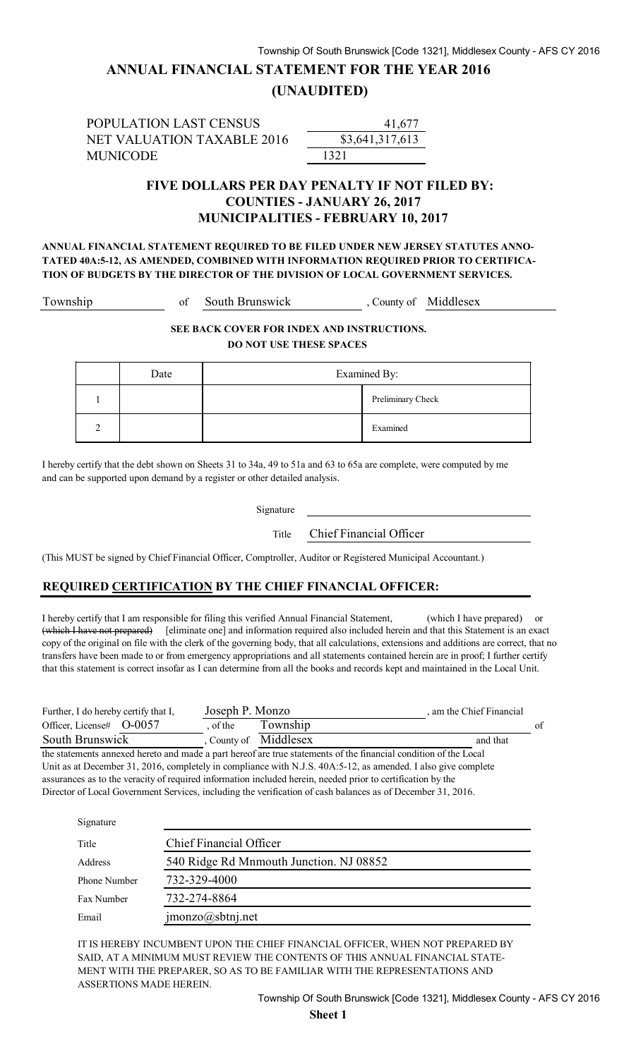# ANNUAL FINANCIAL STATEMENT FOR THE YEAR 2016

## (UNAUDITED)

| | |
|---|---|
| POPULATION LAST CENSUS | 41,677 |
| NET VALUATION TAXABLE 2016 | $3,641,317,613 |
| MUNICODE | 1321 |

### FIVE DOLLARS PER DAY PENALTY IF NOT FILED BY:
### COUNTIES - JANUARY 26, 2017
### MUNICIPALITIES - FEBRUARY 10, 2017

**ANNUAL FINANCIAL STATEMENT REQUIRED TO BE FILED UNDER NEW JERSEY STATUTES ANNOTATED 40A:5-12, AS AMENDED, COMBINED WITH INFORMATION REQUIRED PRIOR TO CERTIFICATION OF BUDGETS BY THE DIRECTOR OF THE DIVISION OF LOCAL GOVERNMENT SERVICES.**

Township of South Brunswick, County of Middlesex

**SEE BACK COVER FOR INDEX AND INSTRUCTIONS.**
**DO NOT USE THESE SPACES**

| | Date | Examined By: | |
|---|---|---|---|
| 1 | | | Preliminary Check |
| 2 | | | Examined |

I hereby certify that the debt shown on Sheets 31 to 34a, 49 to 51a and 63 to 65a are complete, were computed by me and can be supported upon demand by a register or other detailed analysis.

Signature ______________________

Title Chief Financial Officer

(This MUST be signed by Chief Financial Officer, Comptroller, Auditor or Registered Municipal Accountant.)

## REQUIRED CERTIFICATION BY THE CHIEF FINANCIAL OFFICER:

I hereby certify that I am responsible for filing this verified Annual Financial Statement, (which I have prepared) or ~~(which I have not prepared)~~ [eliminate one] and information required also included herein and that this Statement is an exact copy of the original on file with the clerk of the governing body, that all calculations, extensions and additions are correct, that no transfers have been made to or from emergency appropriations and all statements contained herein are in proof; I further certify that this statement is correct insofar as I can determine from all the books and records kept and maintained in the Local Unit.

Further, I do hereby certify that I, Joseph P. Monzo, am the Chief Financial Officer, License# O-0057, of the Township of South Brunswick, County of Middlesex and that the statements annexed hereto and made a part hereof are true statements of the financial condition of the Local Unit as at December 31, 2016, completely in compliance with N.J.S. 40A:5-12, as amended. I also give complete assurances as to the veracity of required information included herein, needed prior to certification by the Director of Local Government Services, including the verification of cash balances as of December 31, 2016.

| | |
|---|---|
| Signature | |
| Title | Chief Financial Officer |
| Address | 540 Ridge Rd Mnmouth Junction. NJ 08852 |
| Phone Number | 732-329-4000 |
| Fax Number | 732-274-8864 |
| Email | jmonzo@sbtnj.net |

IT IS HEREBY INCUMBENT UPON THE CHIEF FINANCIAL OFFICER, WHEN NOT PREPARED BY SAID, AT A MINIMUM MUST REVIEW THE CONTENTS OF THIS ANNUAL FINANCIAL STATEMENT WITH THE PREPARER, SO AS TO BE FAMILIAR WITH THE REPRESENTATIONS AND ASSERTIONS MADE HEREIN.

**Sheet 1**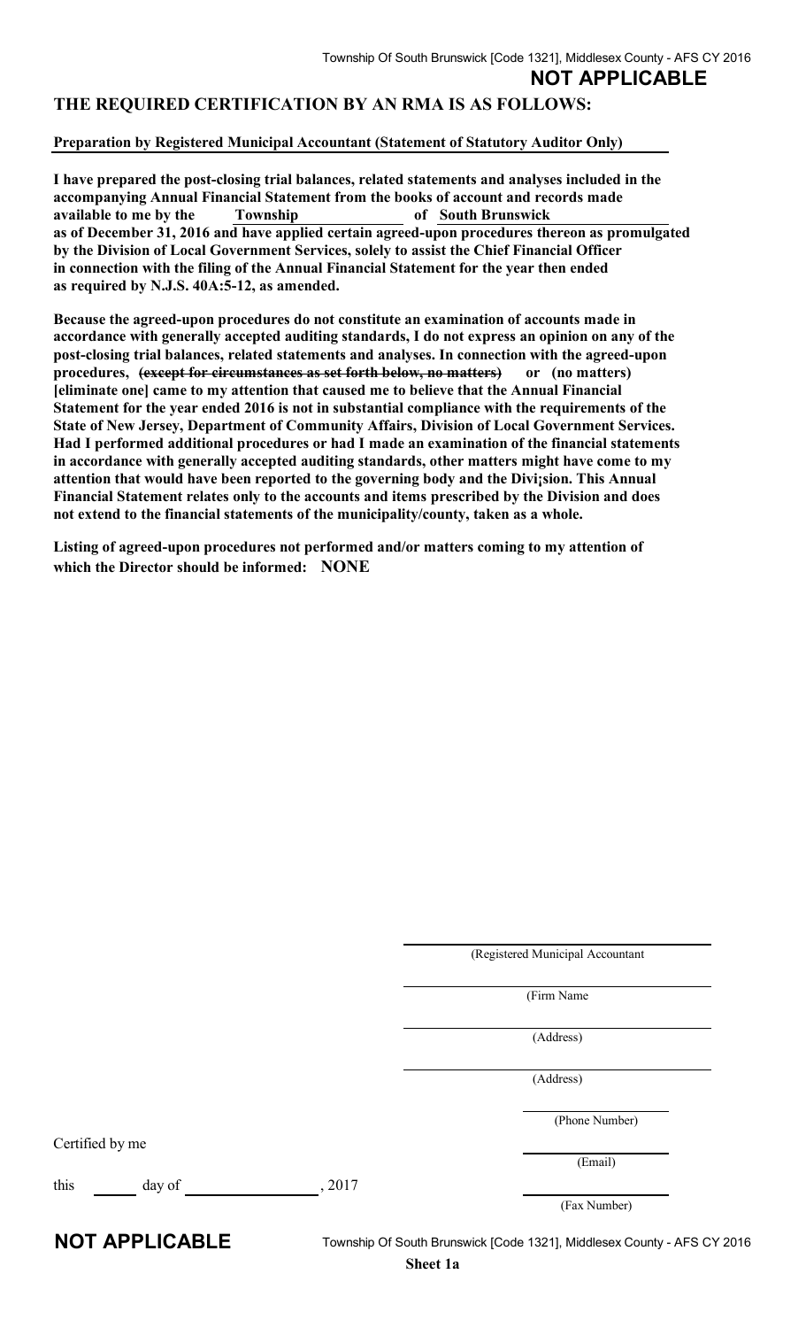**NOT APPLICABLE**

## THE REQUIRED CERTIFICATION BY AN RMA IS AS FOLLOWS:

**Preparation by Registered Municipal Accountant (Statement of Statutory Auditor Only)**

**I have prepared the post-closing trial balances, related statements and analyses included in the accompanying Annual Financial Statement from the books of account and records made available to me by the Township of South Brunswick as of December 31, 2016 and have applied certain agreed-upon procedures thereon as promulgated by the Division of Local Government Services, solely to assist the Chief Financial Officer in connection with the filing of the Annual Financial Statement for the year then ended as required by N.J.S. 40A:5-12, as amended.**

**Because the agreed-upon procedures do not constitute an examination of accounts made in accordance with generally accepted auditing standards, I do not express an opinion on any of the post-closing trial balances, related statements and analyses. In connection with the agreed-upon procedures, ~~(except for circumstances as set forth below, no matters)~~ or (no matters) [eliminate one] came to my attention that caused me to believe that the Annual Financial Statement for the year ended 2016 is not in substantial compliance with the requirements of the State of New Jersey, Department of Community Affairs, Division of Local Government Services. Had I performed additional procedures or had I made an examination of the financial statements in accordance with generally accepted auditing standards, other matters might have come to my attention that would have been reported to the governing body and the Divi¡sion. This Annual Financial Statement relates only to the accounts and items prescribed by the Division and does not extend to the financial statements of the municipality/county, taken as a whole.**

**Listing of agreed-upon procedures not performed and/or matters coming to my attention of which the Director should be informed: NONE**

(Registered Municipal Accountant

(Firm Name

(Address)

(Address)

(Phone Number)

Certified by me

(Email)

this ______ day of ______________, 2017

(Fax Number)

**NOT APPLICABLE**

**Sheet 1a**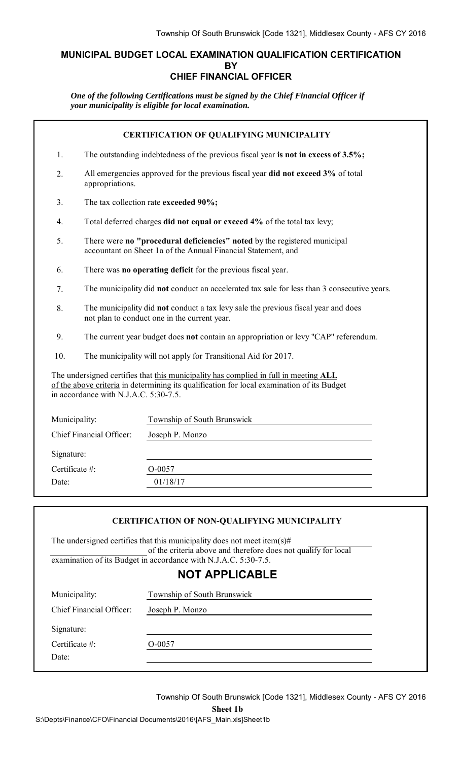## MUNICIPAL BUDGET LOCAL EXAMINATION QUALIFICATION CERTIFICATION BY CHIEF FINANCIAL OFFICER

*One of the following Certifications must be signed by the Chief Financial Officer if your municipality is eligible for local examination.*

### CERTIFICATION OF QUALIFYING MUNICIPALITY

1. The outstanding indebtedness of the previous fiscal year **is not in excess of 3.5%;**
2. All emergencies approved for the previous fiscal year **did not exceed 3%** of total appropriations.
3. The tax collection rate **exceeded 90%;**
4. Total deferred charges **did not equal or exceed 4%** of the total tax levy;
5. There were **no "procedural deficiencies" noted** by the registered municipal accountant on Sheet 1a of the Annual Financial Statement, and
6. There was **no operating deficit** for the previous fiscal year.
7. The municipality did **not** conduct an accelerated tax sale for less than 3 consecutive years.
8. The municipality did **not** conduct a tax levy sale the previous fiscal year and does not plan to conduct one in the current year.
9. The current year budget does **not** contain an appropriation or levy "CAP" referendum.
10. The municipality will not apply for Transitional Aid for 2017.

The undersigned certifies that this municipality has complied in full in meeting **ALL** of the above criteria in determining its qualification for local examination of its Budget in accordance with N.J.A.C. 5:30-7.5.

| | |
|---|---|
| Municipality: | Township of South Brunswick |
| Chief Financial Officer: | Joseph P. Monzo |
| Signature: | |
| Certificate #: | O-0057 |
| Date: | 01/18/17 |

### CERTIFICATION OF NON-QUALIFYING MUNICIPALITY

The undersigned certifies that this municipality does not meet item(s)# \_\_\_\_\_\_\_\_\_\_\_\_\_\_\_ of the criteria above and therefore does not qualify for local examination of its Budget in accordance with N.J.A.C. 5:30-7.5.

**NOT APPLICABLE**

| | |
|---|---|
| Municipality: | Township of South Brunswick |
| Chief Financial Officer: | Joseph P. Monzo |
| Signature: | |
| Certificate #: | O-0057 |
| Date: | |

Sheet 1b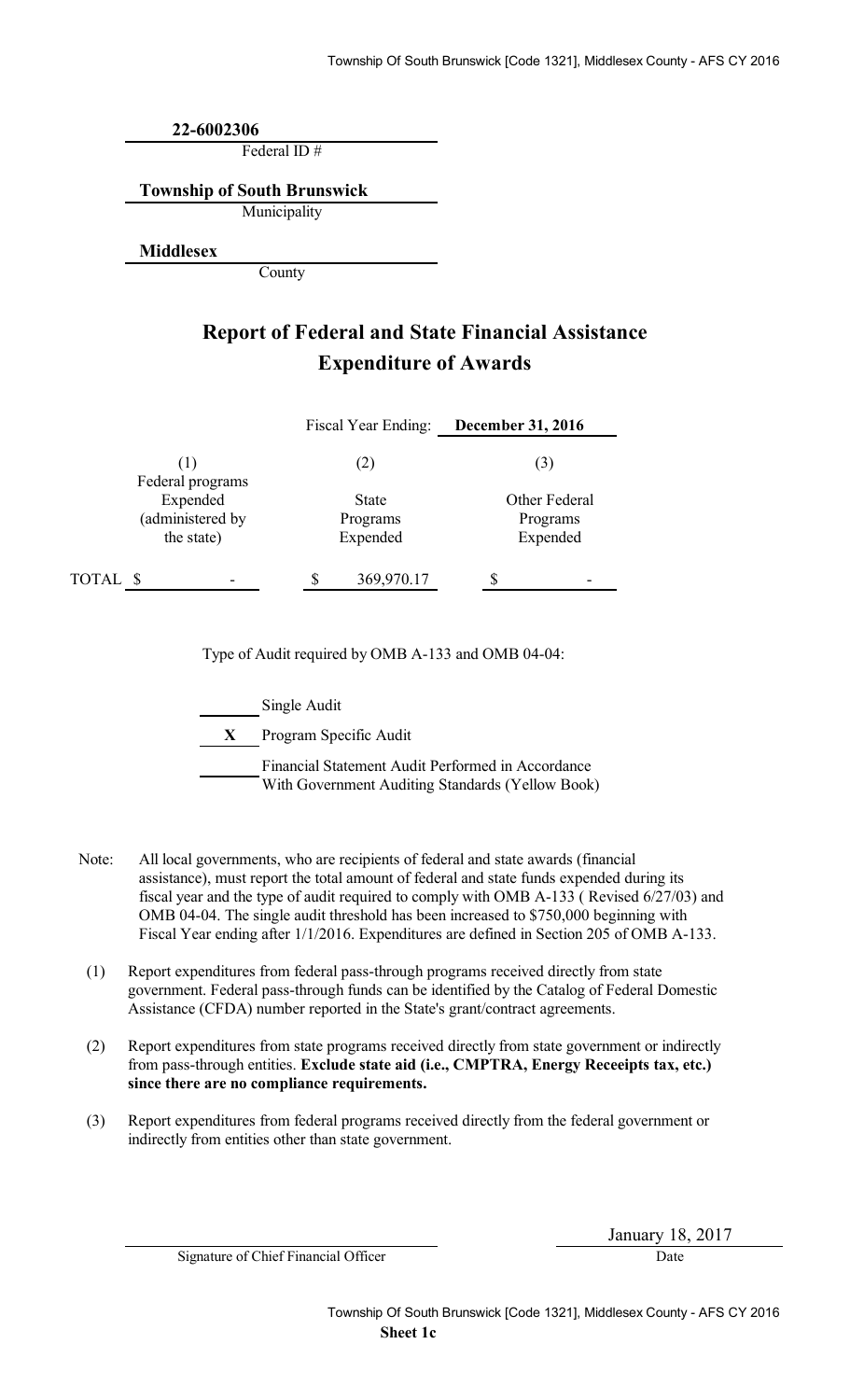**22-6002306**
Federal ID #

**Township of South Brunswick**
Municipality

**Middlesex**
County

# Report of Federal and State Financial Assistance
# Expenditure of Awards

Fiscal Year Ending: **December 31, 2016**

| | (1) Federal programs Expended (administered by the state) | (2) State Programs Expended | (3) Other Federal Programs Expended |
|---|---|---|---|
| TOTAL | $ - | $ 369,970.17 | $ - |

Type of Audit required by OMB A-133 and OMB 04-04:

- ___ Single Audit
- **X** Program Specific Audit
- ___ Financial Statement Audit Performed in Accordance With Government Auditing Standards (Yellow Book)

Note: All local governments, who are recipients of federal and state awards (financial assistance), must report the total amount of federal and state funds expended during its fiscal year and the type of audit required to comply with OMB A-133 ( Revised 6/27/03) and OMB 04-04. The single audit threshold has been increased to $750,000 beginning with Fiscal Year ending after 1/1/2016. Expenditures are defined in Section 205 of OMB A-133.

(1) Report expenditures from federal pass-through programs received directly from state government. Federal pass-through funds can be identified by the Catalog of Federal Domestic Assistance (CFDA) number reported in the State's grant/contract agreements.

(2) Report expenditures from state programs received directly from state government or indirectly from pass-through entities. **Exclude state aid (i.e., CMPTRA, Energy Receeipts tax, etc.) since there are no compliance requirements.**

(3) Report expenditures from federal programs received directly from the federal government or indirectly from entities other than state government.

Signature of Chief Financial Officer

January 18, 2017
Date

Sheet 1c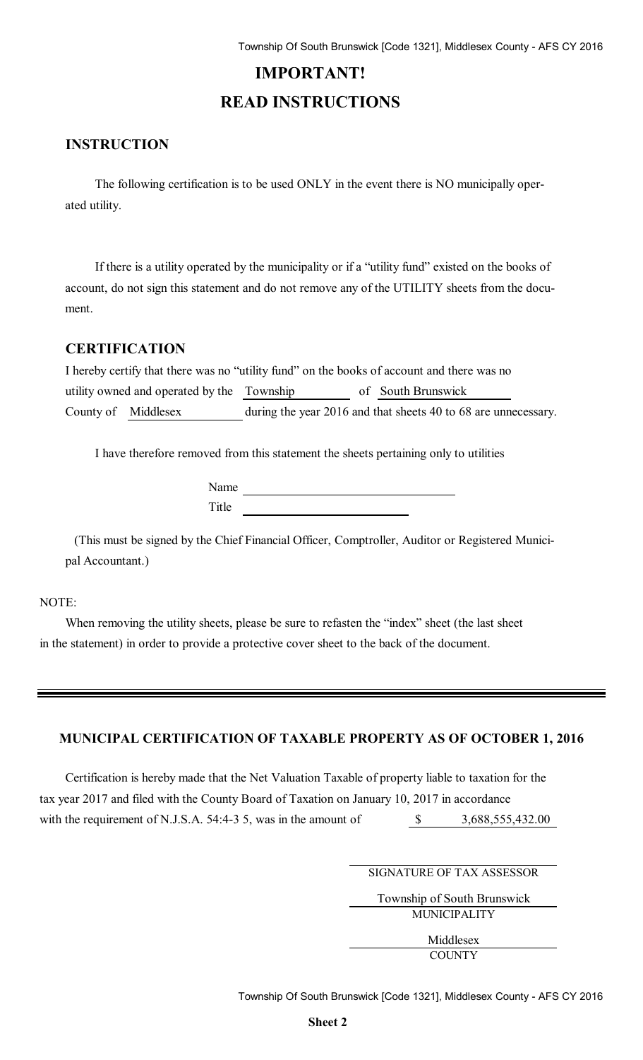# IMPORTANT!

# READ INSTRUCTIONS

## INSTRUCTION

The following certification is to be used ONLY in the event there is NO municipally operated utility.

If there is a utility operated by the municipality or if a "utility fund" existed on the books of account, do not sign this statement and do not remove any of the UTILITY sheets from the document.

## CERTIFICATION

I hereby certify that there was no "utility fund" on the books of account and there was no utility owned and operated by the Township of South Brunswick County of Middlesex during the year 2016 and that sheets 40 to 68 are unnecessary.

I have therefore removed from this statement the sheets pertaining only to utilities

Name \_\_\_\_\_\_\_\_\_\_\_\_\_\_\_\_\_\_\_\_\_\_\_\_

Title \_\_\_\_\_\_\_\_\_\_\_\_\_\_\_\_\_\_\_\_\_\_\_\_

(This must be signed by the Chief Financial Officer, Comptroller, Auditor or Registered Municipal Accountant.)

NOTE:

When removing the utility sheets, please be sure to refasten the "index" sheet (the last sheet in the statement) in order to provide a protective cover sheet to the back of the document.

---

### MUNICIPAL CERTIFICATION OF TAXABLE PROPERTY AS OF OCTOBER 1, 2016

Certification is hereby made that the Net Valuation Taxable of property liable to taxation for the tax year 2017 and filed with the County Board of Taxation on January 10, 2017 in accordance with the requirement of N.J.S.A. 54:4-3 5, was in the amount of $ 3,688,555,432.00

\_\_\_\_\_\_\_\_\_\_\_\_\_\_\_\_\_\_\_\_\_\_\_\_
SIGNATURE OF TAX ASSESSOR

Township of South Brunswick
MUNICIPALITY

Middlesex
COUNTY

**Sheet 2**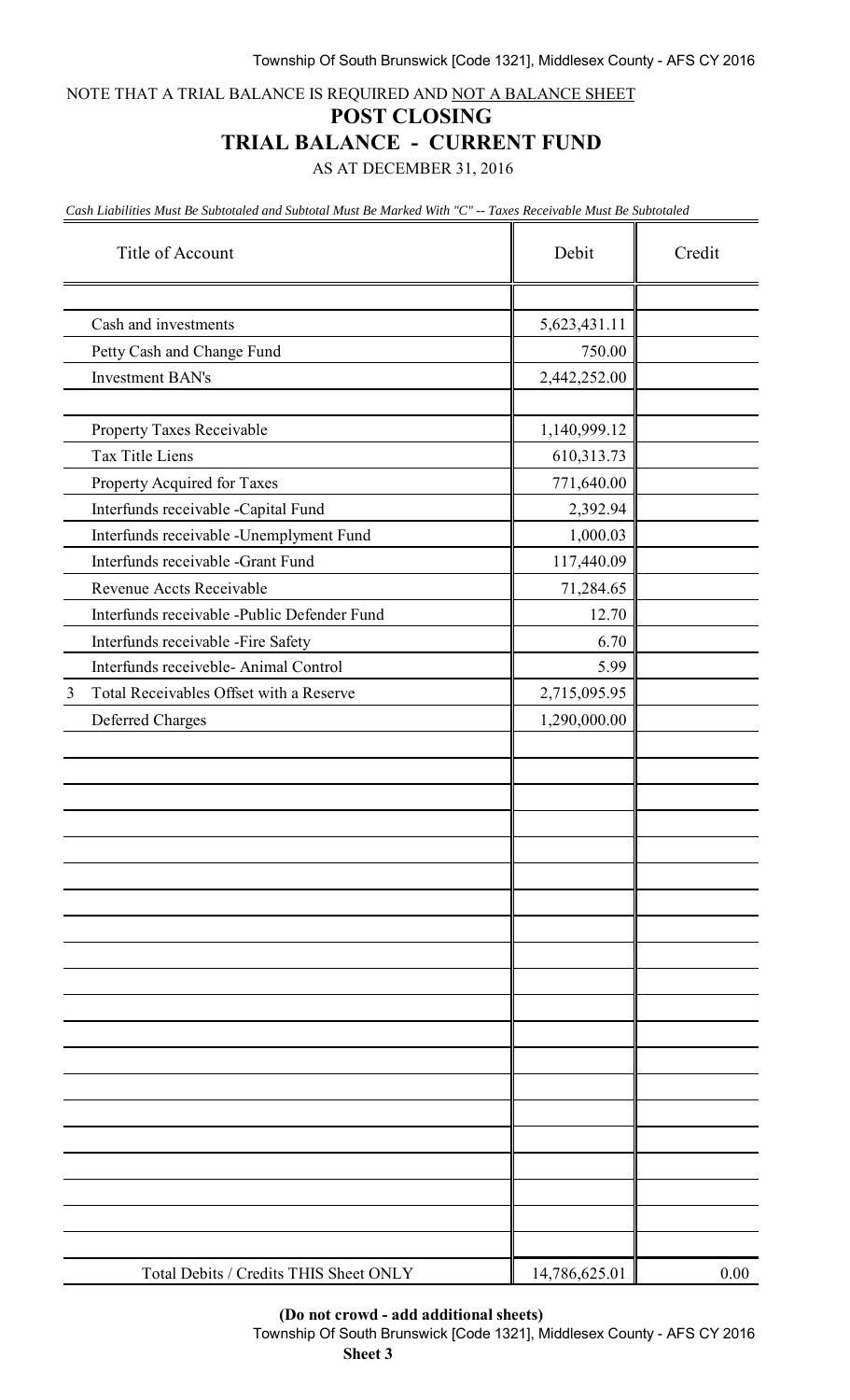NOTE THAT A TRIAL BALANCE IS REQUIRED AND NOT A BALANCE SHEET

# POST CLOSING
# TRIAL BALANCE - CURRENT FUND

AS AT DECEMBER 31, 2016

*Cash Liabilities Must Be Subtotaled and Subtotal Must Be Marked With "C" -- Taxes Receivable Must Be Subtotaled*

| Title of Account | Debit | Credit |
|---|---|---|
| Cash and investments | 5,623,431.11 | |
| Petty Cash and Change Fund | 750.00 | |
| Investment BAN's | 2,442,252.00 | |
| | | |
| Property Taxes Receivable | 1,140,999.12 | |
| Tax Title Liens | 610,313.73 | |
| Property Acquired for Taxes | 771,640.00 | |
| Interfunds receivable -Capital Fund | 2,392.94 | |
| Interfunds receivable -Unemplyment Fund | 1,000.03 | |
| Interfunds receivable -Grant Fund | 117,440.09 | |
| Revenue Accts Receivable | 71,284.65 | |
| Interfunds receivable -Public Defender Fund | 12.70 | |
| Interfunds receivable -Fire Safety | 6.70 | |
| Interfunds receiveble- Animal Control | 5.99 | |
| 3 Total Receivables Offset with a Reserve | 2,715,095.95 | |
| Deferred Charges | 1,290,000.00 | |
| Total Debits / Credits THIS Sheet ONLY | 14,786,625.01 | 0.00 |

**(Do not crowd - add additional sheets)**

**Sheet 3**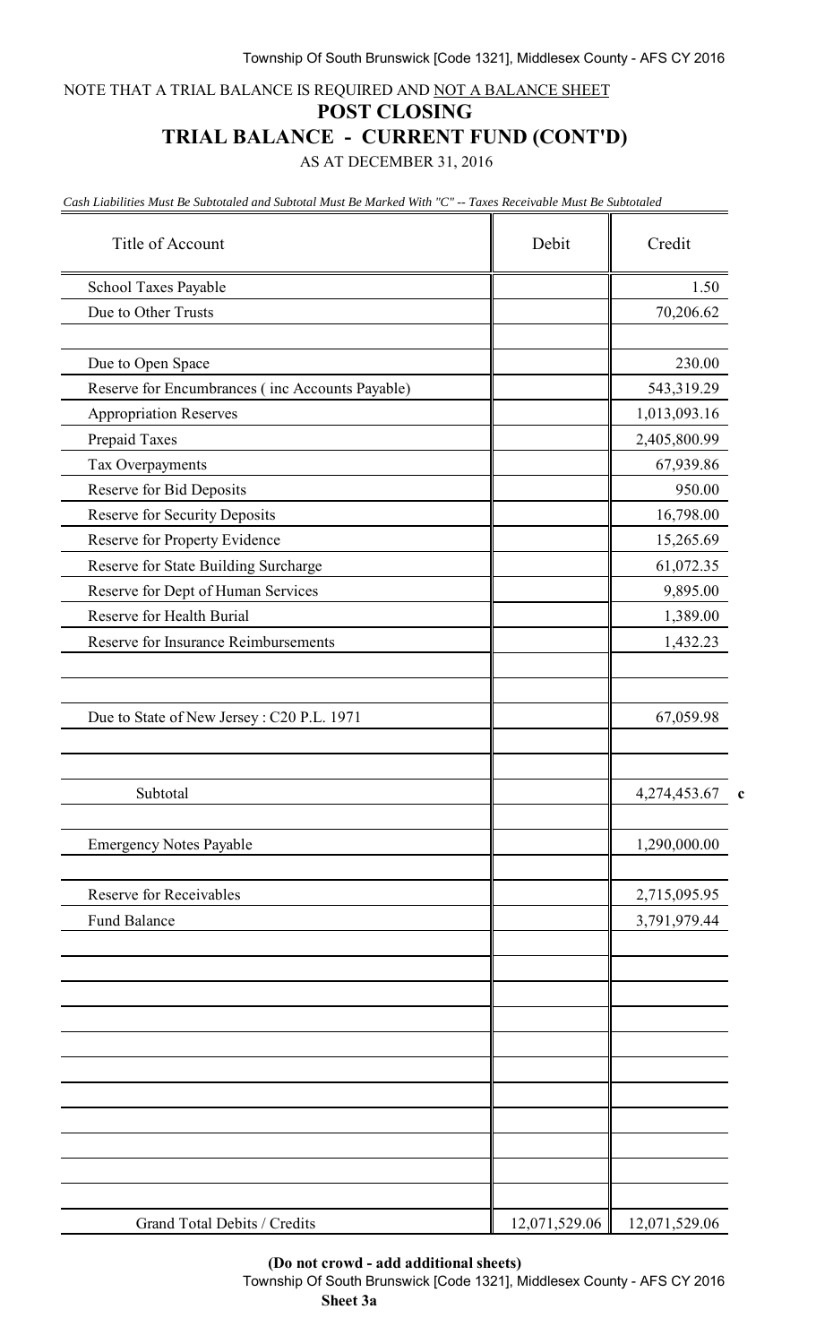NOTE THAT A TRIAL BALANCE IS REQUIRED AND NOT A BALANCE SHEET

## POST CLOSING

## TRIAL BALANCE - CURRENT FUND (CONT'D)

AS AT DECEMBER 31, 2016

*Cash Liabilities Must Be Subtotaled and Subtotal Must Be Marked With "C" -- Taxes Receivable Must Be Subtotaled*

| Title of Account | Debit | Credit | |
|---|---|---|---|
| School Taxes Payable | | 1.50 | |
| Due to Other Trusts | | 70,206.62 | |
| | | | |
| Due to Open Space | | 230.00 | |
| Reserve for Encumbrances ( inc Accounts Payable) | | 543,319.29 | |
| Appropriation Reserves | | 1,013,093.16 | |
| Prepaid Taxes | | 2,405,800.99 | |
| Tax Overpayments | | 67,939.86 | |
| Reserve for Bid Deposits | | 950.00 | |
| Reserve for Security Deposits | | 16,798.00 | |
| Reserve for Property Evidence | | 15,265.69 | |
| Reserve for State Building Surcharge | | 61,072.35 | |
| Reserve for Dept of Human Services | | 9,895.00 | |
| Reserve for Health Burial | | 1,389.00 | |
| Reserve for Insurance Reimbursements | | 1,432.23 | |
| | | | |
| | | | |
| Due to State of New Jersey : C20 P.L. 1971 | | 67,059.98 | |
| | | | |
| | | | |
| Subtotal | | 4,274,453.67 | c |
| | | | |
| Emergency Notes Payable | | 1,290,000.00 | |
| | | | |
| Reserve for Receivables | | 2,715,095.95 | |
| Fund Balance | | 3,791,979.44 | |
| Grand Total Debits / Credits | 12,071,529.06 | 12,071,529.06 | |

**(Do not crowd - add additional sheets)**

**Sheet 3a**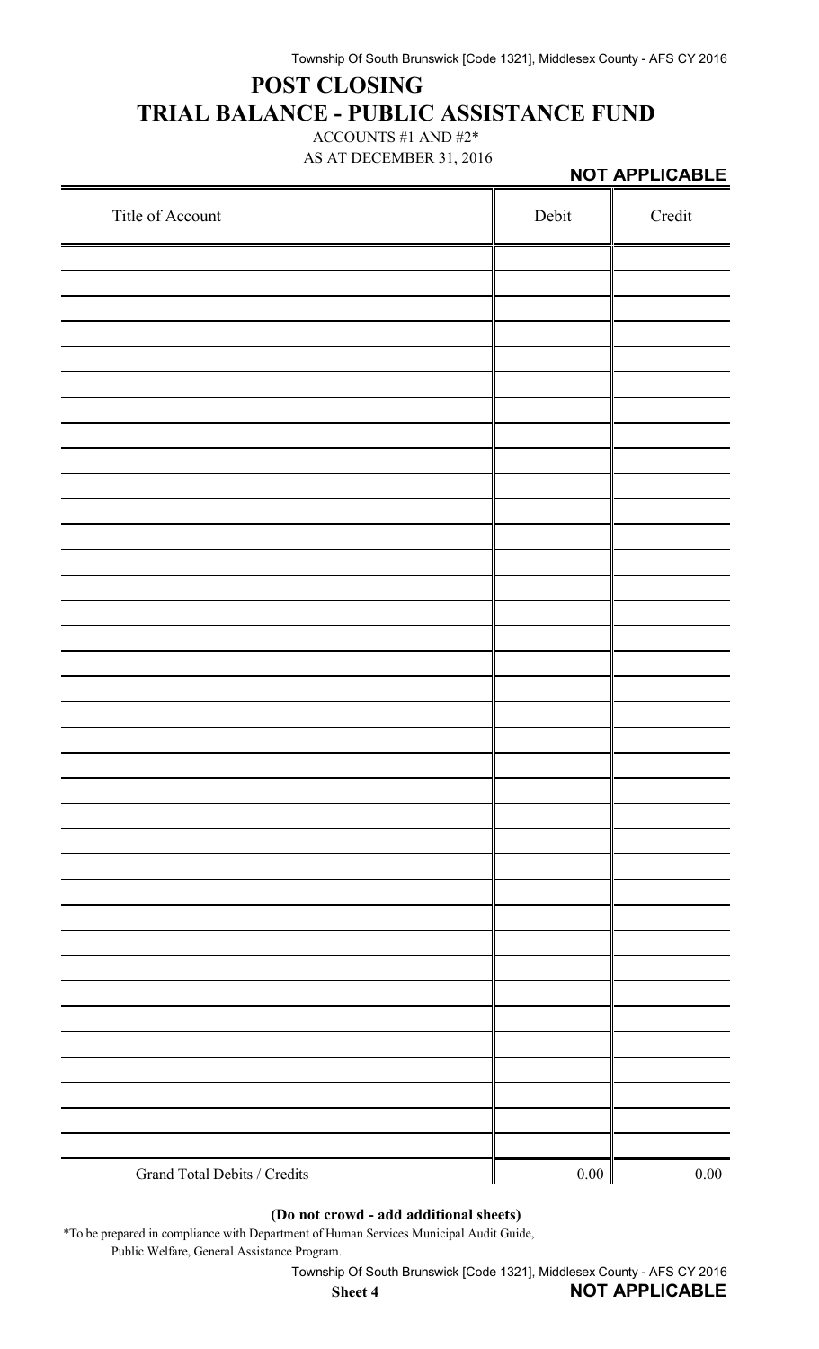# POST CLOSING

# TRIAL BALANCE - PUBLIC ASSISTANCE FUND

ACCOUNTS #1 AND #2*

AS AT DECEMBER 31, 2016

**NOT APPLICABLE**

| Title of Account | Debit | Credit |
|---|---|---|
| | | |
| | | |
| | | |
| | | |
| | | |
| | | |
| | | |
| | | |
| | | |
| | | |
| | | |
| | | |
| | | |
| | | |
| | | |
| | | |
| | | |
| | | |
| | | |
| | | |
| | | |
| | | |
| | | |
| | | |
| | | |
| | | |
| | | |
| | | |
| | | |
| | | |
| | | |
| | | |
| | | |
| | | |
| | | |
| | | |
| | | |
| | | |
| Grand Total Debits / Credits | 0.00 | 0.00 |

**(Do not crowd - add additional sheets)**

*To be prepared in compliance with Department of Human Services Municipal Audit Guide, Public Welfare, General Assistance Program.

**Sheet 4**

**NOT APPLICABLE**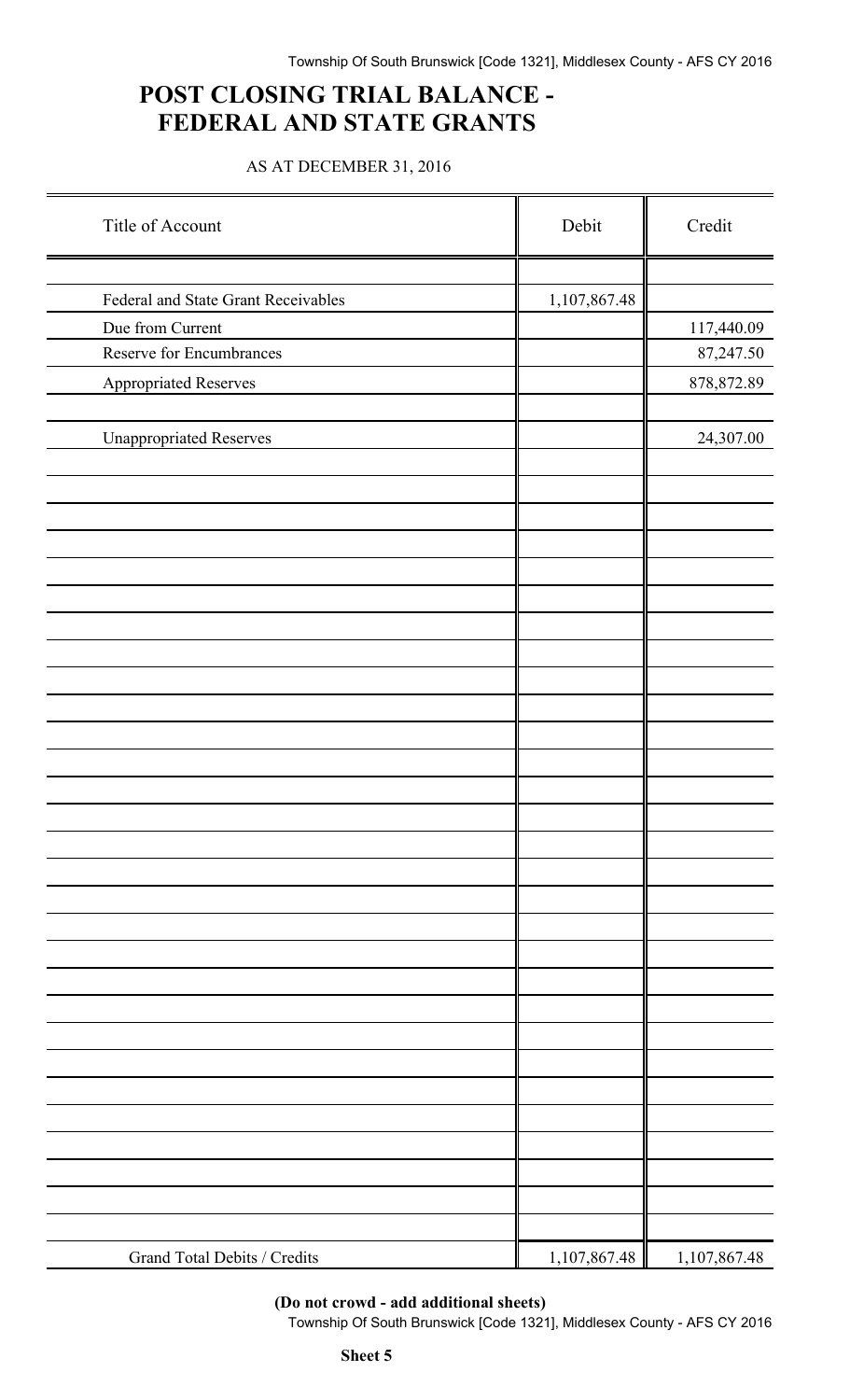# POST CLOSING TRIAL BALANCE - FEDERAL AND STATE GRANTS

AS AT DECEMBER 31, 2016

| Title of Account | Debit | Credit |
|---|---|---|
| Federal and State Grant Receivables | 1,107,867.48 | |
| Due from Current | | 117,440.09 |
| Reserve for Encumbrances | | 87,247.50 |
| Appropriated Reserves | | 878,872.89 |
| Unappropriated Reserves | | 24,307.00 |
| Grand Total Debits / Credits | 1,107,867.48 | 1,107,867.48 |

**(Do not crowd - add additional sheets)**

**Sheet 5**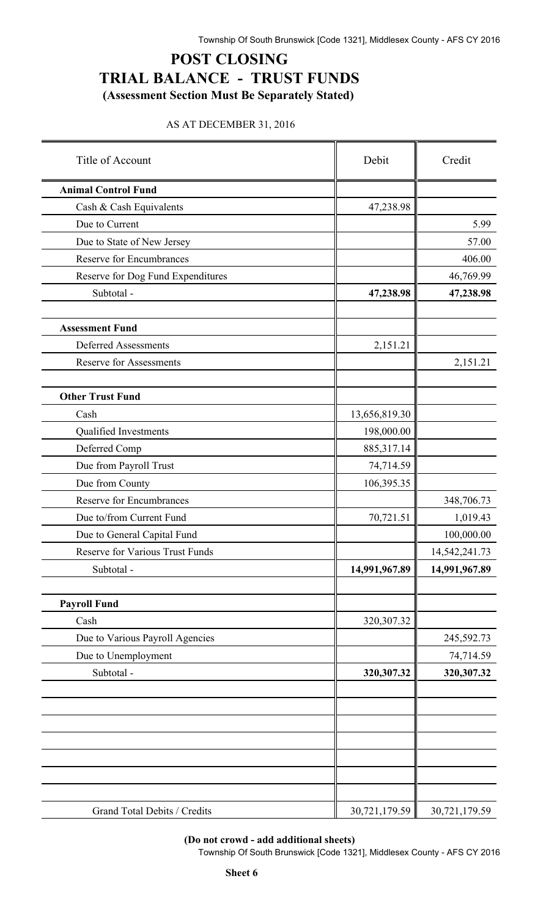# POST CLOSING
# TRIAL BALANCE - TRUST FUNDS
**(Assessment Section Must Be Separately Stated)**

AS AT DECEMBER 31, 2016

| Title of Account | Debit | Credit |
|---|---|---|
| **Animal Control Fund** | | |
| Cash & Cash Equivalents | 47,238.98 | |
| Due to Current | | 5.99 |
| Due to State of New Jersey | | 57.00 |
| Reserve for Encumbrances | | 406.00 |
| Reserve for Dog Fund Expenditures | | 46,769.99 |
| Subtotal - | **47,238.98** | **47,238.98** |
| | | |
| **Assessment Fund** | | |
| Deferred Assessments | 2,151.21 | |
| Reserve for Assessments | | 2,151.21 |
| | | |
| **Other Trust Fund** | | |
| Cash | 13,656,819.30 | |
| Qualified Investments | 198,000.00 | |
| Deferred Comp | 885,317.14 | |
| Due from Payroll Trust | 74,714.59 | |
| Due from County | 106,395.35 | |
| Reserve for Encumbrances | | 348,706.73 |
| Due to/from Current Fund | 70,721.51 | 1,019.43 |
| Due to General Capital Fund | | 100,000.00 |
| Reserve for Various Trust Funds | | 14,542,241.73 |
| Subtotal - | **14,991,967.89** | **14,991,967.89** |
| | | |
| **Payroll Fund** | | |
| Cash | 320,307.32 | |
| Due to Various Payroll Agencies | | 245,592.73 |
| Due to Unemployment | | 74,714.59 |
| Subtotal - | **320,307.32** | **320,307.32** |
| | | |
| Grand Total Debits / Credits | 30,721,179.59 | 30,721,179.59 |

**(Do not crowd - add additional sheets)**

**Sheet 6**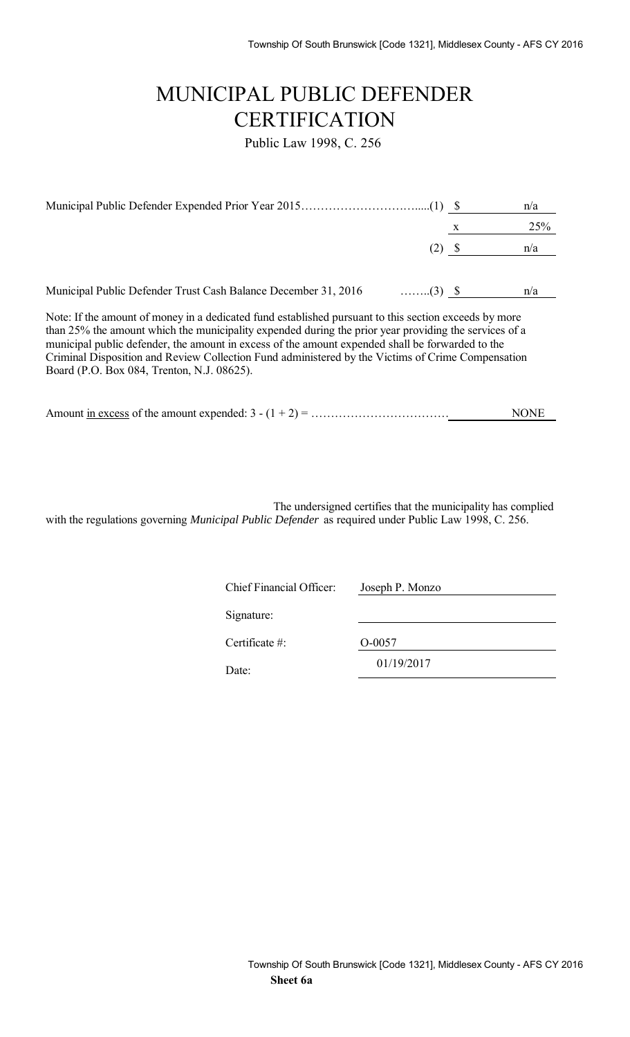# MUNICIPAL PUBLIC DEFENDER CERTIFICATION

Public Law 1998, C. 256

| | | |
|---|---|---|
| Municipal Public Defender Expended Prior Year 2015…………………………......(1) | $ | n/a |
| | x | 25% |
| (2) | $ | n/a |
| | | |
| Municipal Public Defender Trust Cash Balance December 31, 2016 ……..(3) | $ | n/a |

Note: If the amount of money in a dedicated fund established pursuant to this section exceeds by more than 25% the amount which the municipality expended during the prior year providing the services of a municipal public defender, the amount in excess of the amount expended shall be forwarded to the Criminal Disposition and Review Collection Fund administered by the Victims of Crime Compensation Board (P.O. Box 084, Trenton, N.J. 08625).

Amount in excess of the amount expended: 3 - (1 + 2) = ……………………………… NONE

The undersigned certifies that the municipality has complied with the regulations governing *Municipal Public Defender* as required under Public Law 1998, C. 256.

| | |
|---|---|
| Chief Financial Officer: | Joseph P. Monzo |
| Signature: | |
| Certificate #: | O-0057 |
| Date: | 01/19/2017 |

**Sheet 6a**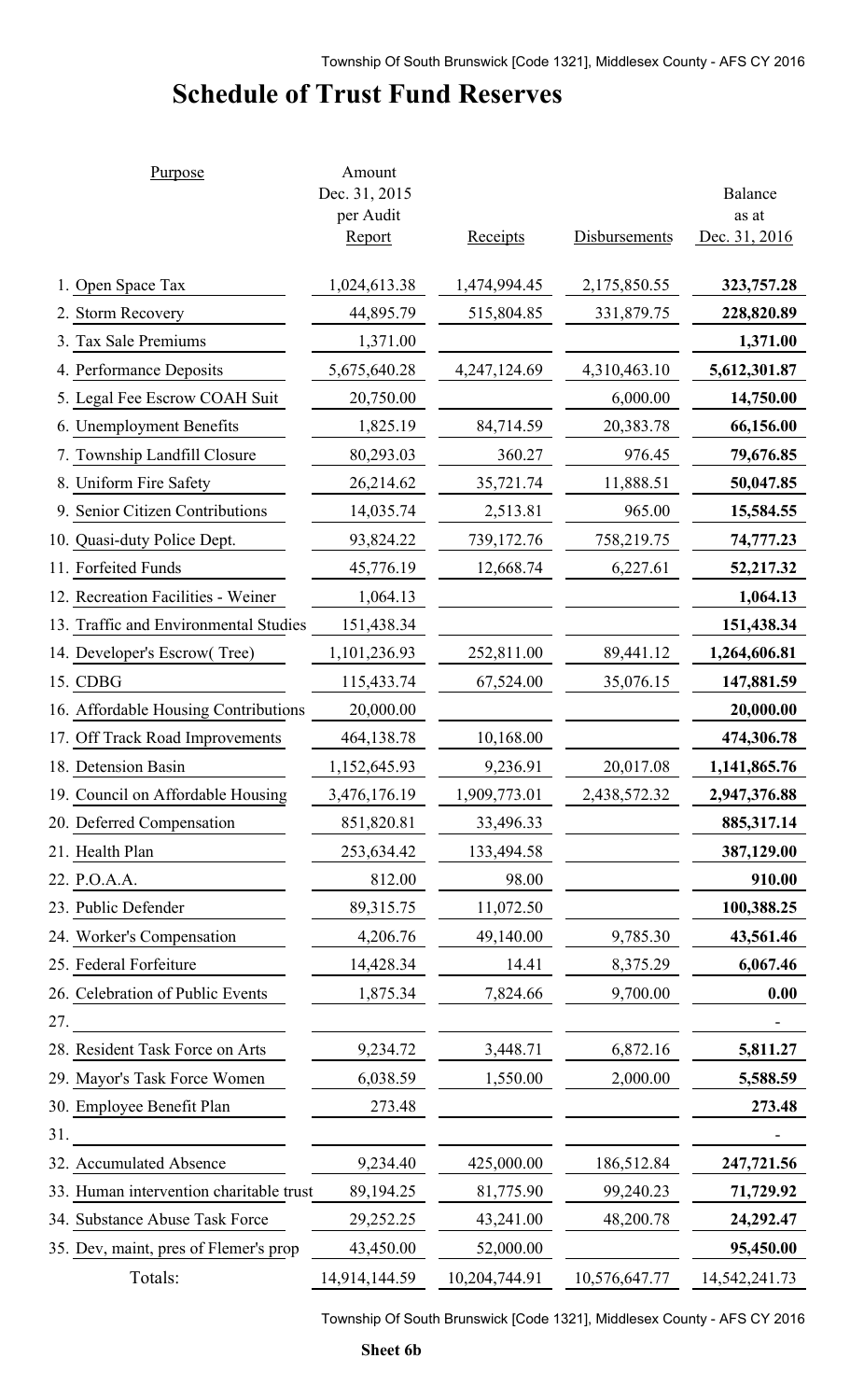# Schedule of Trust Fund Reserves

| Purpose | Amount Dec. 31, 2015 per Audit Report | Receipts | Disbursements | Balance as at Dec. 31, 2016 |
|---|---|---|---|---|
| 1. Open Space Tax | 1,024,613.38 | 1,474,994.45 | 2,175,850.55 | **323,757.28** |
| 2. Storm Recovery | 44,895.79 | 515,804.85 | 331,879.75 | **228,820.89** |
| 3. Tax Sale Premiums | 1,371.00 | | | **1,371.00** |
| 4. Performance Deposits | 5,675,640.28 | 4,247,124.69 | 4,310,463.10 | **5,612,301.87** |
| 5. Legal Fee Escrow COAH Suit | 20,750.00 | | 6,000.00 | **14,750.00** |
| 6. Unemployment Benefits | 1,825.19 | 84,714.59 | 20,383.78 | **66,156.00** |
| 7. Township Landfill Closure | 80,293.03 | 360.27 | 976.45 | **79,676.85** |
| 8. Uniform Fire Safety | 26,214.62 | 35,721.74 | 11,888.51 | **50,047.85** |
| 9. Senior Citizen Contributions | 14,035.74 | 2,513.81 | 965.00 | **15,584.55** |
| 10. Quasi-duty Police Dept. | 93,824.22 | 739,172.76 | 758,219.75 | **74,777.23** |
| 11. Forfeited Funds | 45,776.19 | 12,668.74 | 6,227.61 | **52,217.32** |
| 12. Recreation Facilities - Weiner | 1,064.13 | | | **1,064.13** |
| 13. Traffic and Environmental Studies | 151,438.34 | | | **151,438.34** |
| 14. Developer's Escrow( Tree) | 1,101,236.93 | 252,811.00 | 89,441.12 | **1,264,606.81** |
| 15. CDBG | 115,433.74 | 67,524.00 | 35,076.15 | **147,881.59** |
| 16. Affordable Housing Contributions | 20,000.00 | | | **20,000.00** |
| 17. Off Track Road Improvements | 464,138.78 | 10,168.00 | | **474,306.78** |
| 18. Detension Basin | 1,152,645.93 | 9,236.91 | 20,017.08 | **1,141,865.76** |
| 19. Council on Affordable Housing | 3,476,176.19 | 1,909,773.01 | 2,438,572.32 | **2,947,376.88** |
| 20. Deferred Compensation | 851,820.81 | 33,496.33 | | **885,317.14** |
| 21. Health Plan | 253,634.42 | 133,494.58 | | **387,129.00** |
| 22. P.O.A.A. | 812.00 | 98.00 | | **910.00** |
| 23. Public Defender | 89,315.75 | 11,072.50 | | **100,388.25** |
| 24. Worker's Compensation | 4,206.76 | 49,140.00 | 9,785.30 | **43,561.46** |
| 25. Federal Forfeiture | 14,428.34 | 14.41 | 8,375.29 | **6,067.46** |
| 26. Celebration of Public Events | 1,875.34 | 7,824.66 | 9,700.00 | **0.00** |
| 27. | | | | - |
| 28. Resident Task Force on Arts | 9,234.72 | 3,448.71 | 6,872.16 | **5,811.27** |
| 29. Mayor's Task Force Women | 6,038.59 | 1,550.00 | 2,000.00 | **5,588.59** |
| 30. Employee Benefit Plan | 273.48 | | | **273.48** |
| 31. | | | | - |
| 32. Accumulated Absence | 9,234.40 | 425,000.00 | 186,512.84 | **247,721.56** |
| 33. Human intervention charitable trust | 89,194.25 | 81,775.90 | 99,240.23 | **71,729.92** |
| 34. Substance Abuse Task Force | 29,252.25 | 43,241.00 | 48,200.78 | **24,292.47** |
| 35. Dev, maint, pres of Flemer's prop | 43,450.00 | 52,000.00 | | **95,450.00** |
| Totals: | 14,914,144.59 | 10,204,744.91 | 10,576,647.77 | 14,542,241.73 |

**Sheet 6b**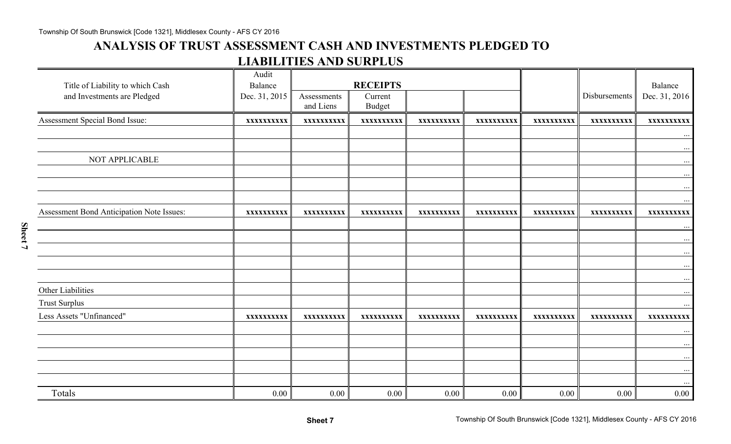# ANALYSIS OF TRUST ASSESSMENT CASH AND INVESTMENTS PLEDGED TO LIABILITIES AND SURPLUS

| Title of Liability to which Cash and Investments are Pledged | Audit Balance Dec. 31, 2015 | RECEIPTS | | | | | Disbursements | Balance Dec. 31, 2016 |
|---|---|---|---|---|---|---|---|---|
| | | Assessments and Liens | Current Budget | | | | | |
| Assessment Special Bond Issue: | xxxxxxxxxx | xxxxxxxxxx | xxxxxxxxxx | xxxxxxxxxx | xxxxxxxxxx | xxxxxxxxxx | xxxxxxxxxx | xxxxxxxxxx |
| | | | | | | | | ... |
| | | | | | | | | ... |
| NOT APPLICABLE | | | | | | | | ... |
| | | | | | | | | ... |
| | | | | | | | | ... |
| | | | | | | | | ... |
| Assessment Bond Anticipation Note Issues: | xxxxxxxxxx | xxxxxxxxxx | xxxxxxxxxx | xxxxxxxxxx | xxxxxxxxxx | xxxxxxxxxx | xxxxxxxxxx | xxxxxxxxxx |
| | | | | | | | | ... |
| | | | | | | | | ... |
| | | | | | | | | ... |
| | | | | | | | | ... |
| | | | | | | | | ... |
| Other Liabilities | | | | | | | | ... |
| Trust Surplus | | | | | | | | ... |
| Less Assets "Unfinanced" | xxxxxxxxxx | xxxxxxxxxx | xxxxxxxxxx | xxxxxxxxxx | xxxxxxxxxx | xxxxxxxxxx | xxxxxxxxxx | xxxxxxxxxx |
| | | | | | | | | ... |
| | | | | | | | | ... |
| | | | | | | | | ... |
| | | | | | | | | ... |
| | | | | | | | | ... |
| Totals | 0.00 | 0.00 | 0.00 | 0.00 | 0.00 | 0.00 | 0.00 | 0.00 |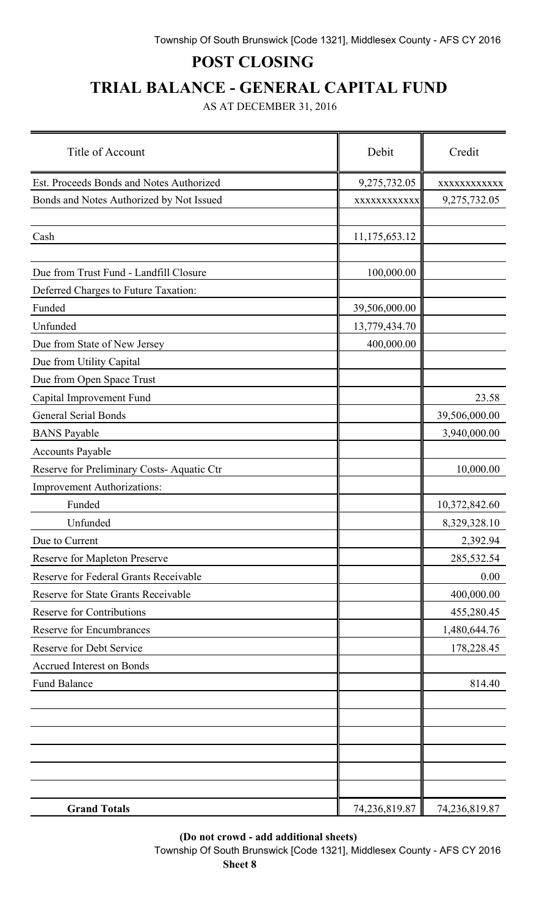# POST CLOSING

# TRIAL BALANCE - GENERAL CAPITAL FUND

AS AT DECEMBER 31, 2016

| Title of Account | Debit | Credit |
|---|---|---|
| Est. Proceeds Bonds and Notes Authorized | 9,275,732.05 | xxxxxxxxxxxx |
| Bonds and Notes Authorized by Not Issued | xxxxxxxxxxxx | 9,275,732.05 |
| | | |
| Cash | 11,175,653.12 | |
| | | |
| Due from Trust Fund - Landfill Closure | 100,000.00 | |
| Deferred Charges to Future Taxation: | | |
| Funded | 39,506,000.00 | |
| Unfunded | 13,779,434.70 | |
| Due from State of New Jersey | 400,000.00 | |
| Due from Utility Capital | | |
| Due from Open Space Trust | | |
| Capital Improvement Fund | | 23.58 |
| General Serial Bonds | | 39,506,000.00 |
| BANS Payable | | 3,940,000.00 |
| Accounts Payable | | |
| Reserve for Preliminary Costs- Aquatic Ctr | | 10,000.00 |
| Improvement Authorizations: | | |
| Funded | | 10,372,842.60 |
| Unfunded | | 8,329,328.10 |
| Due to Current | | 2,392.94 |
| Reserve for Mapleton Preserve | | 285,532.54 |
| Reserve for Federal Grants Receivable | | 0.00 |
| Reserve for State Grants Receivable | | 400,000.00 |
| Reserve for Contributions | | 455,280.45 |
| Reserve for Encumbrances | | 1,480,644.76 |
| Reserve for Debt Service | | 178,228.45 |
| Accrued Interest on Bonds | | |
| Fund Balance | | 814.40 |
| | | |
| | | |
| | | |
| | | |
| | | |
| | | |
| **Grand Totals** | 74,236,819.87 | 74,236,819.87 |

**(Do not crowd - add additional sheets)**

**Sheet 8**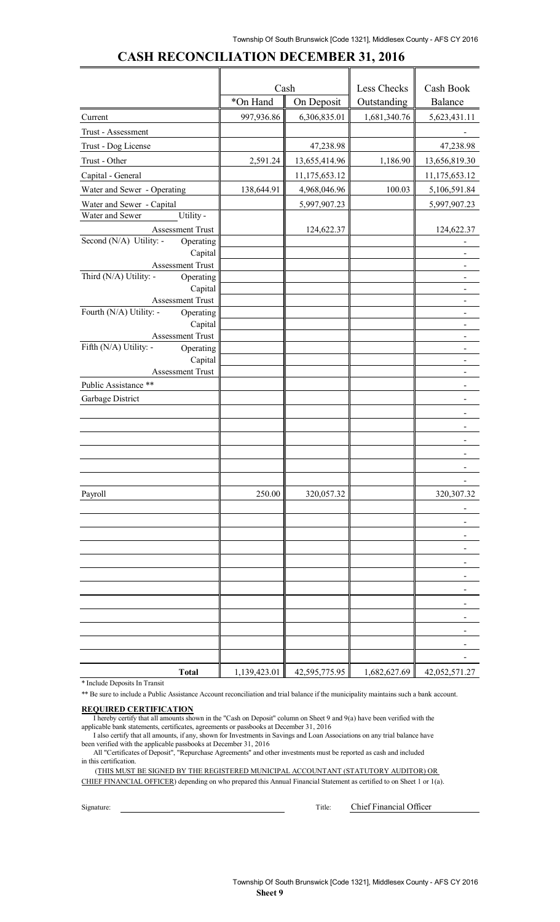## CASH RECONCILIATION DECEMBER 31, 2016

| | Cash | | Less Checks | Cash Book |
|---|---|---|---|---|
| | *On Hand | On Deposit | Outstanding | Balance |
| Current | 997,936.86 | 6,306,835.01 | 1,681,340.76 | 5,623,431.11 |
| Trust - Assessment | | | | - |
| Trust - Dog License | | 47,238.98 | | 47,238.98 |
| Trust - Other | 2,591.24 | 13,655,414.96 | 1,186.90 | 13,656,819.30 |
| Capital - General | | 11,175,653.12 | | 11,175,653.12 |
| Water and Sewer - Operating | 138,644.91 | 4,968,046.96 | 100.03 | 5,106,591.84 |
| Water and Sewer - Capital | | 5,997,907.23 | | 5,997,907.23 |
| Water and Sewer Utility - Assessment Trust | | 124,622.37 | | 124,622.37 |
| Second (N/A) Utility: - Operating | | | | - |
| Capital | | | | - |
| Assessment Trust | | | | - |
| Third (N/A) Utility: - Operating | | | | - |
| Capital | | | | - |
| Assessment Trust | | | | - |
| Fourth (N/A) Utility: - Operating | | | | - |
| Capital | | | | - |
| Assessment Trust | | | | - |
| Fifth (N/A) Utility: - Operating | | | | - |
| Capital | | | | - |
| Assessment Trust | | | | - |
| Public Assistance ** | | | | - |
| Garbage District | | | | - |
| | | | | - |
| | | | | - |
| | | | | - |
| | | | | - |
| | | | | - |
| | | | | - |
| Payroll | 250.00 | 320,057.32 | | 320,307.32 |
| | | | | - |
| | | | | - |
| | | | | - |
| | | | | - |
| | | | | - |
| | | | | - |
| | | | | - |
| | | | | - |
| | | | | - |
| | | | | - |
| | | | | - |
| | | | | - |
| **Total** | 1,139,423.01 | 42,595,775.95 | 1,682,627.69 | 42,052,571.27 |

* Include Deposits In Transit

** Be sure to include a Public Assistance Account reconciliation and trial balance if the municipality maintains such a bank account.

**REQUIRED CERTIFICATION**

I hereby certify that all amounts shown in the "Cash on Deposit" column on Sheet 9 and 9(a) have been verified with the applicable bank statements, certificates, agreements or passbooks at December 31, 2016

I also certify that all amounts, if any, shown for Investments in Savings and Loan Associations on any trial balance have been verified with the applicable passbooks at December 31, 2016

All "Certificates of Deposit", "Repurchase Agreements" and other investments must be reported as cash and included in this certification.

(THIS MUST BE SIGNED BY THE REGISTERED MUNICIPAL ACCOUNTANT (STATUTORY AUDITOR) OR CHIEF FINANCIAL OFFICER) depending on who prepared this Annual Financial Statement as certified to on Sheet 1 or 1(a).

Signature: ______________________ Title: Chief Financial Officer

Sheet 9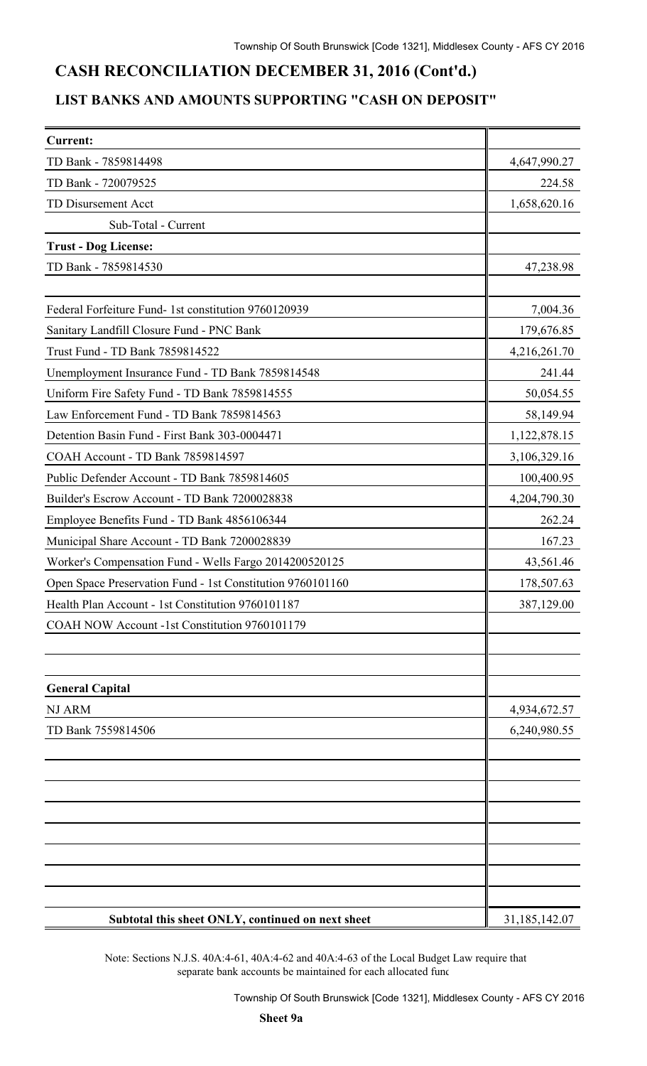# CASH RECONCILIATION DECEMBER 31, 2016 (Cont'd.)

## LIST BANKS AND AMOUNTS SUPPORTING "CASH ON DEPOSIT"

| | |
|---|---|
| **Current:** | |
| TD Bank - 7859814498 | 4,647,990.27 |
| TD Bank - 720079525 | 224.58 |
| TD Disursement Acct | 1,658,620.16 |
| Sub-Total - Current | |
| **Trust - Dog License:** | |
| TD Bank - 7859814530 | 47,238.98 |
| | |
| Federal Forfeiture Fund- 1st constitution 9760120939 | 7,004.36 |
| Sanitary Landfill Closure Fund - PNC Bank | 179,676.85 |
| Trust Fund - TD Bank 7859814522 | 4,216,261.70 |
| Unemployment Insurance Fund - TD Bank 7859814548 | 241.44 |
| Uniform Fire Safety Fund - TD Bank 7859814555 | 50,054.55 |
| Law Enforcement Fund - TD Bank 7859814563 | 58,149.94 |
| Detention Basin Fund - First Bank 303-0004471 | 1,122,878.15 |
| COAH Account - TD Bank 7859814597 | 3,106,329.16 |
| Public Defender Account - TD Bank 7859814605 | 100,400.95 |
| Builder's Escrow Account - TD Bank 7200028838 | 4,204,790.30 |
| Employee Benefits Fund - TD Bank 4856106344 | 262.24 |
| Municipal Share Account - TD Bank 7200028839 | 167.23 |
| Worker's Compensation Fund - Wells Fargo 2014200520125 | 43,561.46 |
| Open Space Preservation Fund - 1st Constitution 9760101160 | 178,507.63 |
| Health Plan Account - 1st Constitution 9760101187 | 387,129.00 |
| COAH NOW Account -1st Constitution 9760101179 | |
| | |
| | |
| **General Capital** | |
| NJ ARM | 4,934,672.57 |
| TD Bank 7559814506 | 6,240,980.55 |
| | |
| | |
| | |
| | |
| | |
| | |
| | |
| | |
| **Subtotal this sheet ONLY, continued on next sheet** | 31,185,142.07 |

Note: Sections N.J.S. 40A:4-61, 40A:4-62 and 40A:4-63 of the Local Budget Law require that separate bank accounts be maintained for each allocated func

**Sheet 9a**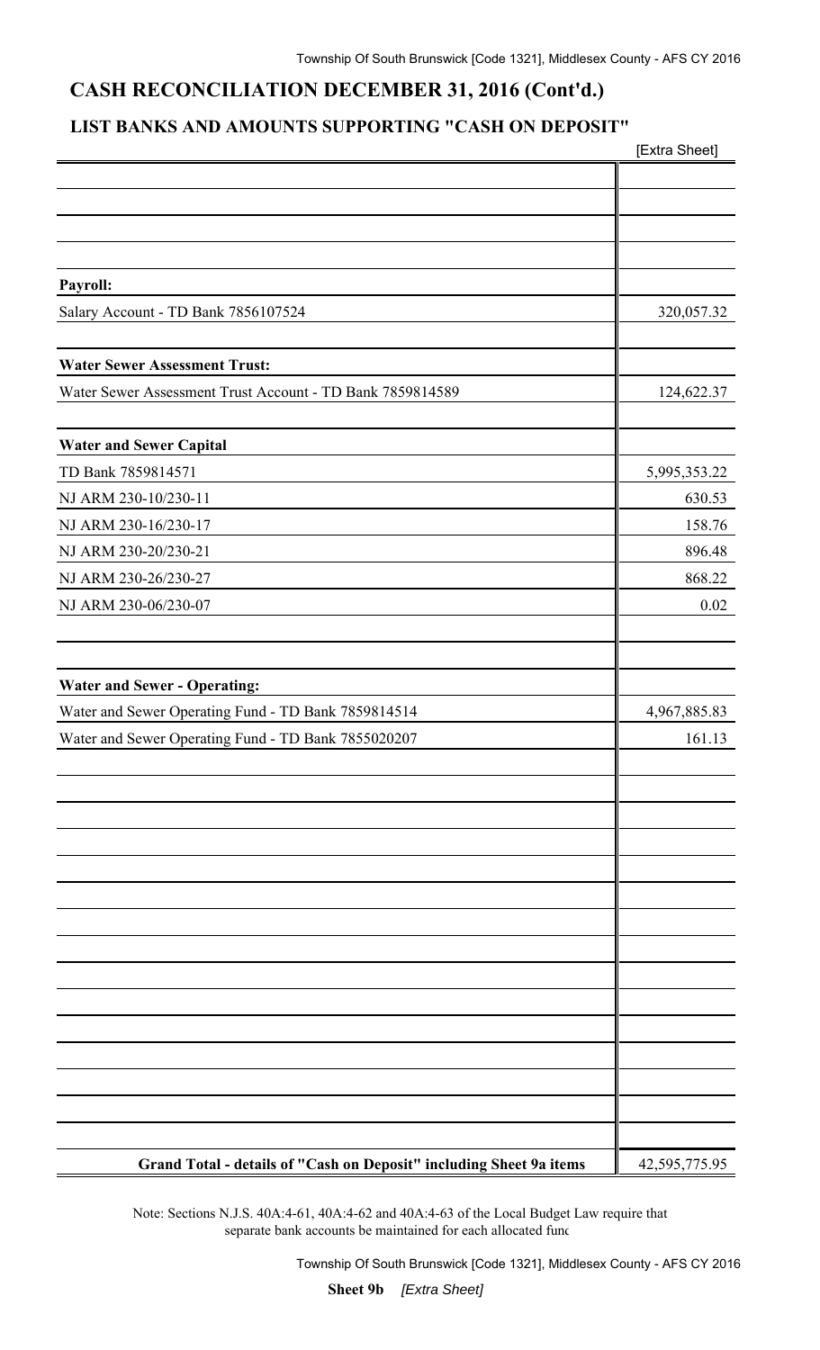## CASH RECONCILIATION DECEMBER 31, 2016 (Cont'd.)

### LIST BANKS AND AMOUNTS SUPPORTING "CASH ON DEPOSIT"

| | [Extra Sheet] |
|---|---|
| **Payroll:** | |
| Salary Account - TD Bank 7856107524 | 320,057.32 |
| **Water Sewer Assessment Trust:** | |
| Water Sewer Assessment Trust Account - TD Bank 7859814589 | 124,622.37 |
| **Water and Sewer Capital** | |
| TD Bank 7859814571 | 5,995,353.22 |
| NJ ARM 230-10/230-11 | 630.53 |
| NJ ARM 230-16/230-17 | 158.76 |
| NJ ARM 230-20/230-21 | 896.48 |
| NJ ARM 230-26/230-27 | 868.22 |
| NJ ARM 230-06/230-07 | 0.02 |
| **Water and Sewer - Operating:** | |
| Water and Sewer Operating Fund - TD Bank 7859814514 | 4,967,885.83 |
| Water and Sewer Operating Fund - TD Bank 7855020207 | 161.13 |
| **Grand Total - details of "Cash on Deposit" including Sheet 9a items** | 42,595,775.95 |

Note: Sections N.J.S. 40A:4-61, 40A:4-62 and 40A:4-63 of the Local Budget Law require that separate bank accounts be maintained for each allocated fund

**Sheet 9b** *[Extra Sheet]*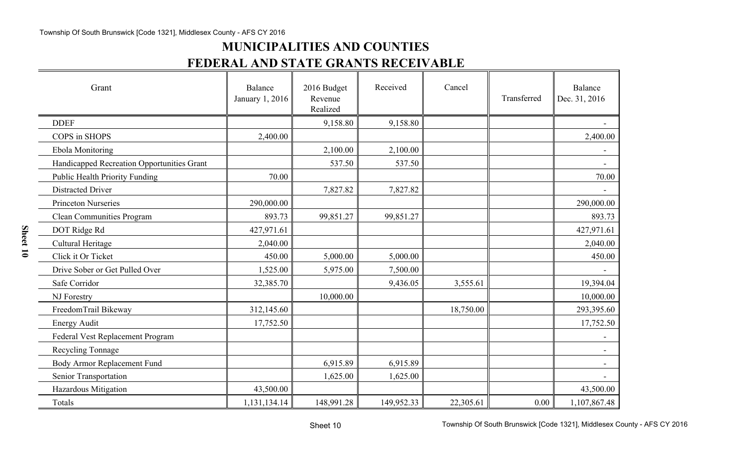# MUNICIPALITIES AND COUNTIES

## FEDERAL AND STATE GRANTS RECEIVABLE

| Grant | Balance January 1, 2016 | 2016 Budget Revenue Realized | Received | Cancel | Transferred | Balance Dec. 31, 2016 |
|---|---|---|---|---|---|---|
| DDEF | | 9,158.80 | 9,158.80 | | | - |
| COPS in SHOPS | 2,400.00 | | | | | 2,400.00 |
| Ebola Monitoring | | 2,100.00 | 2,100.00 | | | - |
| Handicapped Recreation Opportunities Grant | | 537.50 | 537.50 | | | - |
| Public Health Priority Funding | 70.00 | | | | | 70.00 |
| Distracted Driver | | 7,827.82 | 7,827.82 | | | - |
| Princeton Nurseries | 290,000.00 | | | | | 290,000.00 |
| Clean Communities Program | 893.73 | 99,851.27 | 99,851.27 | | | 893.73 |
| DOT Ridge Rd | 427,971.61 | | | | | 427,971.61 |
| Cultural Heritage | 2,040.00 | | | | | 2,040.00 |
| Click it Or Ticket | 450.00 | 5,000.00 | 5,000.00 | | | 450.00 |
| Drive Sober or Get Pulled Over | 1,525.00 | 5,975.00 | 7,500.00 | | | - |
| Safe Corridor | 32,385.70 | | 9,436.05 | 3,555.61 | | 19,394.04 |
| NJ Forestry | | 10,000.00 | | | | 10,000.00 |
| FreedomTrail Bikeway | 312,145.60 | | | 18,750.00 | | 293,395.60 |
| Energy Audit | 17,752.50 | | | | | 17,752.50 |
| Federal Vest Replacement Program | | | | | | - |
| Recycling Tonnage | | | | | | - |
| Body Armor Replacement Fund | | 6,915.89 | 6,915.89 | | | - |
| Senior Transportation | | 1,625.00 | 1,625.00 | | | - |
| Hazardous Mitigation | 43,500.00 | | | | | 43,500.00 |
| Totals | 1,131,134.14 | 148,991.28 | 149,952.33 | 22,305.61 | 0.00 | 1,107,867.48 |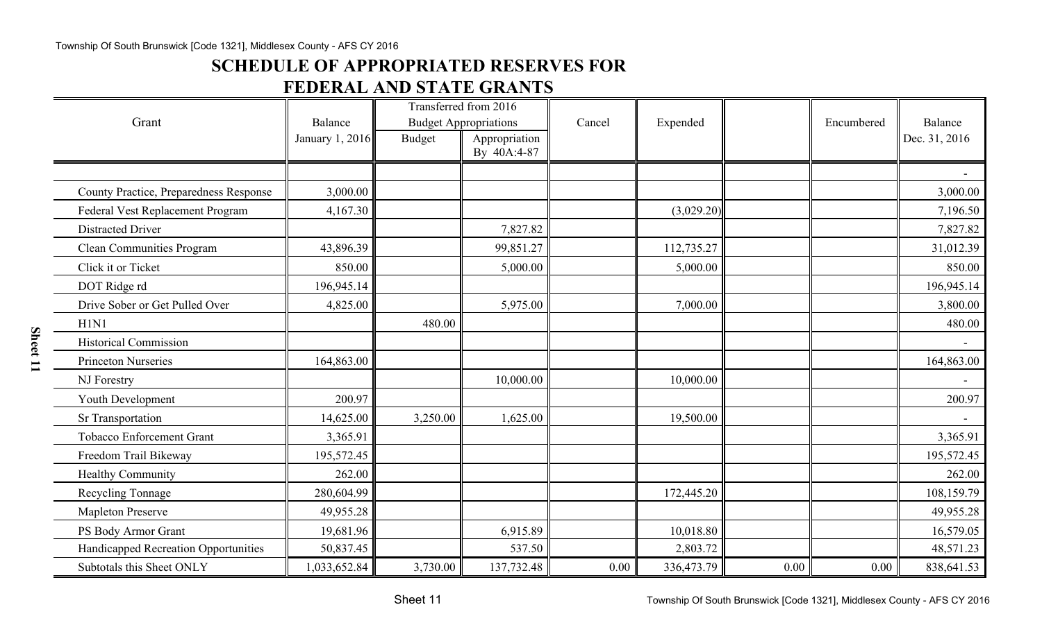## SCHEDULE OF APPROPRIATED RESERVES FOR FEDERAL AND STATE GRANTS

| Grant | Balance January 1, 2016 | Transferred from 2016 Budget Appropriations | | Cancel | Expended | | Encumbered | Balance Dec. 31, 2016 |
|---|---|---|---|---|---|---|---|---|
| | | Budget | Appropriation By 40A:4-87 | | | | | |
| | | | | | | | | - |
| County Practice, Preparedness Response | 3,000.00 | | | | | | | 3,000.00 |
| Federal Vest Replacement Program | 4,167.30 | | | | (3,029.20) | | | 7,196.50 |
| Distracted Driver | | | 7,827.82 | | | | | 7,827.82 |
| Clean Communities Program | 43,896.39 | | 99,851.27 | | 112,735.27 | | | 31,012.39 |
| Click it or Ticket | 850.00 | | 5,000.00 | | 5,000.00 | | | 850.00 |
| DOT Ridge rd | 196,945.14 | | | | | | | 196,945.14 |
| Drive Sober or Get Pulled Over | 4,825.00 | | 5,975.00 | | 7,000.00 | | | 3,800.00 |
| H1N1 | | 480.00 | | | | | | 480.00 |
| Historical Commission | | | | | | | | - |
| Princeton Nurseries | 164,863.00 | | | | | | | 164,863.00 |
| NJ Forestry | | | 10,000.00 | | 10,000.00 | | | - |
| Youth Development | 200.97 | | | | | | | 200.97 |
| Sr Transportation | 14,625.00 | 3,250.00 | 1,625.00 | | 19,500.00 | | | - |
| Tobacco Enforcement Grant | 3,365.91 | | | | | | | 3,365.91 |
| Freedom Trail Bikeway | 195,572.45 | | | | | | | 195,572.45 |
| Healthy Community | 262.00 | | | | | | | 262.00 |
| Recycling Tonnage | 280,604.99 | | | | 172,445.20 | | | 108,159.79 |
| Mapleton Preserve | 49,955.28 | | | | | | | 49,955.28 |
| PS Body Armor Grant | 19,681.96 | | 6,915.89 | | 10,018.80 | | | 16,579.05 |
| Handicapped Recreation Opportunities | 50,837.45 | | 537.50 | | 2,803.72 | | | 48,571.23 |
| Subtotals this Sheet ONLY | 1,033,652.84 | 3,730.00 | 137,732.48 | 0.00 | 336,473.79 | 0.00 | 0.00 | 838,641.53 |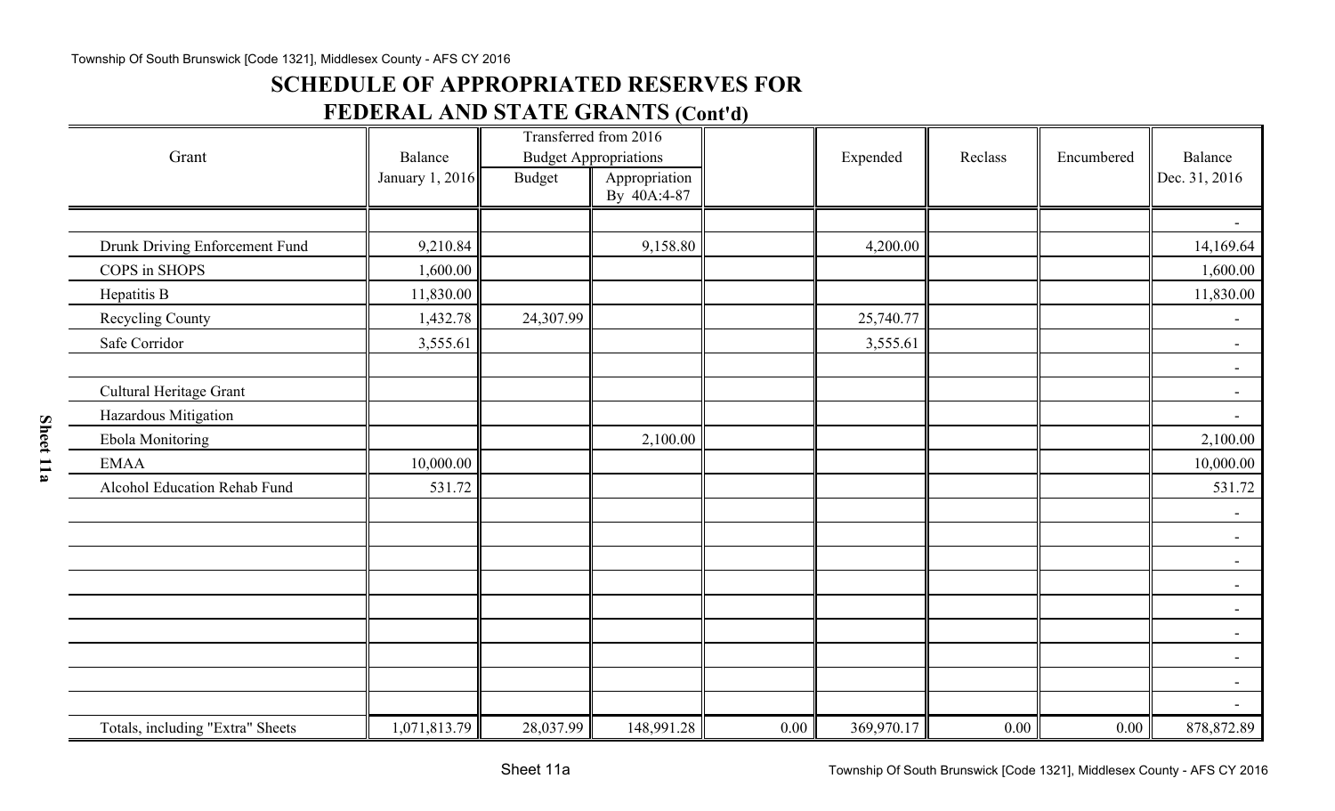# SCHEDULE OF APPROPRIATED RESERVES FOR FEDERAL AND STATE GRANTS (Cont'd)

| Grant | Balance January 1, 2016 | Transferred from 2016 Budget Appropriations | | | Expended | Reclass | Encumbered | Balance Dec. 31, 2016 |
|---|---|---|---|---|---|---|---|---|
| | | Budget | Appropriation By 40A:4-87 | | | | | |
| | | | | | | | | - |
| Drunk Driving Enforcement Fund | 9,210.84 | | 9,158.80 | | 4,200.00 | | | 14,169.64 |
| COPS in SHOPS | 1,600.00 | | | | | | | 1,600.00 |
| Hepatitis B | 11,830.00 | | | | | | | 11,830.00 |
| Recycling County | 1,432.78 | 24,307.99 | | | 25,740.77 | | | - |
| Safe Corridor | 3,555.61 | | | | 3,555.61 | | | - |
| | | | | | | | | - |
| Cultural Heritage Grant | | | | | | | | - |
| Hazardous Mitigation | | | | | | | | - |
| Ebola Monitoring | | | 2,100.00 | | | | | 2,100.00 |
| EMAA | 10,000.00 | | | | | | | 10,000.00 |
| Alcohol Education Rehab Fund | 531.72 | | | | | | | 531.72 |
| | | | | | | | | - |
| | | | | | | | | - |
| | | | | | | | | - |
| | | | | | | | | - |
| | | | | | | | | - |
| | | | | | | | | - |
| | | | | | | | | - |
| | | | | | | | | - |
| | | | | | | | | - |
| Totals, including "Extra" Sheets | 1,071,813.79 | 28,037.99 | 148,991.28 | 0.00 | 369,970.17 | 0.00 | 0.00 | 878,872.89 |

Sheet 11a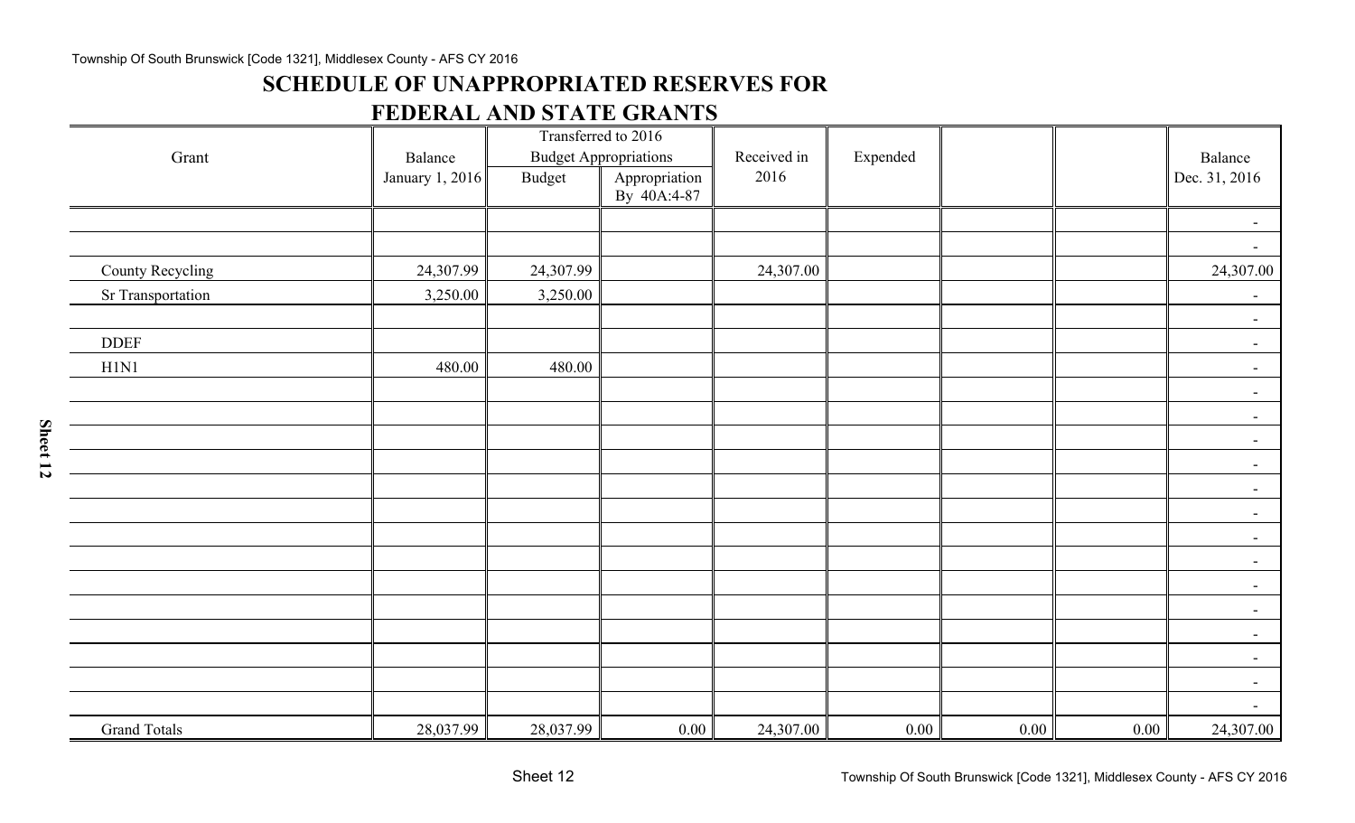## SCHEDULE OF UNAPPROPRIATED RESERVES FOR FEDERAL AND STATE GRANTS

| Grant | Balance January 1, 2016 | Transferred to 2016 Budget Appropriations | | Received in 2016 | Expended | | | Balance Dec. 31, 2016 |
|---|---|---|---|---|---|---|---|---|
| | | Budget | Appropriation By 40A:4-87 | | | | | |
| | | | | | | | | - |
| | | | | | | | | - |
| County Recycling | 24,307.99 | 24,307.99 | | 24,307.00 | | | | 24,307.00 |
| Sr Transportation | 3,250.00 | 3,250.00 | | | | | | - |
| | | | | | | | | - |
| DDEF | | | | | | | | - |
| H1N1 | 480.00 | 480.00 | | | | | | - |
| | | | | | | | | - |
| | | | | | | | | - |
| | | | | | | | | - |
| | | | | | | | | - |
| | | | | | | | | - |
| | | | | | | | | - |
| | | | | | | | | - |
| | | | | | | | | - |
| | | | | | | | | - |
| | | | | | | | | - |
| | | | | | | | | - |
| | | | | | | | | - |
| | | | | | | | | - |
| | | | | | | | | - |
| Grand Totals | 28,037.99 | 28,037.99 | 0.00 | 24,307.00 | 0.00 | 0.00 | 0.00 | 24,307.00 |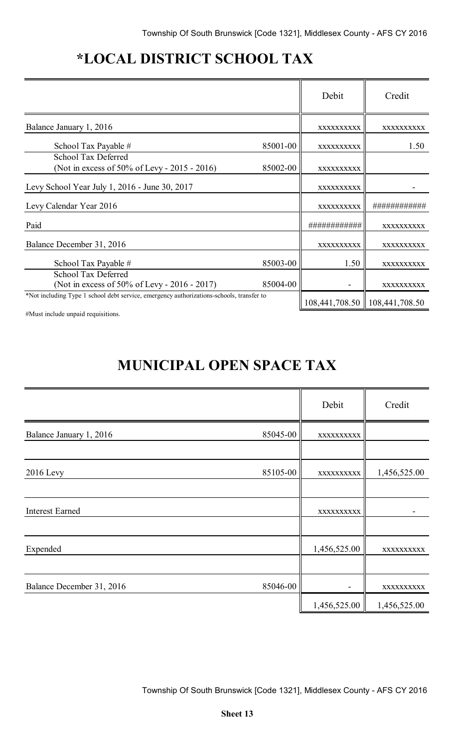# *LOCAL DISTRICT SCHOOL TAX

| | | Debit | Credit |
|---|---|---|---|
| Balance January 1, 2016 | | xxxxxxxxxx | xxxxxxxxxx |
| School Tax Payable # | 85001-00 | xxxxxxxxxx | 1.50 |
| School Tax Deferred (Not in excess of 50% of Levy - 2015 - 2016) | 85002-00 | xxxxxxxxxx | |
| Levy School Year July 1, 2016 - June 30, 2017 | | xxxxxxxxxx | - |
| Levy Calendar Year 2016 | | xxxxxxxxxx | ############ |
| Paid | | ############ | xxxxxxxxxx |
| Balance December 31, 2016 | | xxxxxxxxxx | xxxxxxxxxx |
| School Tax Payable # | 85003-00 | 1.50 | xxxxxxxxxx |
| School Tax Deferred (Not in excess of 50% of Levy - 2016 - 2017) | 85004-00 | - | xxxxxxxxxx |
| *Not including Type 1 school debt service, emergency authorizations-schools, transfer to | | 108,441,708.50 | 108,441,708.50 |

#Must include unpaid requisitions.

# MUNICIPAL OPEN SPACE TAX

| | | Debit | Credit |
|---|---|---|---|
| Balance January 1, 2016 | 85045-00 | xxxxxxxxxx | |
| 2016 Levy | 85105-00 | xxxxxxxxxx | 1,456,525.00 |
| Interest Earned | | xxxxxxxxxx | - |
| Expended | | 1,456,525.00 | xxxxxxxxxx |
| Balance December 31, 2016 | 85046-00 | - | xxxxxxxxxx |
| | | 1,456,525.00 | 1,456,525.00 |

**Sheet 13**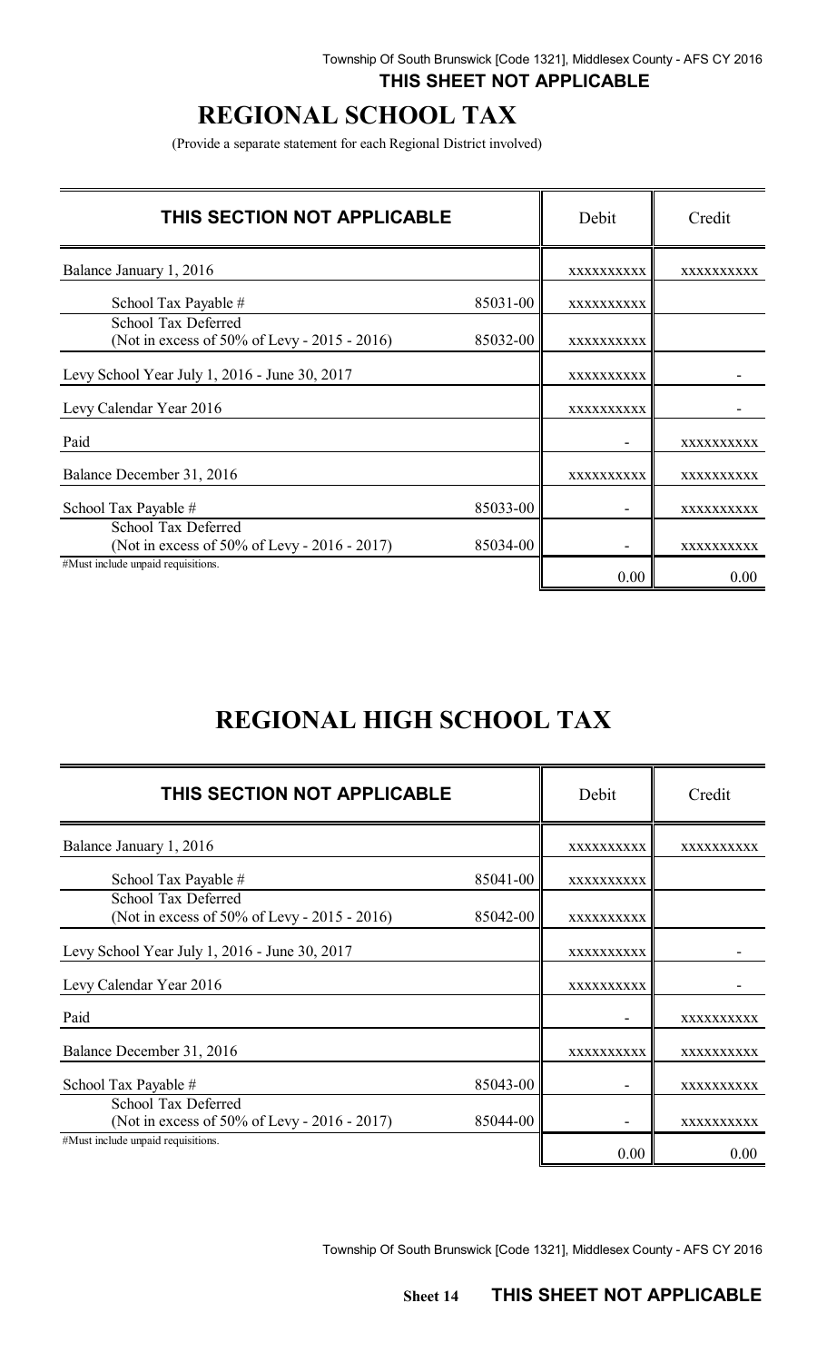**THIS SHEET NOT APPLICABLE**

# REGIONAL SCHOOL TAX

(Provide a separate statement for each Regional District involved)

| THIS SECTION NOT APPLICABLE | | Debit | Credit |
|---|---|---|---|
| Balance January 1, 2016 | | XXXXXXXXXX | XXXXXXXXXX |
| School Tax Payable # | 85031-00 | XXXXXXXXXX | |
| School Tax Deferred (Not in excess of 50% of Levy - 2015 - 2016) | 85032-00 | XXXXXXXXXX | |
| Levy School Year July 1, 2016 - June 30, 2017 | | XXXXXXXXXX | - |
| Levy Calendar Year 2016 | | XXXXXXXXXX | - |
| Paid | | - | XXXXXXXXXX |
| Balance December 31, 2016 | | XXXXXXXXXX | XXXXXXXXXX |
| School Tax Payable # | 85033-00 | - | XXXXXXXXXX |
| School Tax Deferred (Not in excess of 50% of Levy - 2016 - 2017) | 85034-00 | - | XXXXXXXXXX |
| #Must include unpaid requisitions. | | 0.00 | 0.00 |

# REGIONAL HIGH SCHOOL TAX

| THIS SECTION NOT APPLICABLE | | Debit | Credit |
|---|---|---|---|
| Balance January 1, 2016 | | XXXXXXXXXX | XXXXXXXXXX |
| School Tax Payable # | 85041-00 | XXXXXXXXXX | |
| School Tax Deferred (Not in excess of 50% of Levy - 2015 - 2016) | 85042-00 | XXXXXXXXXX | |
| Levy School Year July 1, 2016 - June 30, 2017 | | XXXXXXXXXX | - |
| Levy Calendar Year 2016 | | XXXXXXXXXX | - |
| Paid | | - | XXXXXXXXXX |
| Balance December 31, 2016 | | XXXXXXXXXX | XXXXXXXXXX |
| School Tax Payable # | 85043-00 | - | XXXXXXXXXX |
| School Tax Deferred (Not in excess of 50% of Levy - 2016 - 2017) | 85044-00 | - | XXXXXXXXXX |
| #Must include unpaid requisitions. | | 0.00 | 0.00 |

**Sheet 14 THIS SHEET NOT APPLICABLE**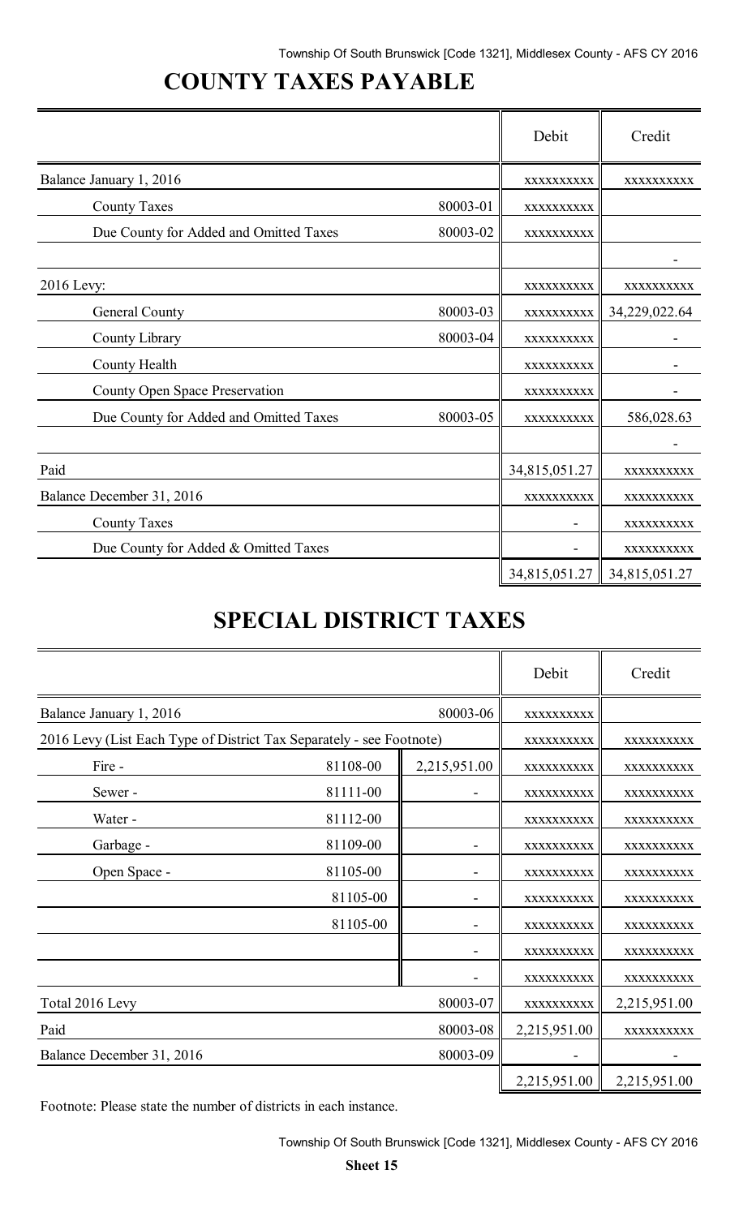# COUNTY TAXES PAYABLE

| | | Debit | Credit |
|---|---|---|---|
| Balance January 1, 2016 | | xxxxxxxxxx | xxxxxxxxxx |
| County Taxes | 80003-01 | xxxxxxxxxx | |
| Due County for Added and Omitted Taxes | 80003-02 | xxxxxxxxxx | |
| | | | - |
| 2016 Levy: | | xxxxxxxxxx | xxxxxxxxxx |
| General County | 80003-03 | xxxxxxxxxx | 34,229,022.64 |
| County Library | 80003-04 | xxxxxxxxxx | - |
| County Health | | xxxxxxxxxx | - |
| County Open Space Preservation | | xxxxxxxxxx | - |
| Due County for Added and Omitted Taxes | 80003-05 | xxxxxxxxxx | 586,028.63 |
| | | | - |
| Paid | | 34,815,051.27 | xxxxxxxxxx |
| Balance December 31, 2016 | | xxxxxxxxxx | xxxxxxxxxx |
| County Taxes | | - | xxxxxxxxxx |
| Due County for Added & Omitted Taxes | | - | xxxxxxxxxx |
| | | 34,815,051.27 | 34,815,051.27 |

# SPECIAL DISTRICT TAXES

| | | | Debit | Credit |
|---|---|---|---|---|
| Balance January 1, 2016 | 80003-06 | | xxxxxxxxxx | |
| 2016 Levy (List Each Type of District Tax Separately - see Footnote) | | | xxxxxxxxxx | xxxxxxxxxx |
| Fire - | 81108-00 | 2,215,951.00 | xxxxxxxxxx | xxxxxxxxxx |
| Sewer - | 81111-00 | - | xxxxxxxxxx | xxxxxxxxxx |
| Water - | 81112-00 | | xxxxxxxxxx | xxxxxxxxxx |
| Garbage - | 81109-00 | - | xxxxxxxxxx | xxxxxxxxxx |
| Open Space - | 81105-00 | - | xxxxxxxxxx | xxxxxxxxxx |
| | 81105-00 | - | xxxxxxxxxx | xxxxxxxxxx |
| | 81105-00 | - | xxxxxxxxxx | xxxxxxxxxx |
| | | - | xxxxxxxxxx | xxxxxxxxxx |
| | | - | xxxxxxxxxx | xxxxxxxxxx |
| Total 2016 Levy | 80003-07 | | xxxxxxxxxx | 2,215,951.00 |
| Paid | 80003-08 | | 2,215,951.00 | xxxxxxxxxx |
| Balance December 31, 2016 | 80003-09 | | - | - |
| | | | 2,215,951.00 | 2,215,951.00 |

Footnote: Please state the number of districts in each instance.

**Sheet 15**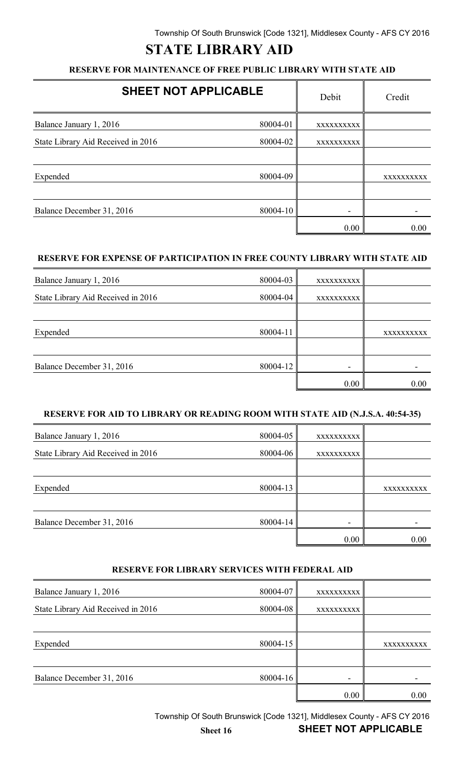# STATE LIBRARY AID

### RESERVE FOR MAINTENANCE OF FREE PUBLIC LIBRARY WITH STATE AID

| SHEET NOT APPLICABLE | | Debit | Credit |
|---|---|---|---|
| Balance January 1, 2016 | 80004-01 | xxxxxxxxxx | |
| State Library Aid Received in 2016 | 80004-02 | xxxxxxxxxx | |
| | | | |
| Expended | 80004-09 | | xxxxxxxxxx |
| | | | |
| Balance December 31, 2016 | 80004-10 | - | - |
| | | 0.00 | 0.00 |

### RESERVE FOR EXPENSE OF PARTICIPATION IN FREE COUNTY LIBRARY WITH STATE AID

| | | Debit | Credit |
|---|---|---|---|
| Balance January 1, 2016 | 80004-03 | xxxxxxxxxx | |
| State Library Aid Received in 2016 | 80004-04 | xxxxxxxxxx | |
| | | | |
| Expended | 80004-11 | | xxxxxxxxxx |
| | | | |
| Balance December 31, 2016 | 80004-12 | - | - |
| | | 0.00 | 0.00 |

### RESERVE FOR AID TO LIBRARY OR READING ROOM WITH STATE AID (N.J.S.A. 40:54-35)

| | | Debit | Credit |
|---|---|---|---|
| Balance January 1, 2016 | 80004-05 | xxxxxxxxxx | |
| State Library Aid Received in 2016 | 80004-06 | xxxxxxxxxx | |
| | | | |
| Expended | 80004-13 | | xxxxxxxxxx |
| | | | |
| Balance December 31, 2016 | 80004-14 | - | - |
| | | 0.00 | 0.00 |

### RESERVE FOR LIBRARY SERVICES WITH FEDERAL AID

| | | Debit | Credit |
|---|---|---|---|
| Balance January 1, 2016 | 80004-07 | xxxxxxxxxx | |
| State Library Aid Received in 2016 | 80004-08 | xxxxxxxxxx | |
| | | | |
| Expended | 80004-15 | | xxxxxxxxxx |
| | | | |
| Balance December 31, 2016 | 80004-16 | - | - |
| | | 0.00 | 0.00 |

Sheet 16

**SHEET NOT APPLICABLE**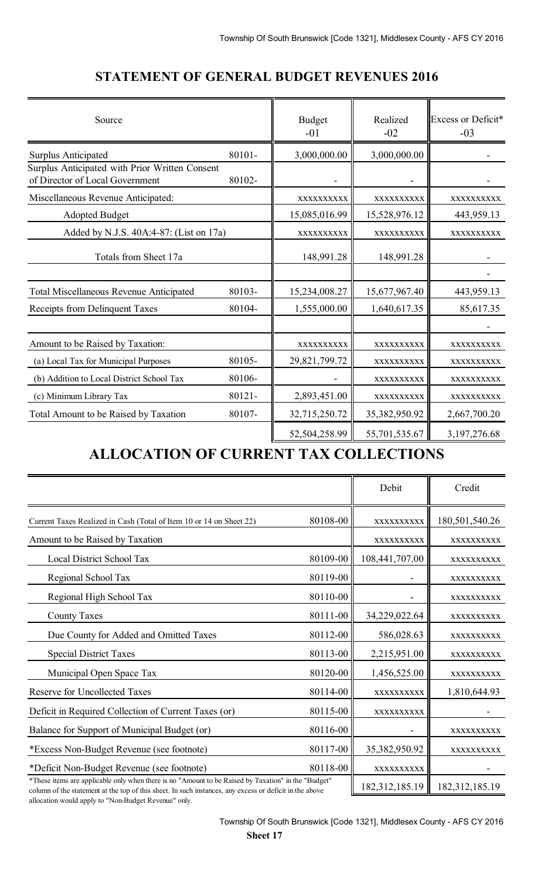## STATEMENT OF GENERAL BUDGET REVENUES 2016

| Source | | Budget -01 | Realized -02 | Excess or Deficit* -03 |
|---|---|---|---|---|
| Surplus Anticipated | 80101- | 3,000,000.00 | 3,000,000.00 | - |
| Surplus Anticipated with Prior Written Consent of Director of Local Government | 80102- | - | - | - |
| Miscellaneous Revenue Anticipated: | | xxxxxxxxxx | xxxxxxxxxx | xxxxxxxxxx |
| Adopted Budget | | 15,085,016.99 | 15,528,976.12 | 443,959.13 |
| Added by N.J.S. 40A:4-87: (List on 17a) | | xxxxxxxxxx | xxxxxxxxxx | xxxxxxxxxx |
| Totals from Sheet 17a | | 148,991.28 | 148,991.28 | - |
| | | | | - |
| Total Miscellaneous Revenue Anticipated | 80103- | 15,234,008.27 | 15,677,967.40 | 443,959.13 |
| Receipts from Delinquent Taxes | 80104- | 1,555,000.00 | 1,640,617.35 | 85,617.35 |
| | | | | - |
| Amount to be Raised by Taxation: | | xxxxxxxxxx | xxxxxxxxxx | xxxxxxxxxx |
| (a) Local Tax for Municipal Purposes | 80105- | 29,821,799.72 | xxxxxxxxxx | xxxxxxxxxx |
| (b) Addition to Local District School Tax | 80106- | - | xxxxxxxxxx | xxxxxxxxxx |
| (c) Minimum Library Tax | 80121- | 2,893,451.00 | xxxxxxxxxx | xxxxxxxxxx |
| Total Amount to be Raised by Taxation | 80107- | 32,715,250.72 | 35,382,950.92 | 2,667,700.20 |
| | | 52,504,258.99 | 55,701,535.67 | 3,197,276.68 |

## ALLOCATION OF CURRENT TAX COLLECTIONS

| | | Debit | Credit |
|---|---|---|---|
| Current Taxes Realized in Cash (Total of Item 10 or 14 on Sheet 22) | 80108-00 | xxxxxxxxxx | 180,501,540.26 |
| Amount to be Raised by Taxation | | xxxxxxxxxx | xxxxxxxxxx |
| Local District School Tax | 80109-00 | 108,441,707.00 | xxxxxxxxxx |
| Regional School Tax | 80119-00 | - | xxxxxxxxxx |
| Regional High School Tax | 80110-00 | - | xxxxxxxxxx |
| County Taxes | 80111-00 | 34,229,022.64 | xxxxxxxxxx |
| Due County for Added and Omitted Taxes | 80112-00 | 586,028.63 | xxxxxxxxxx |
| Special District Taxes | 80113-00 | 2,215,951.00 | xxxxxxxxxx |
| Municipal Open Space Tax | 80120-00 | 1,456,525.00 | xxxxxxxxxx |
| Reserve for Uncollected Taxes | 80114-00 | xxxxxxxxxx | 1,810,644.93 |
| Deficit in Required Collection of Current Taxes (or) | 80115-00 | xxxxxxxxxx | - |
| Balance for Support of Municipal Budget (or) | 80116-00 | - | xxxxxxxxxx |
| *Excess Non-Budget Revenue (see footnote) | 80117-00 | 35,382,950.92 | xxxxxxxxxx |
| *Deficit Non-Budget Revenue (see footnote) | 80118-00 | xxxxxxxxxx | - |
| | | 182,312,185.19 | 182,312,185.19 |

*These items are applicable only when there is no "Amount to be Raised by Taxation" in the "Budget" column of the statement at the top of this sheet. In such instances, any excess or deficit in the above allocation would apply to "Non-Budget Revenue" only.

**Sheet 17**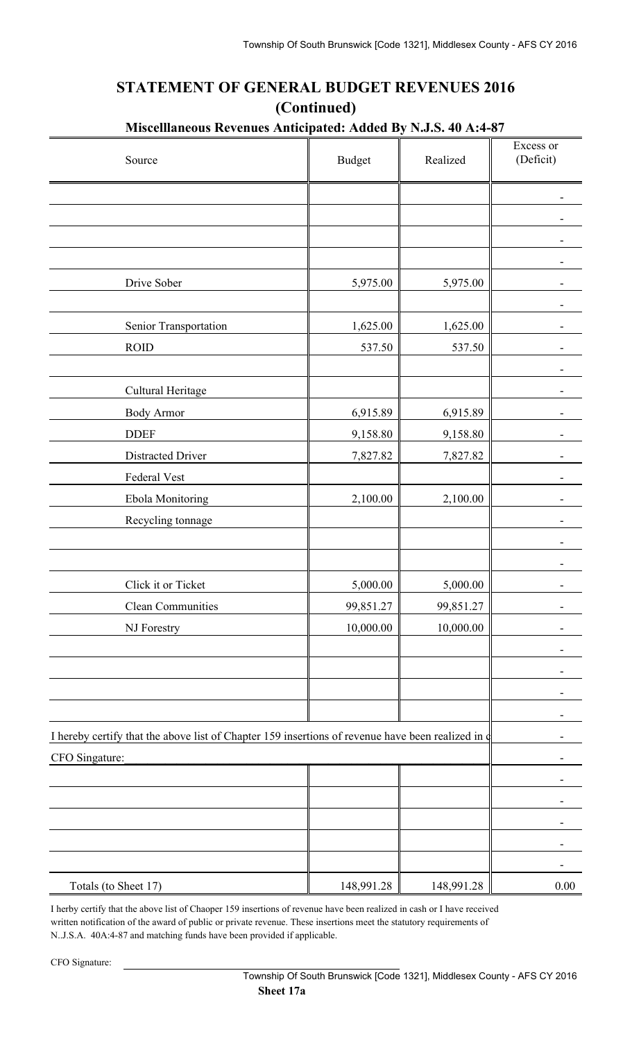## STATEMENT OF GENERAL BUDGET REVENUES 2016
## (Continued)

### Miscelllaneous Revenues Anticipated: Added By N.J.S. 40 A:4-87

| Source | Budget | Realized | Excess or (Deficit) |
|---|---|---|---|
| | | | - |
| | | | - |
| | | | - |
| | | | - |
| Drive Sober | 5,975.00 | 5,975.00 | - |
| | | | - |
| Senior Transportation | 1,625.00 | 1,625.00 | - |
| ROID | 537.50 | 537.50 | - |
| | | | - |
| Cultural Heritage | | | - |
| Body Armor | 6,915.89 | 6,915.89 | - |
| DDEF | 9,158.80 | 9,158.80 | - |
| Distracted Driver | 7,827.82 | 7,827.82 | - |
| Federal Vest | | | - |
| Ebola Monitoring | 2,100.00 | 2,100.00 | - |
| Recycling tonnage | | | - |
| | | | - |
| | | | - |
| Click it or Ticket | 5,000.00 | 5,000.00 | - |
| Clean Communities | 99,851.27 | 99,851.27 | - |
| NJ Forestry | 10,000.00 | 10,000.00 | - |
| | | | - |
| | | | - |
| | | | - |
| | | | - |
| I hereby certify that the above list of Chapter 159 insertions of revenue have been realized in c | | | - |
| CFO Singature: | | | - |
| | | | - |
| | | | - |
| | | | - |
| | | | - |
| | | | - |
| Totals (to Sheet 17) | 148,991.28 | 148,991.28 | 0.00 |

I herby certify that the above list of Chaoper 159 insertions of revenue have been realized in cash or I have received written notification of the award of public or private revenue. These insertions meet the statutory requirements of N..J.S.A. 40A:4-87 and matching funds have been provided if applicable.

CFO Signature: \_\_\_\_\_\_\_\_\_\_\_\_\_\_\_\_\_\_\_\_\_\_\_\_\_\_\_\_\_\_\_\_

**Sheet 17a**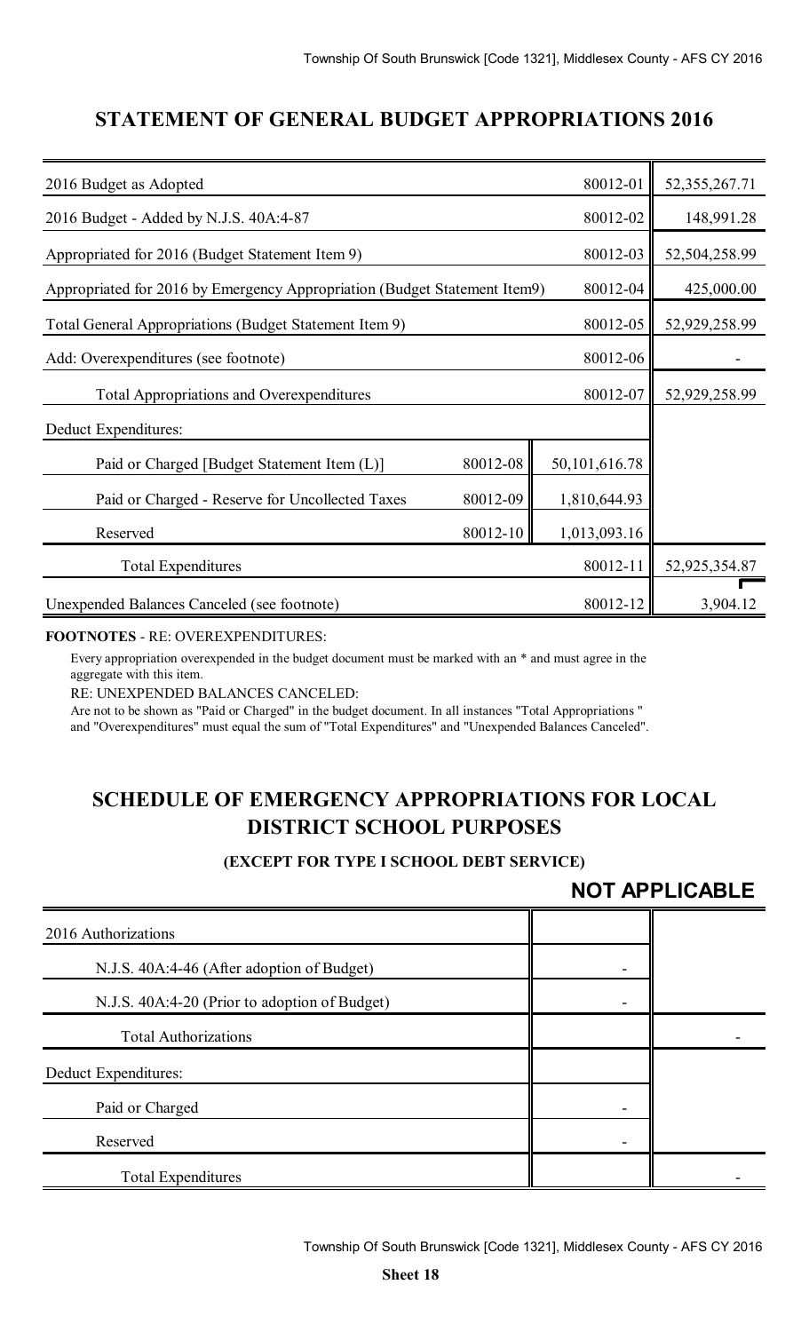## STATEMENT OF GENERAL BUDGET APPROPRIATIONS 2016

| | | | |
|---|---|---|---|
| 2016 Budget as Adopted | | 80012-01 | 52,355,267.71 |
| 2016 Budget - Added by N.J.S. 40A:4-87 | | 80012-02 | 148,991.28 |
| Appropriated for 2016 (Budget Statement Item 9) | | 80012-03 | 52,504,258.99 |
| Appropriated for 2016 by Emergency Appropriation (Budget Statement Item9) | | 80012-04 | 425,000.00 |
| Total General Appropriations (Budget Statement Item 9) | | 80012-05 | 52,929,258.99 |
| Add: Overexpenditures (see footnote) | | 80012-06 | - |
| Total Appropriations and Overexpenditures | | 80012-07 | 52,929,258.99 |
| Deduct Expenditures: | | | |
| Paid or Charged [Budget Statement Item (L)] | 80012-08 | 50,101,616.78 | |
| Paid or Charged - Reserve for Uncollected Taxes | 80012-09 | 1,810,644.93 | |
| Reserved | 80012-10 | 1,013,093.16 | |
| Total Expenditures | | 80012-11 | 52,925,354.87 |
| Unexpended Balances Canceled (see footnote) | | 80012-12 | 3,904.12 |

**FOOTNOTES** - RE: OVEREXPENDITURES:

Every appropriation overexpended in the budget document must be marked with an * and must agree in the aggregate with this item.

RE: UNEXPENDED BALANCES CANCELED:

Are not to be shown as "Paid or Charged" in the budget document. In all instances "Total Appropriations " and "Overexpenditures" must equal the sum of "Total Expenditures" and "Unexpended Balances Canceled".

## SCHEDULE OF EMERGENCY APPROPRIATIONS FOR LOCAL DISTRICT SCHOOL PURPOSES

**(EXCEPT FOR TYPE I SCHOOL DEBT SERVICE)**

**NOT APPLICABLE**

| | | |
|---|---|---|
| 2016 Authorizations | | |
| N.J.S. 40A:4-46 (After adoption of Budget) | - | |
| N.J.S. 40A:4-20 (Prior to adoption of Budget) | - | |
| Total Authorizations | | - |
| Deduct Expenditures: | | |
| Paid or Charged | - | |
| Reserved | - | |
| Total Expenditures | | - |

**Sheet 18**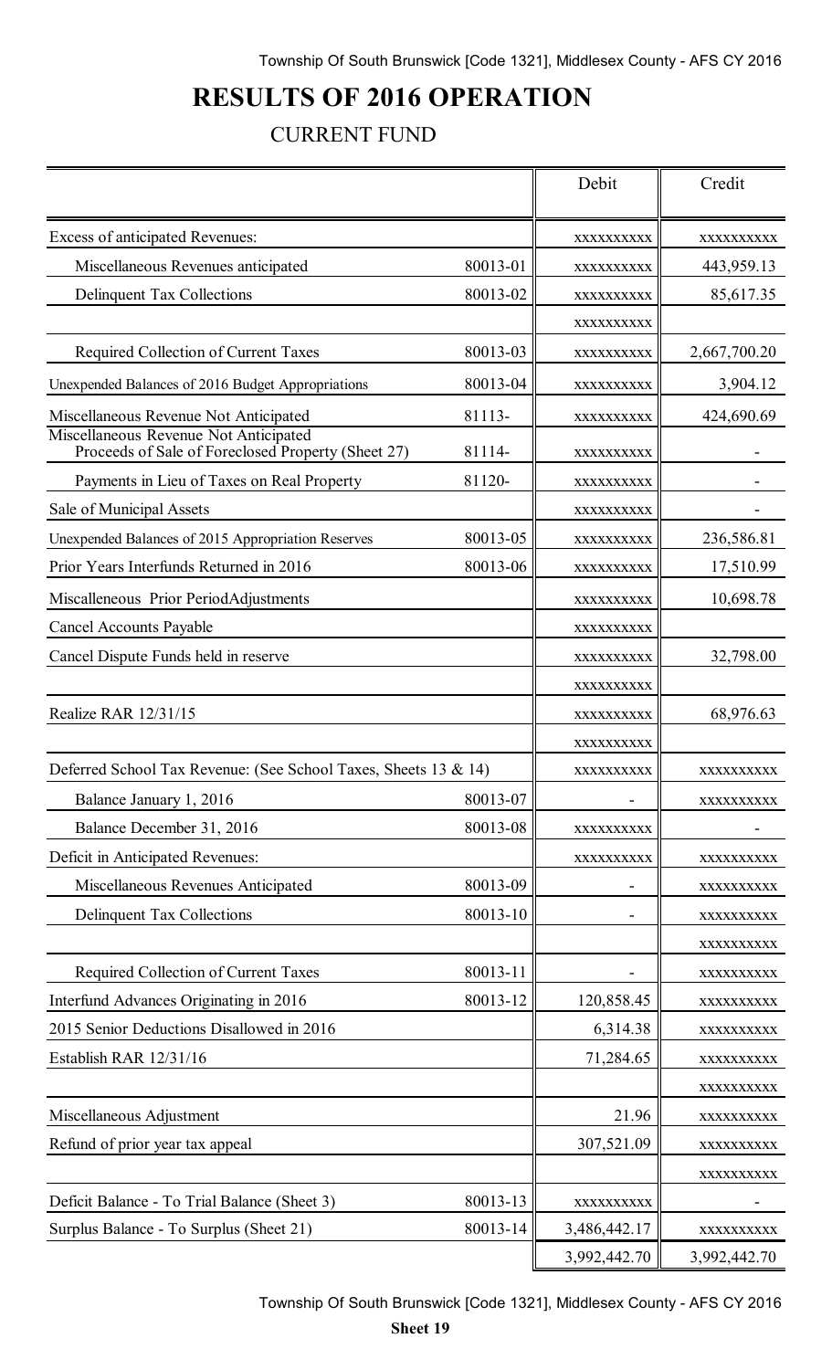# RESULTS OF 2016 OPERATION

## CURRENT FUND

| | | Debit | Credit |
|---|---|---|---|
| Excess of anticipated Revenues: | | xxxxxxxxxx | xxxxxxxxxx |
| Miscellaneous Revenues anticipated | 80013-01 | xxxxxxxxxx | 443,959.13 |
| Delinquent Tax Collections | 80013-02 | xxxxxxxxxx | 85,617.35 |
| | | xxxxxxxxxx | |
| Required Collection of Current Taxes | 80013-03 | xxxxxxxxxx | 2,667,700.20 |
| Unexpended Balances of 2016 Budget Appropriations | 80013-04 | xxxxxxxxxx | 3,904.12 |
| Miscellaneous Revenue Not Anticipated | 81113- | xxxxxxxxxx | 424,690.69 |
| Miscellaneous Revenue Not Anticipated Proceeds of Sale of Foreclosed Property (Sheet 27) | 81114- | xxxxxxxxxx | - |
| Payments in Lieu of Taxes on Real Property | 81120- | xxxxxxxxxx | - |
| Sale of Municipal Assets | | xxxxxxxxxx | - |
| Unexpended Balances of 2015 Appropriation Reserves | 80013-05 | xxxxxxxxxx | 236,586.81 |
| Prior Years Interfunds Returned in 2016 | 80013-06 | xxxxxxxxxx | 17,510.99 |
| Miscalleneous Prior PeriodAdjustments | | xxxxxxxxxx | 10,698.78 |
| Cancel Accounts Payable | | xxxxxxxxxx | |
| Cancel Dispute Funds held in reserve | | xxxxxxxxxx | 32,798.00 |
| | | xxxxxxxxxx | |
| Realize RAR 12/31/15 | | xxxxxxxxxx | 68,976.63 |
| | | xxxxxxxxxx | |
| Deferred School Tax Revenue: (See School Taxes, Sheets 13 & 14) | | xxxxxxxxxx | xxxxxxxxxx |
| Balance January 1, 2016 | 80013-07 | - | xxxxxxxxxx |
| Balance December 31, 2016 | 80013-08 | xxxxxxxxxx | - |
| Deficit in Anticipated Revenues: | | xxxxxxxxxx | xxxxxxxxxx |
| Miscellaneous Revenues Anticipated | 80013-09 | - | xxxxxxxxxx |
| Delinquent Tax Collections | 80013-10 | - | xxxxxxxxxx |
| | | | xxxxxxxxxx |
| Required Collection of Current Taxes | 80013-11 | - | xxxxxxxxxx |
| Interfund Advances Originating in 2016 | 80013-12 | 120,858.45 | xxxxxxxxxx |
| 2015 Senior Deductions Disallowed in 2016 | | 6,314.38 | xxxxxxxxxx |
| Establish RAR 12/31/16 | | 71,284.65 | xxxxxxxxxx |
| | | | xxxxxxxxxx |
| Miscellaneous Adjustment | | 21.96 | xxxxxxxxxx |
| Refund of prior year tax appeal | | 307,521.09 | xxxxxxxxxx |
| | | | xxxxxxxxxx |
| Deficit Balance - To Trial Balance (Sheet 3) | 80013-13 | xxxxxxxxxx | - |
| Surplus Balance - To Surplus (Sheet 21) | 80013-14 | 3,486,442.17 | xxxxxxxxxx |
| | | 3,992,442.70 | 3,992,442.70 |

**Sheet 19**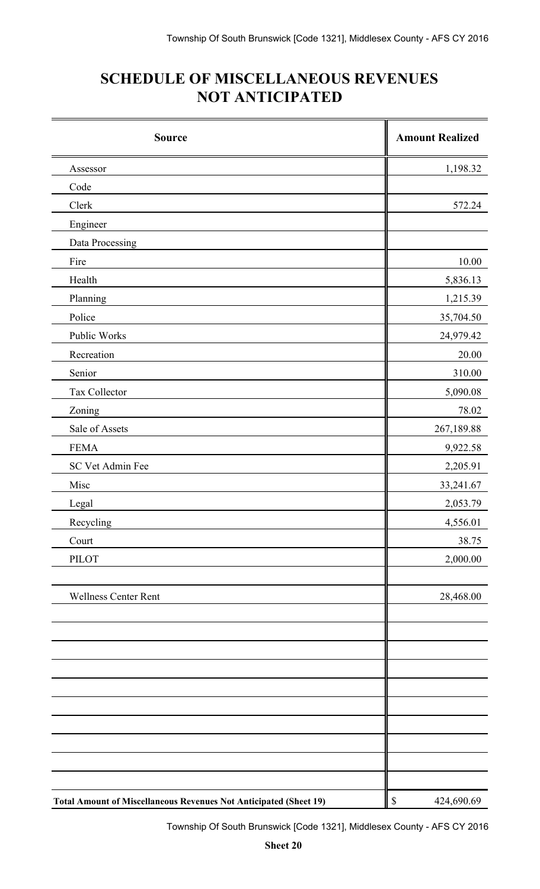# SCHEDULE OF MISCELLANEOUS REVENUES NOT ANTICIPATED

| Source | Amount Realized |
|---|---|
| Assessor | 1,198.32 |
| Code | |
| Clerk | 572.24 |
| Engineer | |
| Data Processing | |
| Fire | 10.00 |
| Health | 5,836.13 |
| Planning | 1,215.39 |
| Police | 35,704.50 |
| Public Works | 24,979.42 |
| Recreation | 20.00 |
| Senior | 310.00 |
| Tax Collector | 5,090.08 |
| Zoning | 78.02 |
| Sale of Assets | 267,189.88 |
| FEMA | 9,922.58 |
| SC Vet Admin Fee | 2,205.91 |
| Misc | 33,241.67 |
| Legal | 2,053.79 |
| Recycling | 4,556.01 |
| Court | 38.75 |
| PILOT | 2,000.00 |
| | |
| Wellness Center Rent | 28,468.00 |
| **Total Amount of Miscellaneous Revenues Not Anticipated (Sheet 19)** | $ 424,690.69 |

**Sheet 20**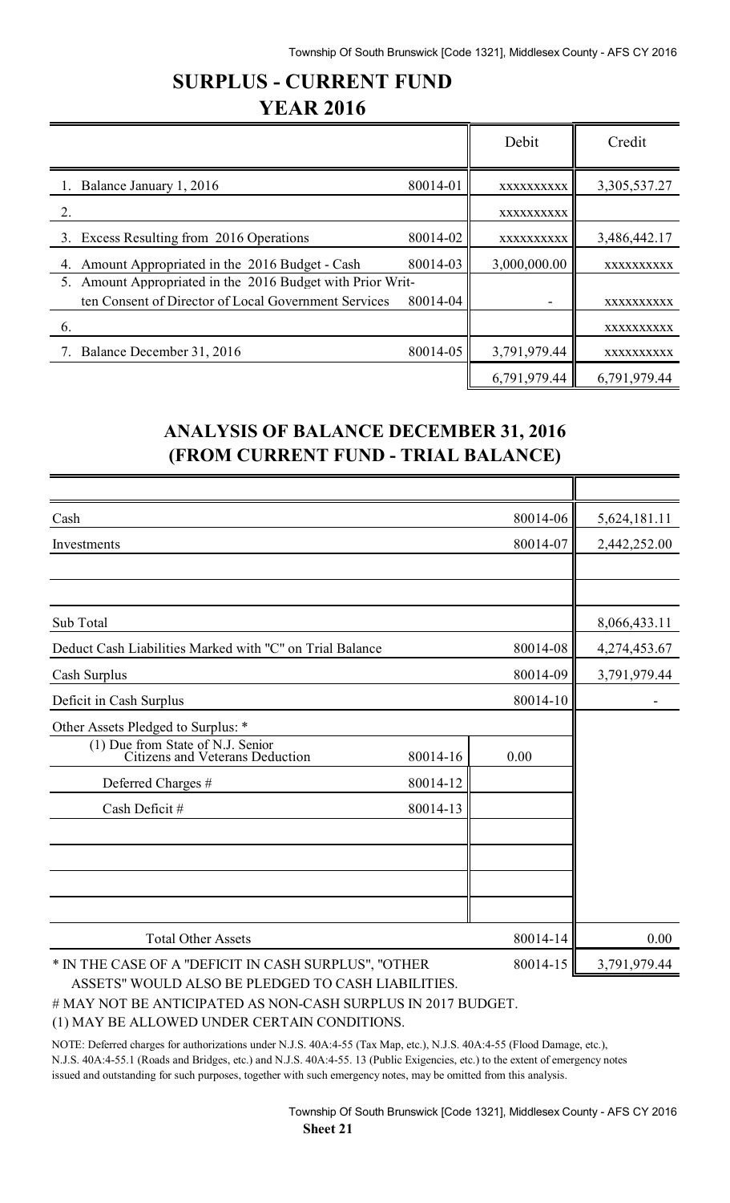# SURPLUS - CURRENT FUND
## YEAR 2016

| | | Debit | Credit |
|---|---|---|---|
| 1. Balance January 1, 2016 | 80014-01 | xxxxxxxxxx | 3,305,537.27 |
| 2. | | xxxxxxxxxx | |
| 3. Excess Resulting from 2016 Operations | 80014-02 | xxxxxxxxxx | 3,486,442.17 |
| 4. Amount Appropriated in the 2016 Budget - Cash | 80014-03 | 3,000,000.00 | xxxxxxxxxx |
| 5. Amount Appropriated in the 2016 Budget with Prior Written Consent of Director of Local Government Services | 80014-04 | - | xxxxxxxxxx |
| 6. | | | xxxxxxxxxx |
| 7. Balance December 31, 2016 | 80014-05 | 3,791,979.44 | xxxxxxxxxx |
| | | 6,791,979.44 | 6,791,979.44 |

# ANALYSIS OF BALANCE DECEMBER 31, 2016
## (FROM CURRENT FUND - TRIAL BALANCE)

| | | | |
|---|---|---|---|
| Cash | | 80014-06 | 5,624,181.11 |
| Investments | | 80014-07 | 2,442,252.00 |
| | | | |
| | | | |
| Sub Total | | | 8,066,433.11 |
| Deduct Cash Liabilities Marked with "C" on Trial Balance | | 80014-08 | 4,274,453.67 |
| Cash Surplus | | 80014-09 | 3,791,979.44 |
| Deficit in Cash Surplus | | 80014-10 | - |
| Other Assets Pledged to Surplus: * | | | |
| (1) Due from State of N.J. Senior Citizens and Veterans Deduction | 80014-16 | 0.00 | |
| Deferred Charges # | 80014-12 | | |
| Cash Deficit # | 80014-13 | | |
| | | | |
| | | | |
| | | | |
| | | | |
| Total Other Assets | | 80014-14 | 0.00 |
| * IN THE CASE OF A "DEFICIT IN CASH SURPLUS", "OTHER ASSETS" WOULD ALSO BE PLEDGED TO CASH LIABILITIES. | | 80014-15 | 3,791,979.44 |

# MAY NOT BE ANTICIPATED AS NON-CASH SURPLUS IN 2017 BUDGET.

(1) MAY BE ALLOWED UNDER CERTAIN CONDITIONS.

NOTE: Deferred charges for authorizations under N.J.S. 40A:4-55 (Tax Map, etc.), N.J.S. 40A:4-55 (Flood Damage, etc.), N.J.S. 40A:4-55.1 (Roads and Bridges, etc.) and N.J.S. 40A:4-55. 13 (Public Exigencies, etc.) to the extent of emergency notes issued and outstanding for such purposes, together with such emergency notes, may be omitted from this analysis.

**Sheet 21**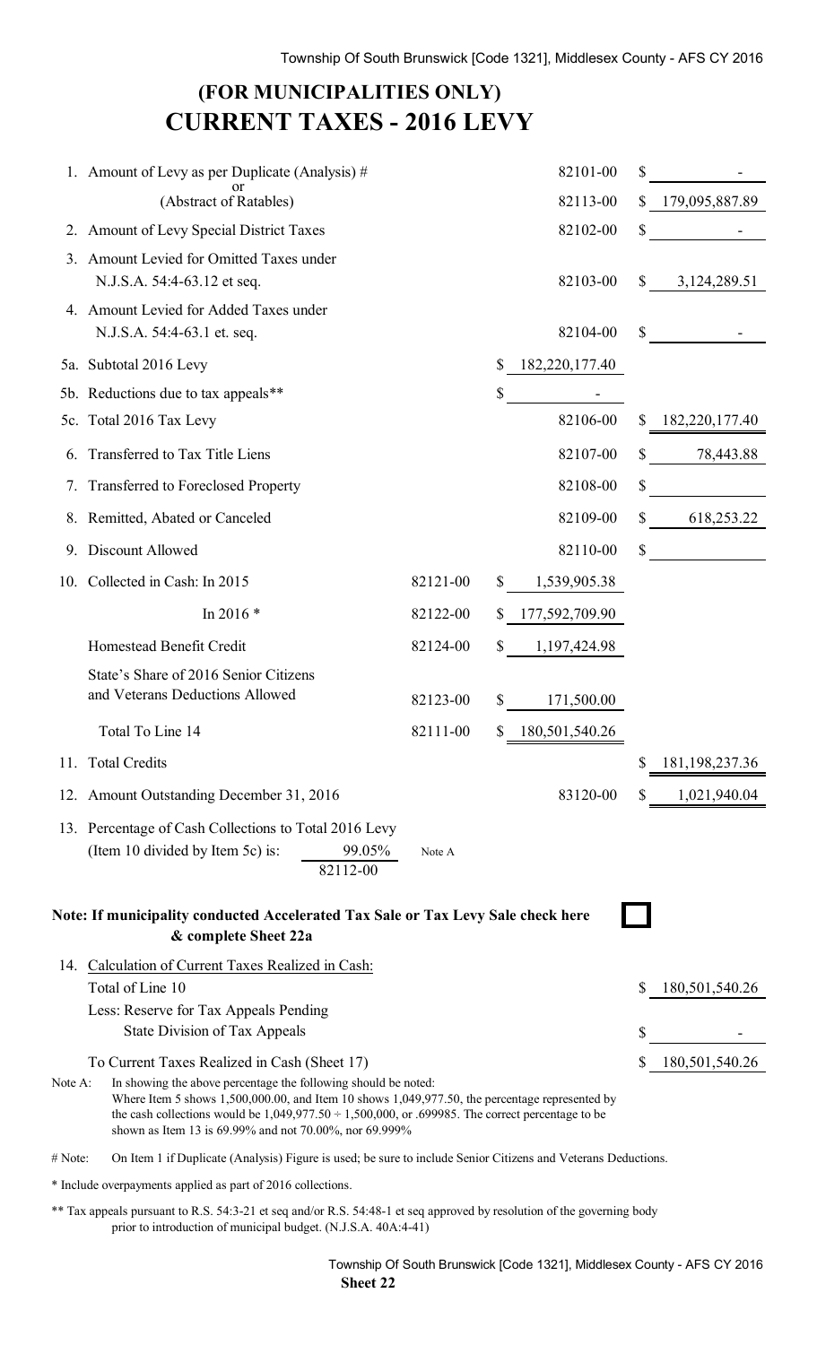# (FOR MUNICIPALITIES ONLY)
# CURRENT TAXES - 2016 LEVY

| | | | | | |
|---|---|---|---|---|---|
| 1. | Amount of Levy as per Duplicate (Analysis) # | | | 82101-00 | $ - |
| | or (Abstract of Ratables) | | | 82113-00 | $ 179,095,887.89 |
| 2. | Amount of Levy Special District Taxes | | | 82102-00 | $ - |
| 3. | Amount Levied for Omitted Taxes under N.J.S.A. 54:4-63.12 et seq. | | | 82103-00 | $ 3,124,289.51 |
| 4. | Amount Levied for Added Taxes under N.J.S.A. 54:4-63.1 et. seq. | | | 82104-00 | $ - |
| 5a. | Subtotal 2016 Levy | | $ 182,220,177.40 | | |
| 5b. | Reductions due to tax appeals** | | $ - | | |
| 5c. | Total 2016 Tax Levy | | | 82106-00 | $ 182,220,177.40 |
| 6. | Transferred to Tax Title Liens | | | 82107-00 | $ 78,443.88 |
| 7. | Transferred to Foreclosed Property | | | 82108-00 | $ |
| 8. | Remitted, Abated or Canceled | | | 82109-00 | $ 618,253.22 |
| 9. | Discount Allowed | | | 82110-00 | $ |
| 10. | Collected in Cash: In 2015 | 82121-00 | $ 1,539,905.38 | | |
| | In 2016 * | 82122-00 | $ 177,592,709.90 | | |
| | Homestead Benefit Credit | 82124-00 | $ 1,197,424.98 | | |
| | State's Share of 2016 Senior Citizens and Veterans Deductions Allowed | 82123-00 | $ 171,500.00 | | |
| | Total To Line 14 | 82111-00 | $ 180,501,540.26 | | |
| 11. | Total Credits | | | | $ 181,198,237.36 |
| 12. | Amount Outstanding December 31, 2016 | | | 83120-00 | $ 1,021,940.04 |
| 13. | Percentage of Cash Collections to Total 2016 Levy (Item 10 divided by Item 5c) is: 99.05% (82112-00) | Note A | | | |

**Note: If municipality conducted Accelerated Tax Sale or Tax Levy Sale check here & complete Sheet 22a** ☐

| | | |
|---|---|---|
| 14. | Calculation of Current Taxes Realized in Cash: | |
| | Total of Line 10 | $ 180,501,540.26 |
| | Less: Reserve for Tax Appeals Pending State Division of Tax Appeals | $ - |
| | To Current Taxes Realized in Cash (Sheet 17) | $ 180,501,540.26 |

Note A: In showing the above percentage the following should be noted: Where Item 5 shows 1,500,000.00, and Item 10 shows 1,049,977.50, the percentage represented by the cash collections would be 1,049,977.50 ÷ 1,500,000, or .699985. The correct percentage to be shown as Item 13 is 69.99% and not 70.00%, nor 69.999%

# Note: On Item 1 if Duplicate (Analysis) Figure is used; be sure to include Senior Citizens and Veterans Deductions.

* Include overpayments applied as part of 2016 collections.

** Tax appeals pursuant to R.S. 54:3-21 et seq and/or R.S. 54:48-1 et seq approved by resolution of the governing body prior to introduction of municipal budget. (N.J.S.A. 40A:4-41)

**Sheet 22**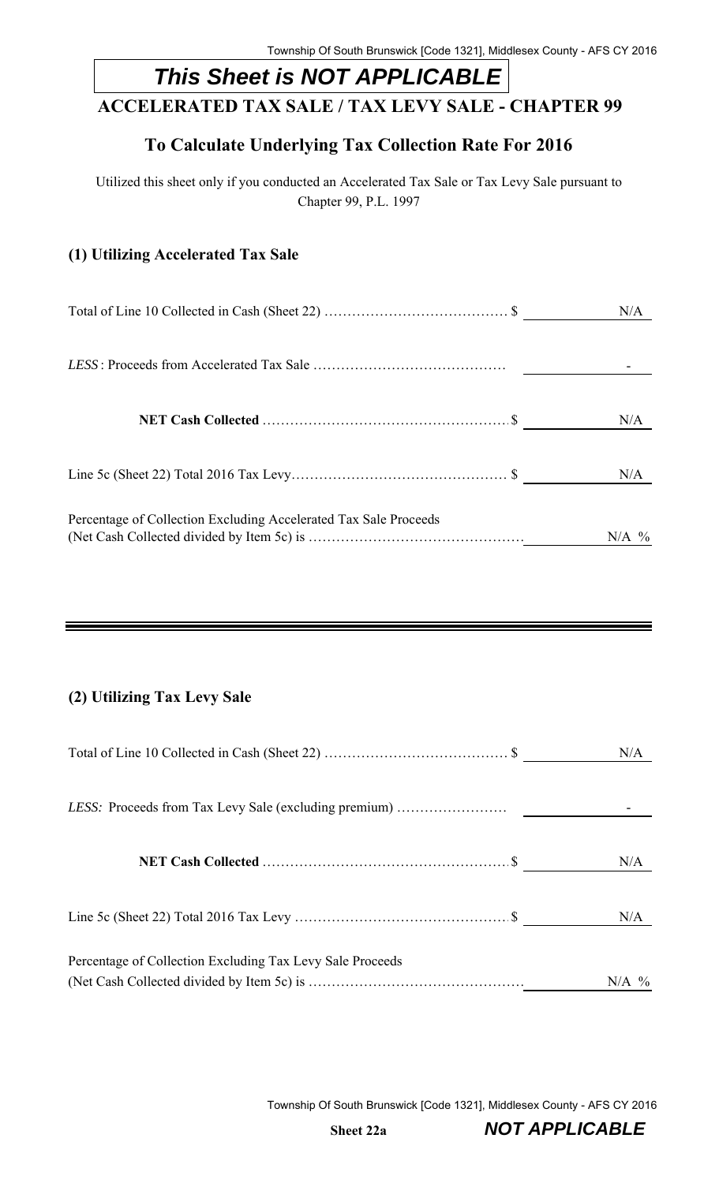**This Sheet is NOT APPLICABLE**

## ACCELERATED TAX SALE / TAX LEVY SALE - CHAPTER 99

### To Calculate Underlying Tax Collection Rate For 2016

Utilized this sheet only if you conducted an Accelerated Tax Sale or Tax Levy Sale pursuant to Chapter 99, P.L. 1997

### (1) Utilizing Accelerated Tax Sale

| | | |
|---|---|---|
| Total of Line 10 Collected in Cash (Sheet 22) | $ | N/A |
| *LESS*: Proceeds from Accelerated Tax Sale | | - |
| **NET Cash Collected** | $ | N/A |
| Line 5c (Sheet 22) Total 2016 Tax Levy | $ | N/A |
| Percentage of Collection Excluding Accelerated Tax Sale Proceeds (Net Cash Collected divided by Item 5c) is | | N/A % |

### (2) Utilizing Tax Levy Sale

| | | |
|---|---|---|
| Total of Line 10 Collected in Cash (Sheet 22) | $ | N/A |
| *LESS:* Proceeds from Tax Levy Sale (excluding premium) | | - |
| **NET Cash Collected** | $ | N/A |
| Line 5c (Sheet 22) Total 2016 Tax Levy | $ | N/A |
| Percentage of Collection Excluding Tax Levy Sale Proceeds (Net Cash Collected divided by Item 5c) is | | N/A % |

**Sheet 22a** ***NOT APPLICABLE***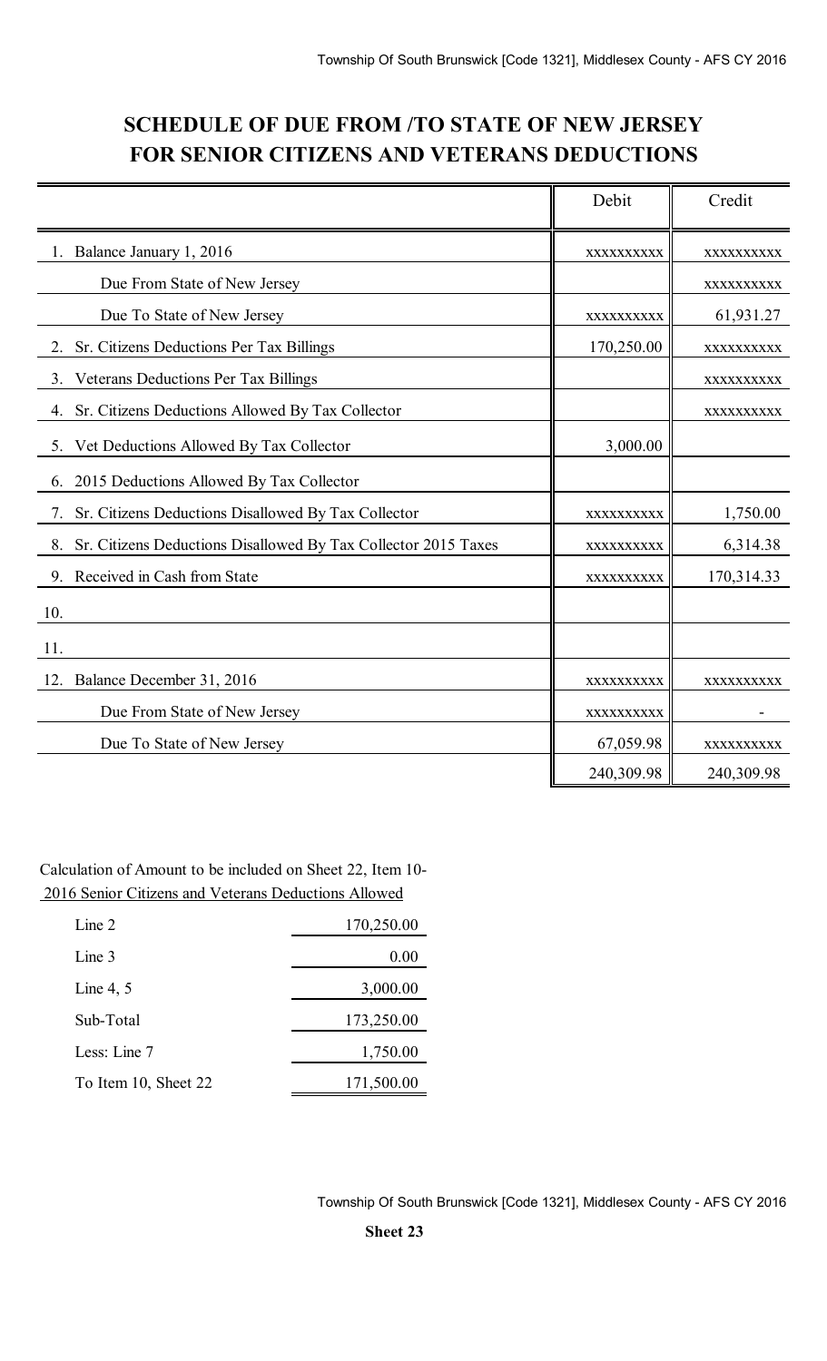## SCHEDULE OF DUE FROM /TO STATE OF NEW JERSEY FOR SENIOR CITIZENS AND VETERANS DEDUCTIONS

| | Debit | Credit |
|---|---|---|
| 1. Balance January 1, 2016 | xxxxxxxxxx | xxxxxxxxxx |
| Due From State of New Jersey | | xxxxxxxxxx |
| Due To State of New Jersey | xxxxxxxxxx | 61,931.27 |
| 2. Sr. Citizens Deductions Per Tax Billings | 170,250.00 | xxxxxxxxxx |
| 3. Veterans Deductions Per Tax Billings | | xxxxxxxxxx |
| 4. Sr. Citizens Deductions Allowed By Tax Collector | | xxxxxxxxxx |
| 5. Vet Deductions Allowed By Tax Collector | 3,000.00 | |
| 6. 2015 Deductions Allowed By Tax Collector | | |
| 7. Sr. Citizens Deductions Disallowed By Tax Collector | xxxxxxxxxx | 1,750.00 |
| 8. Sr. Citizens Deductions Disallowed By Tax Collector 2015 Taxes | xxxxxxxxxx | 6,314.38 |
| 9. Received in Cash from State | xxxxxxxxxx | 170,314.33 |
| 10. | | |
| 11. | | |
| 12. Balance December 31, 2016 | xxxxxxxxxx | xxxxxxxxxx |
| Due From State of New Jersey | xxxxxxxxxx | - |
| Due To State of New Jersey | 67,059.98 | xxxxxxxxxx |
| | 240,309.98 | 240,309.98 |

Calculation of Amount to be included on Sheet 22, Item 10-
2016 Senior Citizens and Veterans Deductions Allowed

| | |
|---|---|
| Line 2 | 170,250.00 |
| Line 3 | 0.00 |
| Line 4, 5 | 3,000.00 |
| Sub-Total | 173,250.00 |
| Less: Line 7 | 1,750.00 |
| To Item 10, Sheet 22 | 171,500.00 |

**Sheet 23**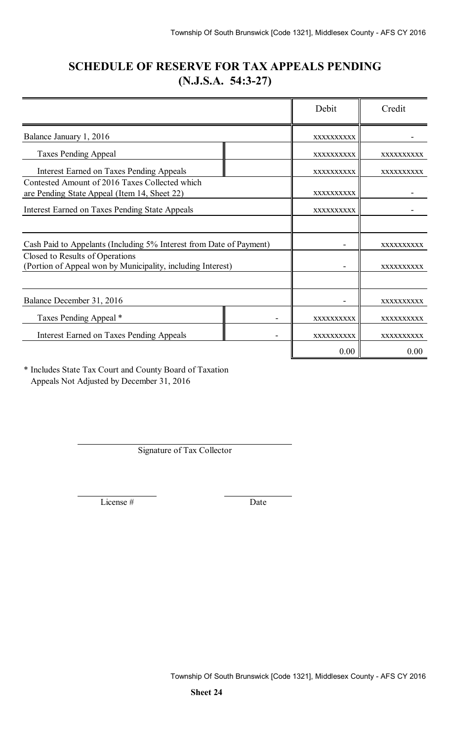# SCHEDULE OF RESERVE FOR TAX APPEALS PENDING (N.J.S.A. 54:3-27)

| | | Debit | Credit |
|---|---|---|---|
| Balance January 1, 2016 | | xxxxxxxxxx | - |
| Taxes Pending Appeal | | xxxxxxxxxx | xxxxxxxxxx |
| Interest Earned on Taxes Pending Appeals | | xxxxxxxxxx | xxxxxxxxxx |
| Contested Amount of 2016 Taxes Collected which are Pending State Appeal (Item 14, Sheet 22) | | xxxxxxxxxx | - |
| Interest Earned on Taxes Pending State Appeals | | xxxxxxxxxx | - |
| | | | |
| Cash Paid to Appelants (Including 5% Interest from Date of Payment) | | - | xxxxxxxxxx |
| Closed to Results of Operations (Portion of Appeal won by Municipality, including Interest) | | - | xxxxxxxxxx |
| | | | |
| Balance December 31, 2016 | | - | xxxxxxxxxx |
| Taxes Pending Appeal * | - | xxxxxxxxxx | xxxxxxxxxx |
| Interest Earned on Taxes Pending Appeals | - | xxxxxxxxxx | xxxxxxxxxx |
| | | 0.00 | 0.00 |

\* Includes State Tax Court and County Board of Taxation Appeals Not Adjusted by December 31, 2016

Signature of Tax Collector

License #　　　　　　Date

**Sheet 24**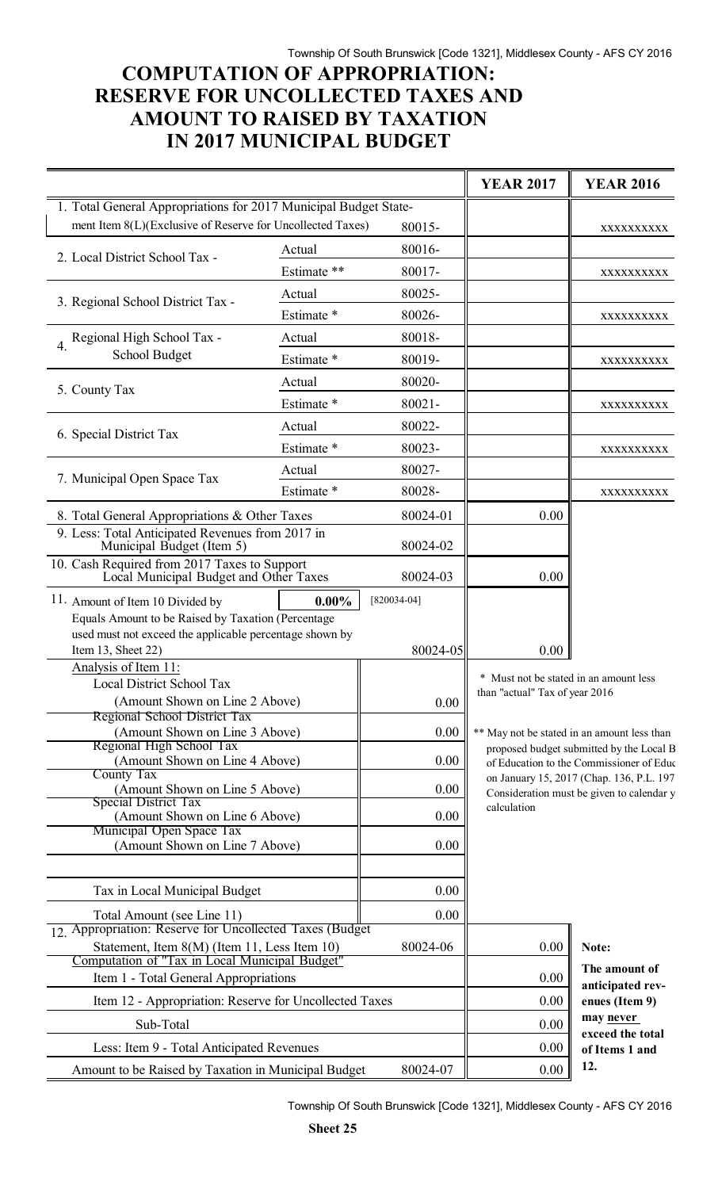# COMPUTATION OF APPROPRIATION: RESERVE FOR UNCOLLECTED TAXES AND AMOUNT TO RAISED BY TAXATION IN 2017 MUNICIPAL BUDGET

| | | | YEAR 2017 | YEAR 2016 |
|---|---|---|---|---|
| 1. Total General Appropriations for 2017 Municipal Budget Statement Item 8(L)(Exclusive of Reserve for Uncollected Taxes) | | 80015- | | XXXXXXXXXX |
| 2. Local District School Tax - | Actual | 80016- | | |
| | Estimate ** | 80017- | | XXXXXXXXXX |
| 3. Regional School District Tax - | Actual | 80025- | | |
| | Estimate * | 80026- | | XXXXXXXXXX |
| 4. Regional High School Tax - School Budget | Actual | 80018- | | |
| | Estimate * | 80019- | | XXXXXXXXXX |
| 5. County Tax | Actual | 80020- | | |
| | Estimate * | 80021- | | XXXXXXXXXX |
| 6. Special District Tax | Actual | 80022- | | |
| | Estimate * | 80023- | | XXXXXXXXXX |
| 7. Municipal Open Space Tax | Actual | 80027- | | |
| | Estimate * | 80028- | | XXXXXXXXXX |
| 8. Total General Appropriations & Other Taxes | | 80024-01 | 0.00 | |
| 9. Less: Total Anticipated Revenues from 2017 in Municipal Budget (Item 5) | | 80024-02 | | |
| 10. Cash Required from 2017 Taxes to Support Local Municipal Budget and Other Taxes | | 80024-03 | 0.00 | |
| 11. Amount of Item 10 Divided by [820034-04] Equals Amount to be Raised by Taxation (Percentage used must not exceed the applicable percentage shown by Item 13, Sheet 22) | 0.00% | 80024-05 | 0.00 | |

| Analysis of Item 11: | |
|---|---|
| Local District School Tax (Amount Shown on Line 2 Above) | 0.00 |
| Regional School District Tax (Amount Shown on Line 3 Above) | 0.00 |
| Regional High School Tax (Amount Shown on Line 4 Above) | 0.00 |
| County Tax (Amount Shown on Line 5 Above) | 0.00 |
| Special District Tax (Amount Shown on Line 6 Above) | 0.00 |
| Municipal Open Space Tax (Amount Shown on Line 7 Above) | 0.00 |
| | |
| Tax in Local Municipal Budget | 0.00 |
| Total Amount (see Line 11) | 0.00 |

\* Must not be stated in an amount less than "actual" Tax of year 2016

\*\* May not be stated in an amount less than proposed budget submitted by the Local B of Education to the Commissioner of Educ on January 15, 2017 (Chap. 136, P.L. 197 Consideration must be given to calendar y calculation

| | | | |
|---|---|---|---|
| 12. Appropriation: Reserve for Uncollected Taxes (Budget Statement, Item 8(M) (Item 11, Less Item 10) | 80024-06 | 0.00 | Note: |
| Computation of "Tax in Local Municipal Budget" Item 1 - Total General Appropriations | | 0.00 | The amount of anticipated revenues (Item 9) may never exceed the total of Items 1 and 12. |
| Item 12 - Appropriation: Reserve for Uncollected Taxes | | 0.00 | |
| Sub-Total | | 0.00 | |
| Less: Item 9 - Total Anticipated Revenues | | 0.00 | |
| Amount to be Raised by Taxation in Municipal Budget | 80024-07 | 0.00 | |

**Sheet 25**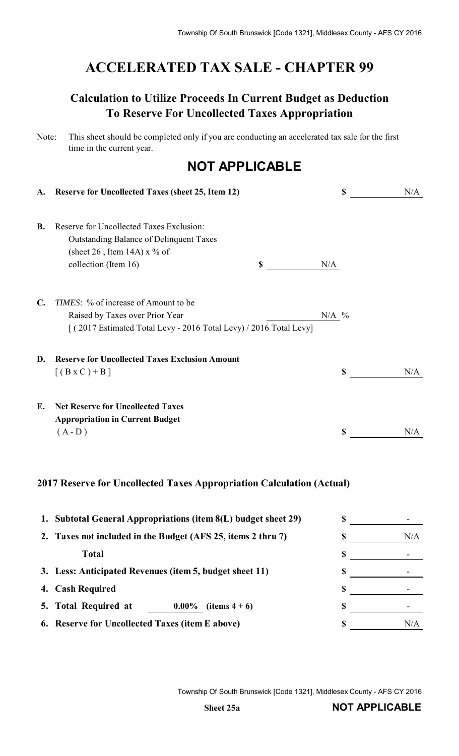# ACCELERATED TAX SALE - CHAPTER 99

## Calculation to Utilize Proceeds In Current Budget as Deduction To Reserve For Uncollected Taxes Appropriation

Note: This sheet should be completed only if you are conducting an accelerated tax sale for the first time in the current year.

## NOT APPLICABLE

| | | | |
|---|---|---|---|
| **A.** | **Reserve for Uncollected Taxes (sheet 25, Item 12)** | | $ N/A |
| **B.** | Reserve for Uncollected Taxes Exclusion:<br>Outstanding Balance of Delinquent Taxes<br>(sheet 26 , Item 14A) x % of<br>collection (Item 16) | $ N/A | |
| **C.** | *TIMES:* % of increase of Amount to be<br>Raised by Taxes over Prior Year<br>[ ( 2017 Estimated Total Levy - 2016 Total Levy) / 2016 Total Levy] | N/A % | |
| **D.** | **Reserve for Uncollected Taxes Exclusion Amount**<br>[ ( B x C ) + B ] | | $ N/A |
| **E.** | **Net Reserve for Uncollected Taxes Appropriation in Current Budget**<br>( A - D ) | | $ N/A |

### 2017 Reserve for Uncollected Taxes Appropriation Calculation (Actual)

| | |
|---|---|
| **1. Subtotal General Appropriations (item 8(L) budget sheet 29)** | $ - |
| **2. Taxes not included in the Budget (AFS 25, items 2 thru 7)** | $ N/A |
| **Total** | $ - |
| **3. Less: Anticipated Revenues (item 5, budget sheet 11)** | $ - |
| **4. Cash Required** | $ - |
| **5. Total Required at 0.00% (items 4 + 6)** | $ - |
| **6. Reserve for Uncollected Taxes (item E above)** | $ N/A |

Sheet 25a

**NOT APPLICABLE**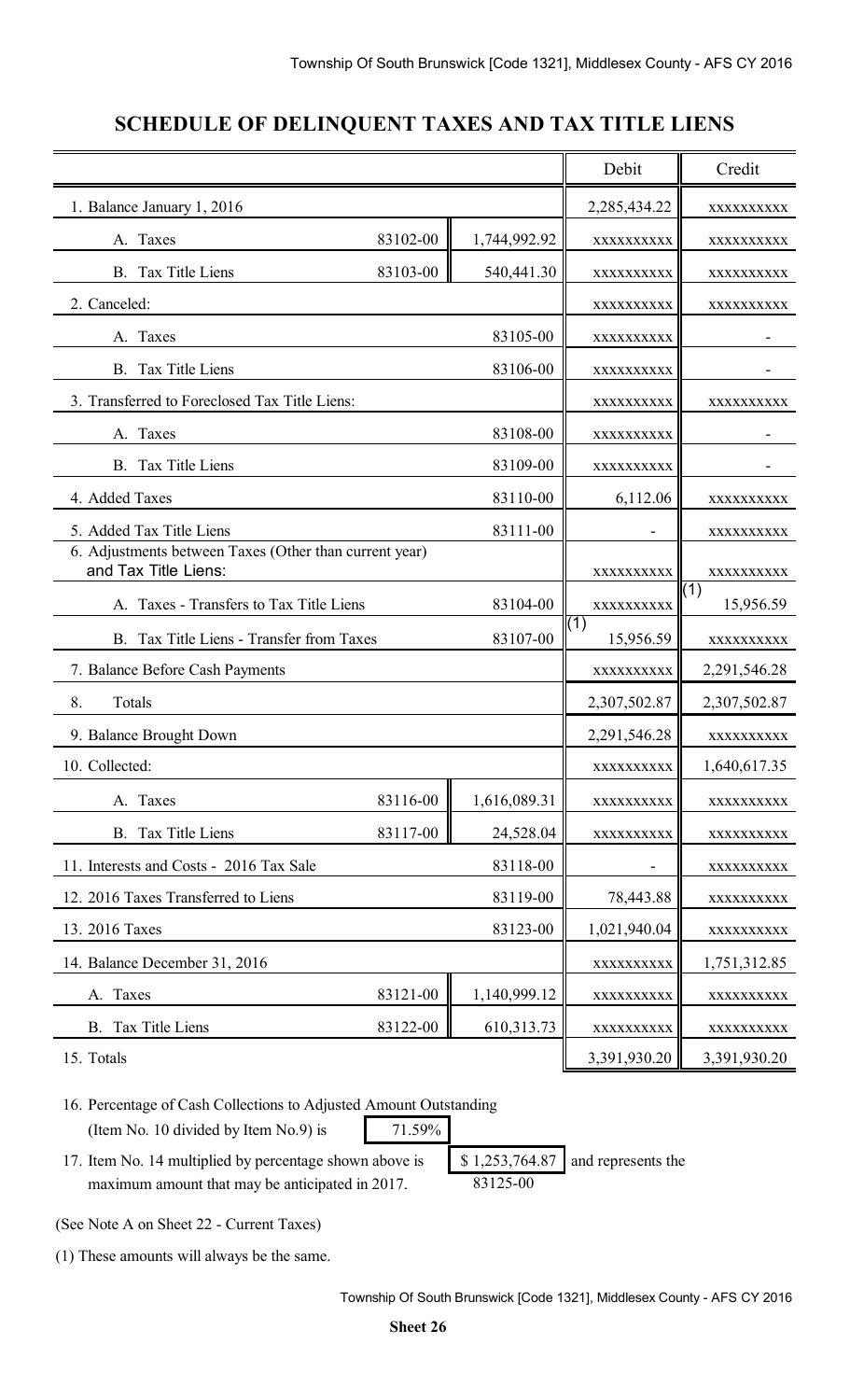## SCHEDULE OF DELINQUENT TAXES AND TAX TITLE LIENS

| | | | Debit | Credit |
|---|---|---|---|---|
| 1. Balance January 1, 2016 | | | 2,285,434.22 | xxxxxxxxxx |
| A. Taxes | 83102-00 | 1,744,992.92 | xxxxxxxxxx | xxxxxxxxxx |
| B. Tax Title Liens | 83103-00 | 540,441.30 | xxxxxxxxxx | xxxxxxxxxx |
| 2. Canceled: | | | xxxxxxxxxx | xxxxxxxxxx |
| A. Taxes | | 83105-00 | xxxxxxxxxx | - |
| B. Tax Title Liens | | 83106-00 | xxxxxxxxxx | - |
| 3. Transferred to Foreclosed Tax Title Liens: | | | xxxxxxxxxx | xxxxxxxxxx |
| A. Taxes | | 83108-00 | xxxxxxxxxx | - |
| B. Tax Title Liens | | 83109-00 | xxxxxxxxxx | - |
| 4. Added Taxes | | 83110-00 | 6,112.06 | xxxxxxxxxx |
| 5. Added Tax Title Liens | | 83111-00 | - | xxxxxxxxxx |
| 6. Adjustments between Taxes (Other than current year) and Tax Title Liens: | | | xxxxxxxxxx | xxxxxxxxxx |
| A. Taxes - Transfers to Tax Title Liens | | 83104-00 | xxxxxxxxxx | (1) 15,956.59 |
| B. Tax Title Liens - Transfer from Taxes | | 83107-00 | (1) 15,956.59 | xxxxxxxxxx |
| 7. Balance Before Cash Payments | | | xxxxxxxxxx | 2,291,546.28 |
| 8. Totals | | | 2,307,502.87 | 2,307,502.87 |
| 9. Balance Brought Down | | | 2,291,546.28 | xxxxxxxxxx |
| 10. Collected: | | | xxxxxxxxxx | 1,640,617.35 |
| A. Taxes | 83116-00 | 1,616,089.31 | xxxxxxxxxx | xxxxxxxxxx |
| B. Tax Title Liens | 83117-00 | 24,528.04 | xxxxxxxxxx | xxxxxxxxxx |
| 11. Interests and Costs - 2016 Tax Sale | | 83118-00 | - | xxxxxxxxxx |
| 12. 2016 Taxes Transferred to Liens | | 83119-00 | 78,443.88 | xxxxxxxxxx |
| 13. 2016 Taxes | | 83123-00 | 1,021,940.04 | xxxxxxxxxx |
| 14. Balance December 31, 2016 | | | xxxxxxxxxx | 1,751,312.85 |
| A. Taxes | 83121-00 | 1,140,999.12 | xxxxxxxxxx | xxxxxxxxxx |
| B. Tax Title Liens | 83122-00 | 610,313.73 | xxxxxxxxxx | xxxxxxxxxx |
| 15. Totals | | | 3,391,930.20 | 3,391,930.20 |

16. Percentage of Cash Collections to Adjusted Amount Outstanding (Item No. 10 divided by Item No.9) is 71.59%

17. Item No. 14 multiplied by percentage shown above is $ 1,253,764.87 (83125-00) and represents the maximum amount that may be anticipated in 2017.

(See Note A on Sheet 22 - Current Taxes)

(1) These amounts will always be the same.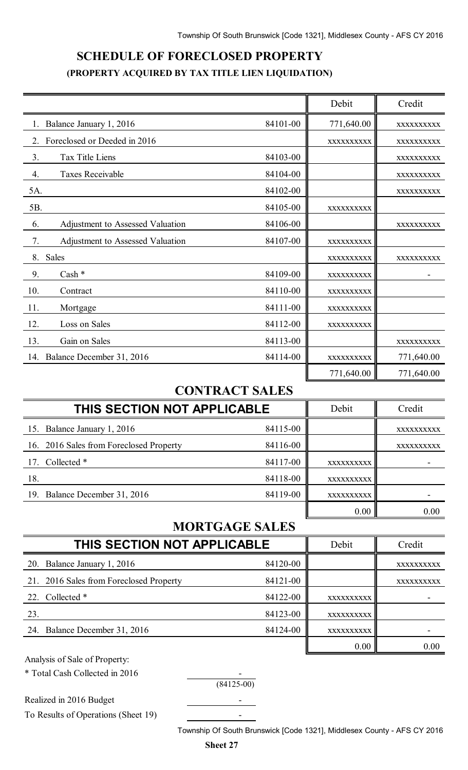## SCHEDULE OF FORECLOSED PROPERTY

### (PROPERTY ACQUIRED BY TAX TITLE LIEN LIQUIDATION)

| | | Debit | Credit |
|---|---|---|---|
| 1. Balance January 1, 2016 | 84101-00 | 771,640.00 | XXXXXXXXXX |
| 2. Foreclosed or Deeded in 2016 | | XXXXXXXXXX | XXXXXXXXXX |
| 3. Tax Title Liens | 84103-00 | | XXXXXXXXXX |
| 4. Taxes Receivable | 84104-00 | | XXXXXXXXXX |
| 5A. | 84102-00 | | XXXXXXXXXX |
| 5B. | 84105-00 | XXXXXXXXXX | |
| 6. Adjustment to Assessed Valuation | 84106-00 | | XXXXXXXXXX |
| 7. Adjustment to Assessed Valuation | 84107-00 | XXXXXXXXXX | |
| 8. Sales | | XXXXXXXXXX | XXXXXXXXXX |
| 9. Cash * | 84109-00 | XXXXXXXXXX | - |
| 10. Contract | 84110-00 | XXXXXXXXXX | |
| 11. Mortgage | 84111-00 | XXXXXXXXXX | |
| 12. Loss on Sales | 84112-00 | XXXXXXXXXX | |
| 13. Gain on Sales | 84113-00 | | XXXXXXXXXX |
| 14. Balance December 31, 2016 | 84114-00 | XXXXXXXXXX | 771,640.00 |
| | | 771,640.00 | 771,640.00 |

## CONTRACT SALES

| THIS SECTION NOT APPLICABLE | | Debit | Credit |
|---|---|---|---|
| 15. Balance January 1, 2016 | 84115-00 | | XXXXXXXXXX |
| 16. 2016 Sales from Foreclosed Property | 84116-00 | | XXXXXXXXXX |
| 17. Collected * | 84117-00 | XXXXXXXXXX | - |
| 18. | 84118-00 | XXXXXXXXXX | |
| 19. Balance December 31, 2016 | 84119-00 | XXXXXXXXXX | - |
| | | 0.00 | 0.00 |

## MORTGAGE SALES

| THIS SECTION NOT APPLICABLE | | Debit | Credit |
|---|---|---|---|
| 20. Balance January 1, 2016 | 84120-00 | | XXXXXXXXXX |
| 21. 2016 Sales from Foreclosed Property | 84121-00 | | XXXXXXXXXX |
| 22. Collected * | 84122-00 | XXXXXXXXXX | - |
| 23. | 84123-00 | XXXXXXXXXX | |
| 24. Balance December 31, 2016 | 84124-00 | XXXXXXXXXX | - |
| | | 0.00 | 0.00 |

Analysis of Sale of Property:

| | |
|---|---|
| * Total Cash Collected in 2016 | - (84125-00) |
| Realized in 2016 Budget | - |
| To Results of Operations (Sheet 19) | - |

**Sheet 27**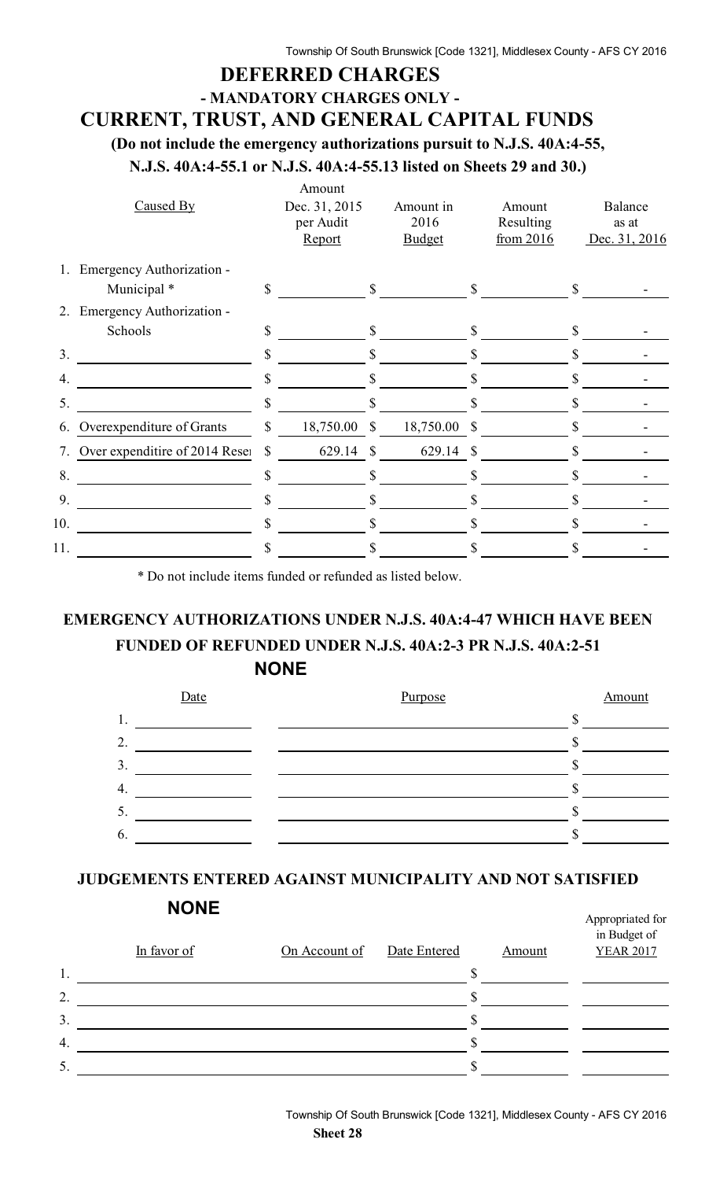# DEFERRED CHARGES

## - MANDATORY CHARGES ONLY -

## CURRENT, TRUST, AND GENERAL CAPITAL FUNDS

**(Do not include the emergency authorizations pursuit to N.J.S. 40A:4-55, N.J.S. 40A:4-55.1 or N.J.S. 40A:4-55.13 listed on Sheets 29 and 30.)**

| | Caused By | Amount Dec. 31, 2015 per Audit Report | Amount in 2016 Budget | Amount Resulting from 2016 | Balance as at Dec. 31, 2016 |
|---|---|---|---|---|---|
| 1. | Emergency Authorization - Municipal * | $ | $ | $ | $ - |
| 2. | Emergency Authorization - Schools | $ | $ | $ | $ - |
| 3. | | $ | $ | $ | $ - |
| 4. | | $ | $ | $ | $ - |
| 5. | | $ | $ | $ | $ - |
| 6. | Overexpenditure of Grants | $ 18,750.00 | $ 18,750.00 | $ | $ - |
| 7. | Over expenditire of 2014 Reser | $ 629.14 | $ 629.14 | $ | $ - |
| 8. | | $ | $ | $ | $ - |
| 9. | | $ | $ | $ | $ - |
| 10. | | $ | $ | $ | $ - |
| 11. | | $ | $ | $ | $ - |

* Do not include items funded or refunded as listed below.

## EMERGENCY AUTHORIZATIONS UNDER N.J.S. 40A:4-47 WHICH HAVE BEEN FUNDED OF REFUNDED UNDER N.J.S. 40A:2-3 PR N.J.S. 40A:2-51

**NONE**

| | Date | Purpose | Amount |
|---|---|---|---|
| 1. | | | $ |
| 2. | | | $ |
| 3. | | | $ |
| 4. | | | $ |
| 5. | | | $ |
| 6. | | | $ |

## JUDGEMENTS ENTERED AGAINST MUNICIPALITY AND NOT SATISFIED

**NONE**

| | In favor of | On Account of | Date Entered | Amount | Appropriated for in Budget of YEAR 2017 |
|---|---|---|---|---|---|
| 1. | | | | $ | |
| 2. | | | | $ | |
| 3. | | | | $ | |
| 4. | | | | $ | |
| 5. | | | | $ | |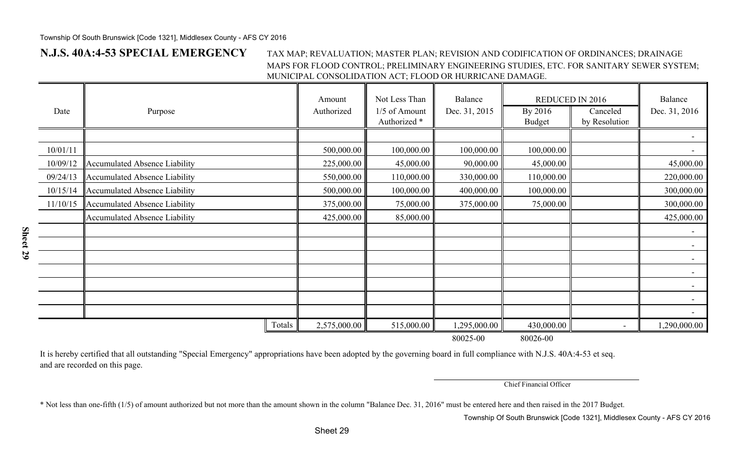## N.J.S. 40A:4-53 SPECIAL EMERGENCY

TAX MAP; REVALUATION; MASTER PLAN; REVISION AND CODIFICATION OF ORDINANCES; DRAINAGE MAPS FOR FLOOD CONTROL; PRELIMINARY ENGINEERING STUDIES, ETC. FOR SANITARY SEWER SYSTEM; MUNICIPAL CONSOLIDATION ACT; FLOOD OR HURRICANE DAMAGE.

| Date | Purpose | Amount Authorized | Not Less Than 1/5 of Amount Authorized * | Balance Dec. 31, 2015 | REDUCED IN 2016 | | Balance Dec. 31, 2016 |
|---|---|---|---|---|---|---|---|
| | | | | | By 2016 Budget | Canceled by Resolution | |
| | | | | | | | - |
| 10/01/11 | | 500,000.00 | 100,000.00 | 100,000.00 | 100,000.00 | | - |
| 10/09/12 | Accumulated Absence Liability | 225,000.00 | 45,000.00 | 90,000.00 | 45,000.00 | | 45,000.00 |
| 09/24/13 | Accumulated Absence Liability | 550,000.00 | 110,000.00 | 330,000.00 | 110,000.00 | | 220,000.00 |
| 10/15/14 | Accumulated Absence Liability | 500,000.00 | 100,000.00 | 400,000.00 | 100,000.00 | | 300,000.00 |
| 11/10/15 | Accumulated Absence Liability | 375,000.00 | 75,000.00 | 375,000.00 | 75,000.00 | | 300,000.00 |
| | Accumulated Absence Liability | 425,000.00 | 85,000.00 | | | | 425,000.00 |
| | | | | | | | - |
| | | | | | | | - |
| | | | | | | | - |
| | | | | | | | - |
| | | | | | | | - |
| | | | | | | | - |
| | | | | | | | - |
| | Totals | 2,575,000.00 | 515,000.00 | 1,295,000.00 | 430,000.00 | - | 1,290,000.00 |
| | | | | 80025-00 | 80026-00 | | |

It is hereby certified that all outstanding "Special Emergency" appropriations have been adopted by the governing board in full compliance with N.J.S. 40A:4-53 et seq. and are recorded on this page.

Chief Financial Officer

* Not less than one-fifth (1/5) of amount authorized but not more than the amount shown in the column "Balance Dec. 31, 2016" must be entered here and then raised in the 2017 Budget.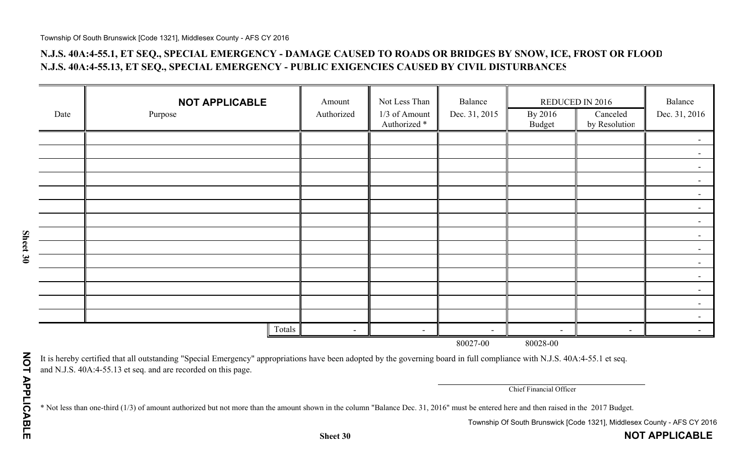## N.J.S. 40A:4-55.1, ET SEQ., SPECIAL EMERGENCY - DAMAGE CAUSED TO ROADS OR BRIDGES BY SNOW, ICE, FROST OR FLOOD
## N.J.S. 40A:4-55.13, ET SEQ., SPECIAL EMERGENCY - PUBLIC EXIGENCIES CAUSED BY CIVIL DISTURBANCES

| Date | **NOT APPLICABLE** Purpose | Amount Authorized | Not Less Than 1/3 of Amount Authorized * | Balance Dec. 31, 2015 | REDUCED IN 2016 | | Balance Dec. 31, 2016 |
|---|---|---|---|---|---|---|---|
| | | | | | By 2016 Budget | Canceled by Resolution | |
| | | | | | | | - |
| | | | | | | | - |
| | | | | | | | - |
| | | | | | | | - |
| | | | | | | | - |
| | | | | | | | - |
| | | | | | | | - |
| | | | | | | | - |
| | | | | | | | - |
| | | | | | | | - |
| | | | | | | | - |
| | | | | | | | - |
| | | | | | | | - |
| | | | | | | | - |
| | Totals | - | - | - | - | - | - |
| | | | | 80027-00 | 80028-00 | | |

It is hereby certified that all outstanding "Special Emergency" appropriations have been adopted by the governing board in full compliance with N.J.S. 40A:4-55.1 et seq. and N.J.S. 40A:4-55.13 et seq. and are recorded on this page.

Chief Financial Officer

* Not less than one-third (1/3) of amount authorized but not more than the amount shown in the column "Balance Dec. 31, 2016" must be entered here and then raised in the 2017 Budget.

**NOT APPLICABLE**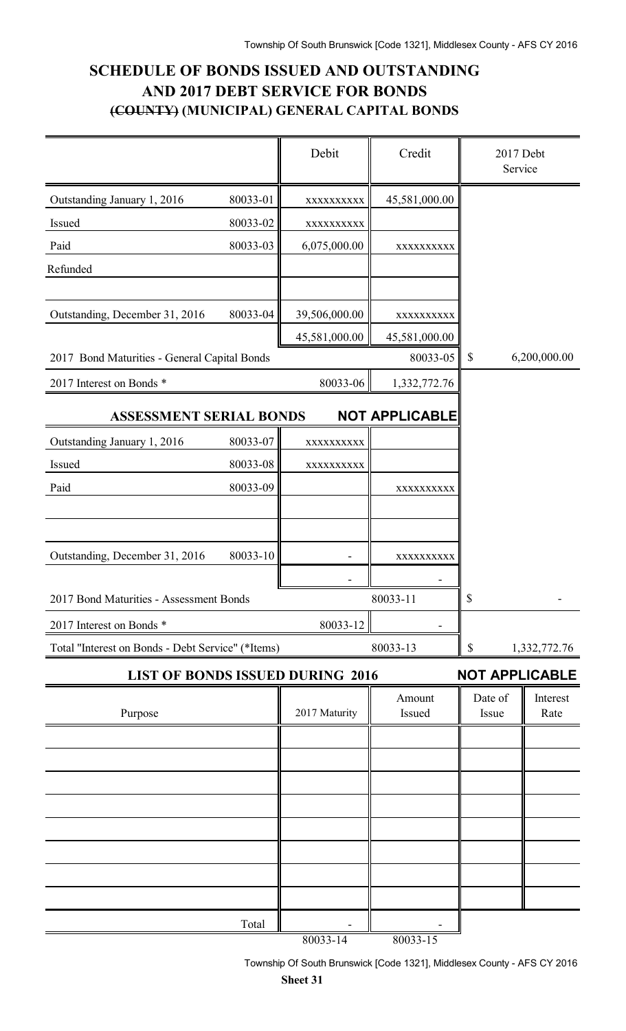# SCHEDULE OF BONDS ISSUED AND OUTSTANDING AND 2017 DEBT SERVICE FOR BONDS

## ~~(COUNTY)~~ (MUNICIPAL) GENERAL CAPITAL BONDS

| | | Debit | Credit | 2017 Debt Service |
|---|---|---|---|---|
| Outstanding January 1, 2016 | 80033-01 | xxxxxxxxxx | 45,581,000.00 | |
| Issued | 80033-02 | xxxxxxxxxx | | |
| Paid | 80033-03 | 6,075,000.00 | xxxxxxxxxx | |
| Refunded | | | | |
| | | | | |
| Outstanding, December 31, 2016 | 80033-04 | 39,506,000.00 | xxxxxxxxxx | |
| | | 45,581,000.00 | 45,581,000.00 | |
| 2017 Bond Maturities - General Capital Bonds | | | 80033-05 | $ 6,200,000.00 |
| 2017 Interest on Bonds * | | 80033-06 | 1,332,772.76 | |

### ASSESSMENT SERIAL BONDS — NOT APPLICABLE

| | | Debit | Credit | 2017 Debt Service |
|---|---|---|---|---|
| Outstanding January 1, 2016 | 80033-07 | xxxxxxxxxx | | |
| Issued | 80033-08 | xxxxxxxxxx | | |
| Paid | 80033-09 | | xxxxxxxxxx | |
| | | | | |
| | | | | |
| Outstanding, December 31, 2016 | 80033-10 | - | xxxxxxxxxx | |
| | | - | - | |
| 2017 Bond Maturities - Assessment Bonds | | | 80033-11 | $ - |
| 2017 Interest on Bonds * | | 80033-12 | - | |
| Total "Interest on Bonds - Debt Service" (*Items) | | | 80033-13 | $ 1,332,772.76 |

### LIST OF BONDS ISSUED DURING 2016 — NOT APPLICABLE

| Purpose | 2017 Maturity | Amount Issued | Date of Issue | Interest Rate |
|---|---|---|---|---|
| | | | | |
| | | | | |
| | | | | |
| | | | | |
| | | | | |
| | | | | |
| | | | | |
| | | | | |
| Total | - | - | | |
| | 80033-14 | 80033-15 | | |

**Sheet 31**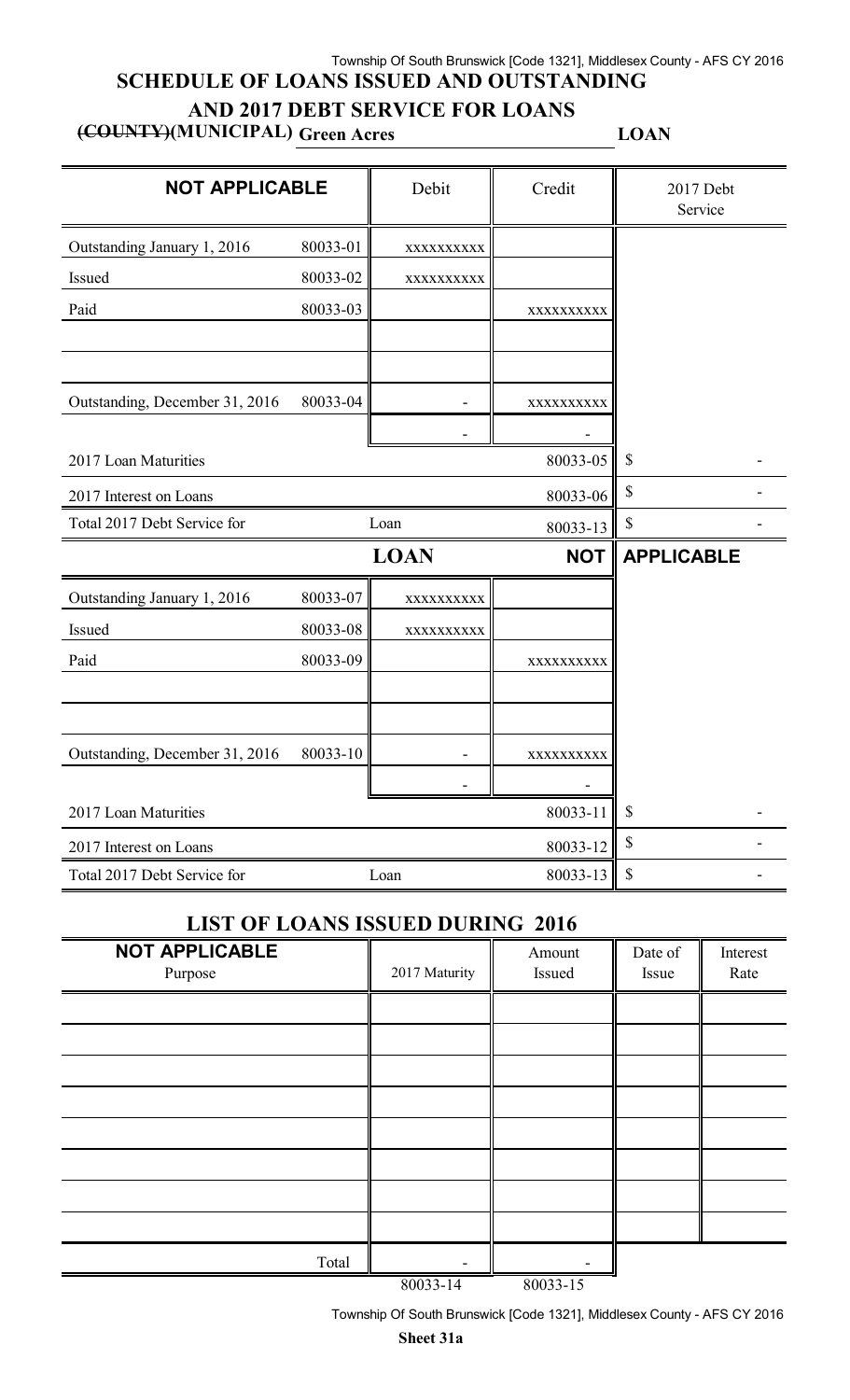# SCHEDULE OF LOANS ISSUED AND OUTSTANDING

## AND 2017 DEBT SERVICE FOR LOANS

**~~(COUNTY)~~(MUNICIPAL) Green Acres LOAN**

| NOT APPLICABLE | | Debit | Credit | 2017 Debt Service |
|---|---|---|---|---|
| Outstanding January 1, 2016 | 80033-01 | xxxxxxxxxx | | |
| Issued | 80033-02 | xxxxxxxxxx | | |
| Paid | 80033-03 | | xxxxxxxxxx | |
| | | | | |
| | | | | |
| Outstanding, December 31, 2016 | 80033-04 | - | xxxxxxxxxx | |
| | | - | - | |
| 2017 Loan Maturities | | | 80033-05 | $ - |
| 2017 Interest on Loans | | | 80033-06 | $ - |
| Total 2017 Debt Service for | | Loan | 80033-13 | $ - |
| | | **LOAN** | **NOT** | **APPLICABLE** |
| Outstanding January 1, 2016 | 80033-07 | xxxxxxxxxx | | |
| Issued | 80033-08 | xxxxxxxxxx | | |
| Paid | 80033-09 | | xxxxxxxxxx | |
| | | | | |
| | | | | |
| Outstanding, December 31, 2016 | 80033-10 | - | xxxxxxxxxx | |
| | | - | - | |
| 2017 Loan Maturities | | | 80033-11 | $ - |
| 2017 Interest on Loans | | | 80033-12 | $ - |
| Total 2017 Debt Service for | | Loan | 80033-13 | $ - |

## LIST OF LOANS ISSUED DURING 2016

| NOT APPLICABLE<br>Purpose | 2017 Maturity | Amount Issued | Date of Issue | Interest Rate |
|---|---|---|---|---|
| | | | | |
| | | | | |
| | | | | |
| | | | | |
| | | | | |
| | | | | |
| | | | | |
| | | | | |
| Total | - | - | | |
| | 80033-14 | 80033-15 | | |

**Sheet 31a**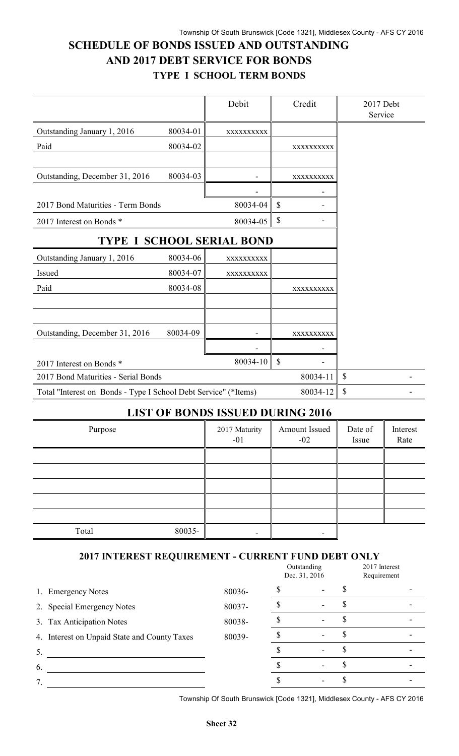# SCHEDULE OF BONDS ISSUED AND OUTSTANDING AND 2017 DEBT SERVICE FOR BONDS

## TYPE I SCHOOL TERM BONDS

| | | Debit | Credit | 2017 Debt Service |
|---|---|---|---|---|
| Outstanding January 1, 2016 | 80034-01 | xxxxxxxxxx | | |
| Paid | 80034-02 | | xxxxxxxxxx | |
| | | | | |
| Outstanding, December 31, 2016 | 80034-03 | - | xxxxxxxxxx | |
| | | - | - | |
| 2017 Bond Maturities - Term Bonds | | 80034-04 | $ - | |
| 2017 Interest on Bonds * | | 80034-05 | $ - | |

## TYPE I SCHOOL SERIAL BOND

| | | Debit | Credit | 2017 Debt Service |
|---|---|---|---|---|
| Outstanding January 1, 2016 | 80034-06 | xxxxxxxxxx | | |
| Issued | 80034-07 | xxxxxxxxxx | | |
| Paid | 80034-08 | | xxxxxxxxxx | |
| | | | | |
| | | | | |
| Outstanding, December 31, 2016 | 80034-09 | - | xxxxxxxxxx | |
| | | - | - | |
| 2017 Interest on Bonds * | | 80034-10 | $ - | |
| 2017 Bond Maturities - Serial Bonds | | | 80034-11 | $ - |
| Total "Interest on Bonds - Type I School Debt Service" (*Items) | | | 80034-12 | $ - |

## LIST OF BONDS ISSUED DURING 2016

| Purpose | | 2017 Maturity -01 | Amount Issued -02 | Date of Issue | Interest Rate |
|---|---|---|---|---|---|
| | | | | | |
| | | | | | |
| | | | | | |
| | | | | | |
| | | | | | |
| Total | 80035- | - | - | | |

## 2017 INTEREST REQUIREMENT - CURRENT FUND DEBT ONLY

| | | Outstanding Dec. 31, 2016 | 2017 Interest Requirement |
|---|---|---|---|
| 1. Emergency Notes | 80036- | $ - | $ - |
| 2. Special Emergency Notes | 80037- | $ - | $ - |
| 3. Tax Anticipation Notes | 80038- | $ - | $ - |
| 4. Interest on Unpaid State and County Taxes | 80039- | $ - | $ - |
| 5. | | $ - | $ - |
| 6. | | $ - | $ - |
| 7. | | $ - | $ - |

**Sheet 32**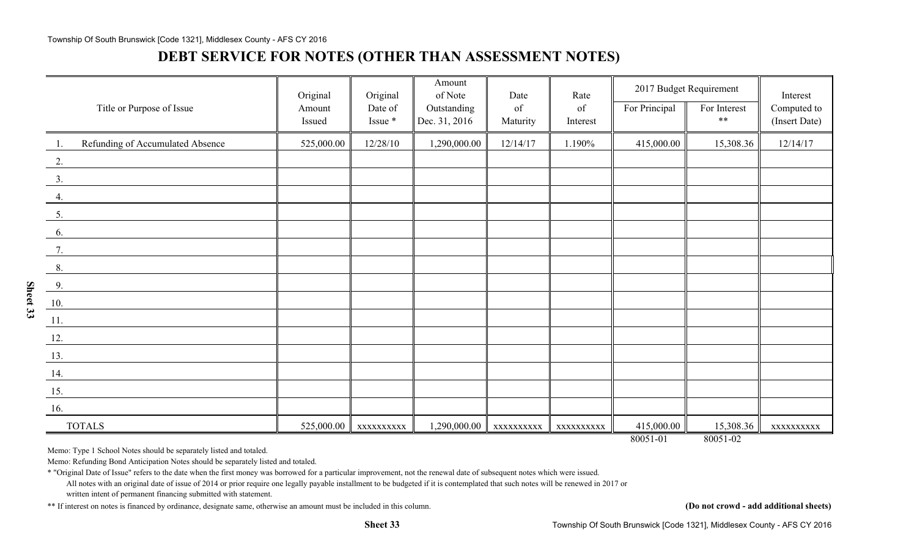## DEBT SERVICE FOR NOTES (OTHER THAN ASSESSMENT NOTES)

| Title or Purpose of Issue | Original Amount Issued | Original Date of Issue * | Amount of Note Outstanding Dec. 31, 2016 | Date of Maturity | Rate of Interest | 2017 Budget Requirement | | Interest Computed to (Insert Date) |
|---|---|---|---|---|---|---|---|---|
| | | | | | | For Principal | For Interest ** | |
| 1. Refunding of Accumulated Absence | 525,000.00 | 12/28/10 | 1,290,000.00 | 12/14/17 | 1.190% | 415,000.00 | 15,308.36 | 12/14/17 |
| 2. | | | | | | | | |
| 3. | | | | | | | | |
| 4. | | | | | | | | |
| 5. | | | | | | | | |
| 6. | | | | | | | | |
| 7. | | | | | | | | |
| 8. | | | | | | | | |
| 9. | | | | | | | | |
| 10. | | | | | | | | |
| 11. | | | | | | | | |
| 12. | | | | | | | | |
| 13. | | | | | | | | |
| 14. | | | | | | | | |
| 15. | | | | | | | | |
| 16. | | | | | | | | |
| TOTALS | 525,000.00 | xxxxxxxxxx | 1,290,000.00 | xxxxxxxxxx | xxxxxxxxxx | 415,000.00 | 15,308.36 | xxxxxxxxxx |
| | | | | | | 80051-01 | 80051-02 | |

Memo: Type 1 School Notes should be separately listed and totaled.

Memo: Refunding Bond Anticipation Notes should be separately listed and totaled.

* "Original Date of Issue" refers to the date when the first money was borrowed for a particular improvement, not the renewal date of subsequent notes which were issued.

All notes with an original date of issue of 2014 or prior require one legally payable installment to be budgeted if it is contemplated that such notes will be renewed in 2017 or written intent of permanent financing submitted with statement.

** If interest on notes is financed by ordinance, designate same, otherwise an amount must be included in this column.

**(Do not crowd - add additional sheets)**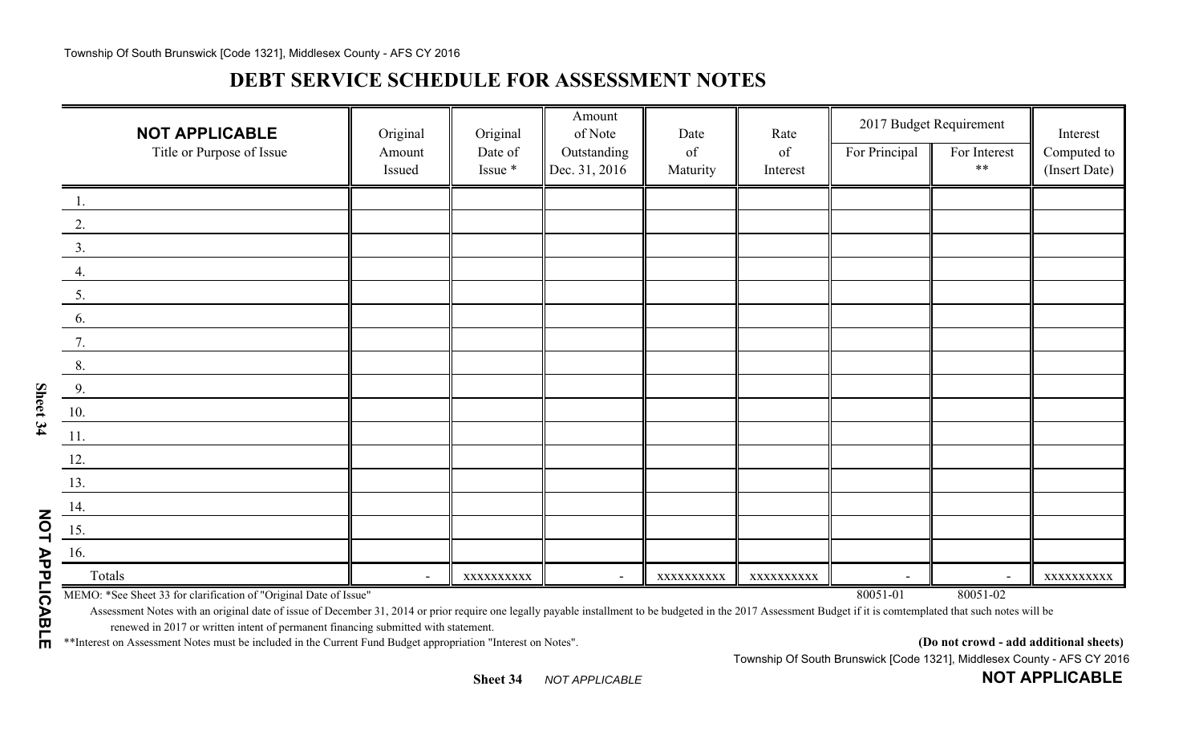## DEBT SERVICE SCHEDULE FOR ASSESSMENT NOTES

| **NOT APPLICABLE** Title or Purpose of Issue | Original Amount Issued | Original Date of Issue * | Amount of Note Outstanding Dec. 31, 2016 | Date of Maturity | Rate of Interest | 2017 Budget Requirement | | Interest Computed to (Insert Date) |
|---|---|---|---|---|---|---|---|---|
| | | | | | | For Principal | For Interest ** | |
| 1. | | | | | | | | |
| 2. | | | | | | | | |
| 3. | | | | | | | | |
| 4. | | | | | | | | |
| 5. | | | | | | | | |
| 6. | | | | | | | | |
| 7. | | | | | | | | |
| 8. | | | | | | | | |
| 9. | | | | | | | | |
| 10. | | | | | | | | |
| 11. | | | | | | | | |
| 12. | | | | | | | | |
| 13. | | | | | | | | |
| 14. | | | | | | | | |
| 15. | | | | | | | | |
| 16. | | | | | | | | |
| Totals | - | xxxxxxxxxx | - | xxxxxxxxxx | xxxxxxxxxx | - | - | xxxxxxxxxx |
| | | | | | | 80051-01 | 80051-02 | |

MEMO: *See Sheet 33 for clarification of "Original Date of Issue"

Assessment Notes with an original date of issue of December 31, 2014 or prior require one legally payable installment to be budgeted in the 2017 Assessment Budget if it is comtemplated that such notes will be renewed in 2017 or written intent of permanent financing submitted with statement.

**Interest on Assessment Notes must be included in the Current Fund Budget appropriation "Interest on Notes".

**(Do not crowd - add additional sheets)**

Sheet 34 NOT APPLICABLE

**NOT APPLICABLE**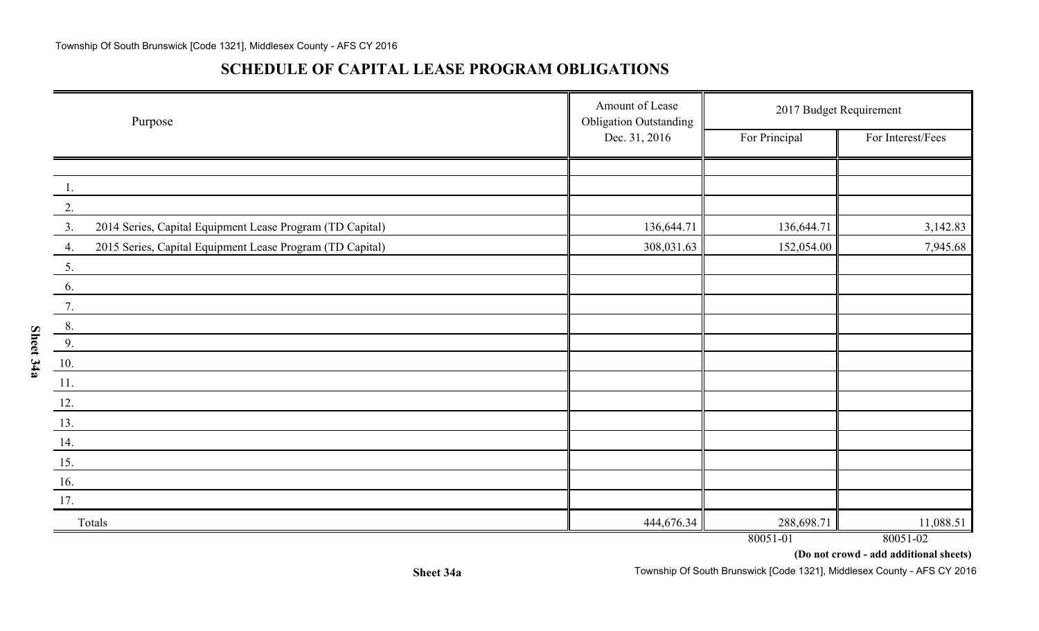## SCHEDULE OF CAPITAL LEASE PROGRAM OBLIGATIONS

| Purpose | Amount of Lease Obligation Outstanding Dec. 31, 2016 | 2017 Budget Requirement | |
|---|---|---|---|
| | | For Principal | For Interest/Fees |
| | | | |
| 1. | | | |
| 2. | | | |
| 3. 2014 Series, Capital Equipment Lease Program (TD Capital) | 136,644.71 | 136,644.71 | 3,142.83 |
| 4. 2015 Series, Capital Equipment Lease Program (TD Capital) | 308,031.63 | 152,054.00 | 7,945.68 |
| 5. | | | |
| 6. | | | |
| 7. | | | |
| 8. | | | |
| 9. | | | |
| 10. | | | |
| 11. | | | |
| 12. | | | |
| 13. | | | |
| 14. | | | |
| 15. | | | |
| 16. | | | |
| 17. | | | |
| Totals | 444,676.34 | 288,698.71 | 11,088.51 |
| | | 80051-01 | 80051-02 |

**(Do not crowd - add additional sheets)**

Sheet 34a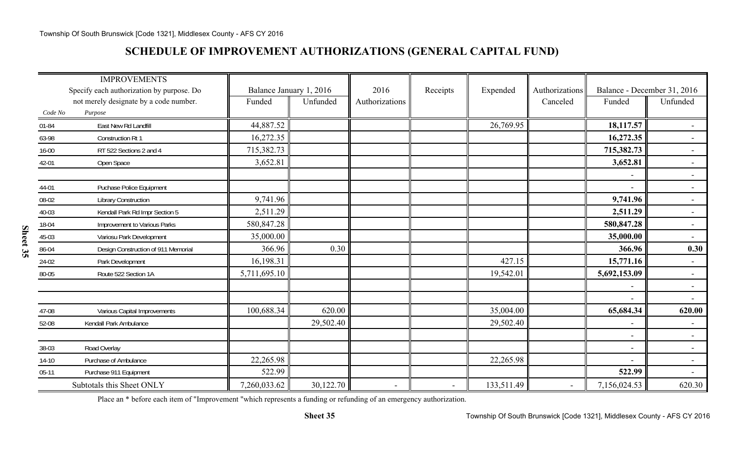## SCHEDULE OF IMPROVEMENT AUTHORIZATIONS (GENERAL CAPITAL FUND)

| Code No | IMPROVEMENTS<br>Specify each authorization by purpose. Do not merely designate by a code number.<br>Purpose | Balance January 1, 2016 Funded | Balance January 1, 2016 Unfunded | 2016 Authorizations | Receipts | Expended | Authorizations Canceled | Balance - December 31, 2016 Funded | Balance - December 31, 2016 Unfunded |
|---|---|---|---|---|---|---|---|---|---|
| 01-84 | East New Rd Landfill | 44,887.52 | | | | 26,769.95 | | **18,117.57** | - |
| 63-98 | Construction Rt 1 | 16,272.35 | | | | | | **16,272.35** | - |
| 16-00 | RT 522 Sections 2 and 4 | 715,382.73 | | | | | | **715,382.73** | - |
| 42-01 | Open Space | 3,652.81 | | | | | | **3,652.81** | - |
| | | | | | | | | - | - |
| 44-01 | Puchase Police Equipment | | | | | | | - | - |
| 08-02 | Library Construction | 9,741.96 | | | | | | **9,741.96** | - |
| 40-03 | Kendall Park Rd Impr Section 5 | 2,511.29 | | | | | | **2,511.29** | - |
| 18-04 | Improvement to Various Parks | 580,847.28 | | | | | | **580,847.28** | - |
| 45-03 | Variosu Park Development | 35,000.00 | | | | | | **35,000.00** | - |
| 86-04 | Design Construction of 911 Memorial | 366.96 | 0.30 | | | | | **366.96** | **0.30** |
| 24-02 | Park Development | 16,198.31 | | | | 427.15 | | **15,771.16** | - |
| 80-05 | Route 522 Section 1A | 5,711,695.10 | | | | 19,542.01 | | **5,692,153.09** | - |
| | | | | | | | | - | - |
| | | | | | | | | - | - |
| 47-08 | Various Capital Improvements | 100,688.34 | 620.00 | | | 35,004.00 | | **65,684.34** | **620.00** |
| 52-08 | Kendall Park Ambulance | | 29,502.40 | | | 29,502.40 | | - | - |
| | | | | | | | | - | - |
| 38-03 | Road Overlay | | | | | | | - | - |
| 14-10 | Purchase of Ambulance | 22,265.98 | | | | 22,265.98 | | - | - |
| 05-11 | Purchase 911 Equipment | 522.99 | | | | | | **522.99** | - |
| | Subtotals this Sheet ONLY | 7,260,033.62 | 30,122.70 | - | - | 133,511.49 | - | 7,156,024.53 | 620.30 |

Place an * before each item of "Improvement "which represents a funding or refunding of an emergency authorization.

**Sheet 35**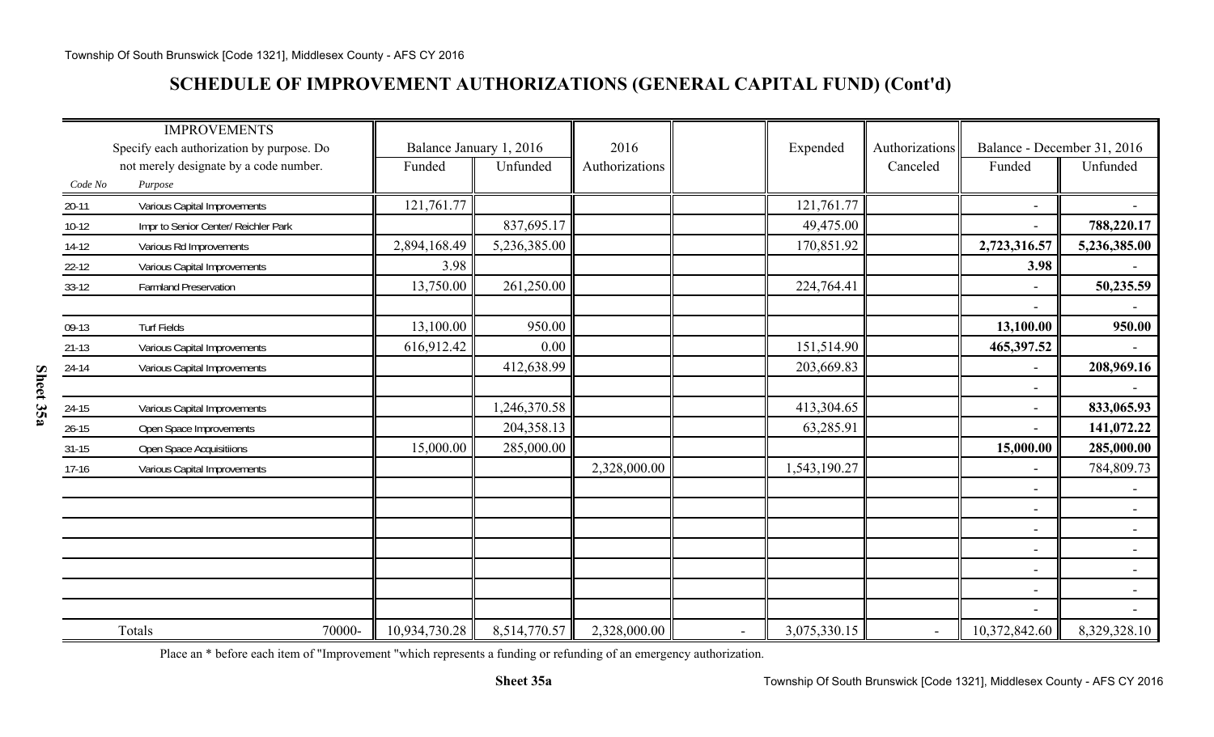## SCHEDULE OF IMPROVEMENT AUTHORIZATIONS (GENERAL CAPITAL FUND) (Cont'd)

| IMPROVEMENTS<br>Specify each authorization by purpose. Do not merely designate by a code number. | | Balance January 1, 2016 | | 2016 | | Expended | Authorizations | Balance - December 31, 2016 | |
|---|---|---|---|---|---|---|---|---|---|
| Code No | Purpose | Funded | Unfunded | Authorizations | | | Canceled | Funded | Unfunded |
| 20-11 | Various Capital Improvements | 121,761.77 | | | | 121,761.77 | | - | - |
| 10-12 | Impr to Senior Center/ Reichler Park | | 837,695.17 | | | 49,475.00 | | - | **788,220.17** |
| 14-12 | Various Rd Improvements | 2,894,168.49 | 5,236,385.00 | | | 170,851.92 | | **2,723,316.57** | **5,236,385.00** |
| 22-12 | Various Capital Improvements | 3.98 | | | | | | **3.98** | - |
| 33-12 | Farmland Preservation | 13,750.00 | 261,250.00 | | | 224,764.41 | | - | **50,235.59** |
| | | | | | | | | - | - |
| 09-13 | Turf Fields | 13,100.00 | 950.00 | | | | | **13,100.00** | **950.00** |
| 21-13 | Various Capital Improvements | 616,912.42 | 0.00 | | | 151,514.90 | | **465,397.52** | - |
| 24-14 | Various Capital Improvements | | 412,638.99 | | | 203,669.83 | | - | **208,969.16** |
| | | | | | | | | - | - |
| 24-15 | Various Capital Improvements | | 1,246,370.58 | | | 413,304.65 | | - | **833,065.93** |
| 26-15 | Open Space Improvements | | 204,358.13 | | | 63,285.91 | | - | **141,072.22** |
| 31-15 | Open Space Acquisitiions | 15,000.00 | 285,000.00 | | | | | **15,000.00** | **285,000.00** |
| 17-16 | Various Capital Improvements | | | 2,328,000.00 | | 1,543,190.27 | | - | 784,809.73 |
| | | | | | | | | - | - |
| | | | | | | | | - | - |
| | | | | | | | | - | - |
| | | | | | | | | - | - |
| | | | | | | | | - | - |
| | | | | | | | | - | - |
| | | | | | | | | - | - |
| | Totals 70000- | 10,934,730.28 | 8,514,770.57 | 2,328,000.00 | - | 3,075,330.15 | - | 10,372,842.60 | 8,329,328.10 |

Place an * before each item of "Improvement "which represents a funding or refunding of an emergency authorization.

**Sheet 35a**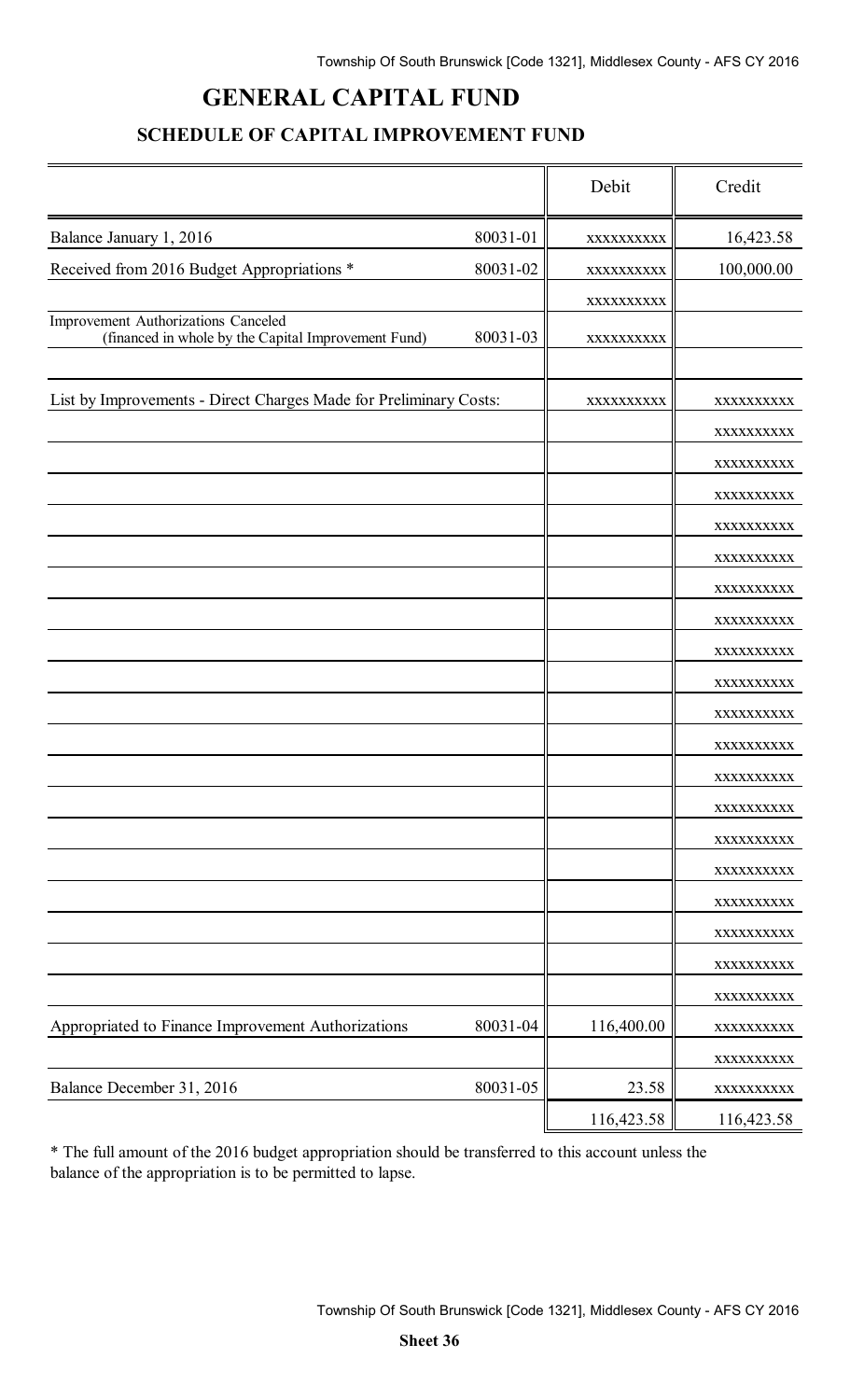# GENERAL CAPITAL FUND

## SCHEDULE OF CAPITAL IMPROVEMENT FUND

| | | Debit | Credit |
|---|---|---|---|
| Balance January 1, 2016 | 80031-01 | xxxxxxxxxx | 16,423.58 |
| Received from 2016 Budget Appropriations * | 80031-02 | xxxxxxxxxx | 100,000.00 |
| | | xxxxxxxxxx | |
| Improvement Authorizations Canceled (financed in whole by the Capital Improvement Fund) | 80031-03 | xxxxxxxxxx | |
| | | | |
| List by Improvements - Direct Charges Made for Preliminary Costs: | | xxxxxxxxxx | xxxxxxxxxx |
| | | | xxxxxxxxxx |
| | | | xxxxxxxxxx |
| | | | xxxxxxxxxx |
| | | | xxxxxxxxxx |
| | | | xxxxxxxxxx |
| | | | xxxxxxxxxx |
| | | | xxxxxxxxxx |
| | | | xxxxxxxxxx |
| | | | xxxxxxxxxx |
| | | | xxxxxxxxxx |
| | | | xxxxxxxxxx |
| | | | xxxxxxxxxx |
| | | | xxxxxxxxxx |
| | | | xxxxxxxxxx |
| | | | xxxxxxxxxx |
| | | | xxxxxxxxxx |
| | | | xxxxxxxxxx |
| | | | xxxxxxxxxx |
| | | | xxxxxxxxxx |
| Appropriated to Finance Improvement Authorizations | 80031-04 | 116,400.00 | xxxxxxxxxx |
| | | | xxxxxxxxxx |
| Balance December 31, 2016 | 80031-05 | 23.58 | xxxxxxxxxx |
| | | 116,423.58 | 116,423.58 |

* The full amount of the 2016 budget appropriation should be transferred to this account unless the balance of the appropriation is to be permitted to lapse.

**Sheet 36**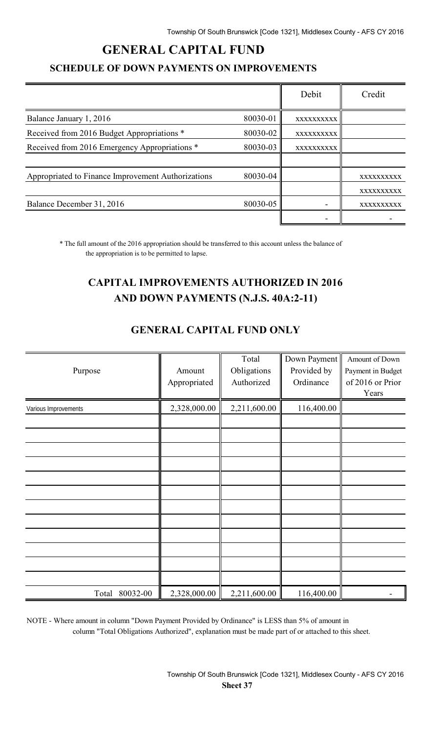# GENERAL CAPITAL FUND

## SCHEDULE OF DOWN PAYMENTS ON IMPROVEMENTS

| | | Debit | Credit |
|---|---|---|---|
| Balance January 1, 2016 | 80030-01 | xxxxxxxxxx | |
| Received from 2016 Budget Appropriations * | 80030-02 | xxxxxxxxxx | |
| Received from 2016 Emergency Appropriations * | 80030-03 | xxxxxxxxxx | |
| | | | |
| Appropriated to Finance Improvement Authorizations | 80030-04 | | xxxxxxxxxx |
| | | | xxxxxxxxxx |
| Balance December 31, 2016 | 80030-05 | - | xxxxxxxxxx |
| | | - | - |

\* The full amount of the 2016 appropriation should be transferred to this account unless the balance of the appropriation is to be permitted to lapse.

## CAPITAL IMPROVEMENTS AUTHORIZED IN 2016 AND DOWN PAYMENTS (N.J.S. 40A:2-11)

## GENERAL CAPITAL FUND ONLY

| Purpose | Amount Appropriated | Total Obligations Authorized | Down Payment Provided by Ordinance | Amount of Down Payment in Budget of 2016 or Prior Years |
|---|---|---|---|---|
| Various Improvements | 2,328,000.00 | 2,211,600.00 | 116,400.00 | |
| | | | | |
| | | | | |
| | | | | |
| | | | | |
| | | | | |
| | | | | |
| | | | | |
| | | | | |
| | | | | |
| | | | | |
| | | | | |
| Total 80032-00 | 2,328,000.00 | 2,211,600.00 | 116,400.00 | - |

NOTE - Where amount in column "Down Payment Provided by Ordinance" is LESS than 5% of amount in column "Total Obligations Authorized", explanation must be made part of or attached to this sheet.

**Sheet 37**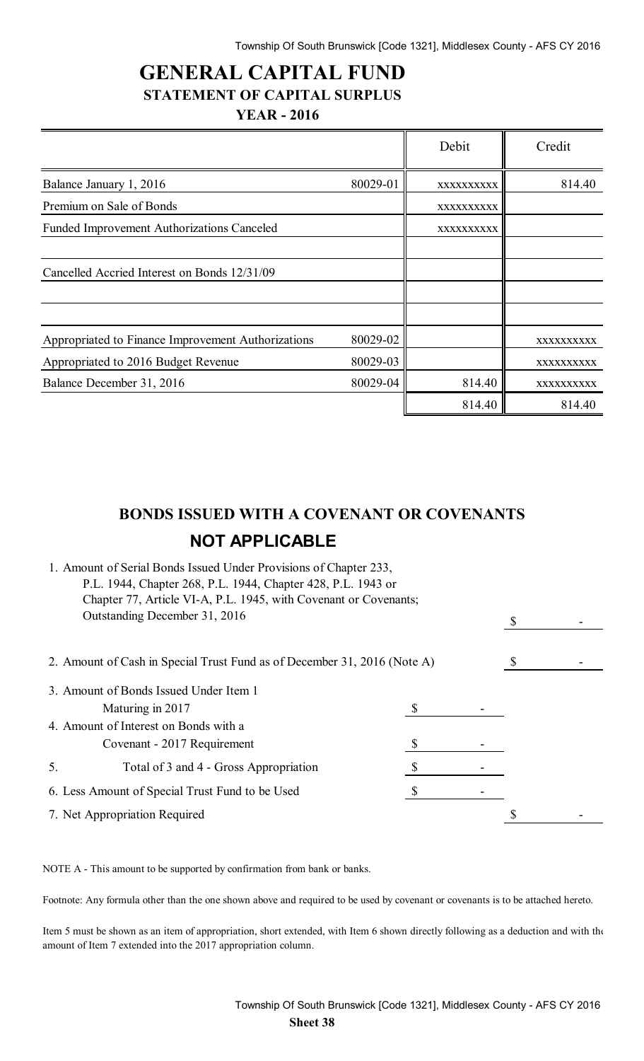# GENERAL CAPITAL FUND

## STATEMENT OF CAPITAL SURPLUS

### YEAR - 2016

| | | Debit | Credit |
|---|---|---|---|
| Balance January 1, 2016 | 80029-01 | xxxxxxxxxx | 814.40 |
| Premium on Sale of Bonds | | xxxxxxxxxx | |
| Funded Improvement Authorizations Canceled | | xxxxxxxxxx | |
| | | | |
| Cancelled Accried Interest on Bonds 12/31/09 | | | |
| | | | |
| | | | |
| Appropriated to Finance Improvement Authorizations | 80029-02 | | xxxxxxxxxx |
| Appropriated to 2016 Budget Revenue | 80029-03 | | xxxxxxxxxx |
| Balance December 31, 2016 | 80029-04 | 814.40 | xxxxxxxxxx |
| | | 814.40 | 814.40 |

## BONDS ISSUED WITH A COVENANT OR COVENANTS

### NOT APPLICABLE

| | | |
|---|---|---|
| 1. Amount of Serial Bonds Issued Under Provisions of Chapter 233, P.L. 1944, Chapter 268, P.L. 1944, Chapter 428, P.L. 1943 or Chapter 77, Article VI-A, P.L. 1945, with Covenant or Covenants; Outstanding December 31, 2016 | | $ - |
| 2. Amount of Cash in Special Trust Fund as of December 31, 2016 (Note A) | | $ - |
| 3. Amount of Bonds Issued Under Item 1 Maturing in 2017 | $ - | |
| 4. Amount of Interest on Bonds with a Covenant - 2017 Requirement | $ - | |
| 5. Total of 3 and 4 - Gross Appropriation | $ - | |
| 6. Less Amount of Special Trust Fund to be Used | $ - | |
| 7. Net Appropriation Required | | $ - |

NOTE A - This amount to be supported by confirmation from bank or banks.

Footnote: Any formula other than the one shown above and required to be used by covenant or covenants is to be attached hereto.

Item 5 must be shown as an item of appropriation, short extended, with Item 6 shown directly following as a deduction and with the amount of Item 7 extended into the 2017 appropriation column.

Sheet 38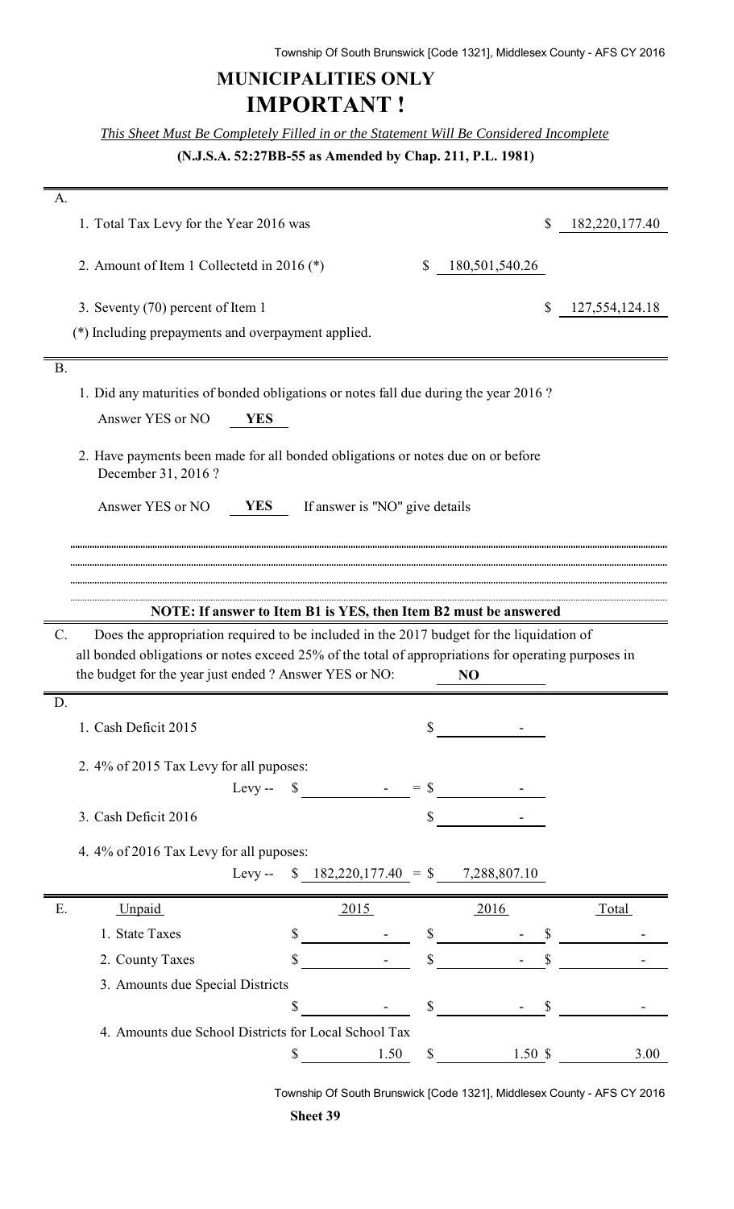# MUNICIPALITIES ONLY

# IMPORTANT !

*This Sheet Must Be Completely Filled in or the Statement Will Be Considered Incomplete*

**(N.J.S.A. 52:27BB-55 as Amended by Chap. 211, P.L. 1981)**

**A.**

1. Total Tax Levy for the Year 2016 was $ 182,220,177.40

2. Amount of Item 1 Collectetd in 2016 (*) $ 180,501,540.26

3. Seventy (70) percent of Item 1 $ 127,554,124.18

(*) Including prepayments and overpayment applied.

**B.**

1. Did any maturities of bonded obligations or notes fall due during the year 2016 ?

   Answer YES or NO **YES**

2. Have payments been made for all bonded obligations or notes due on or before December 31, 2016 ?

   Answer YES or NO **YES** If answer is "NO" give details

**NOTE: If answer to Item B1 is YES, then Item B2 must be answered**

**C.** Does the appropriation required to be included in the 2017 budget for the liquidation of all bonded obligations or notes exceed 25% of the total of appropriations for operating purposes in the budget for the year just ended ? Answer YES or NO: **NO**

**D.**

1. Cash Deficit 2015 $ -

2. 4% of 2015 Tax Levy for all puposes:
   Levy -- $ - = $ -

3. Cash Deficit 2016 $ -

4. 4% of 2016 Tax Levy for all puposes:
   Levy -- $ 182,220,177.40 = $ 7,288,807.10

**E.**

| Unpaid | 2015 | 2016 | Total |
|---|---|---|---|
| 1. State Taxes | $ - | $ - | $ - |
| 2. County Taxes | $ - | $ - | $ - |
| 3. Amounts due Special Districts | $ - | $ - | $ - |
| 4. Amounts due School Districts for Local School Tax | $ 1.50 | $ 1.50 | $ 3.00 |

**Sheet 39**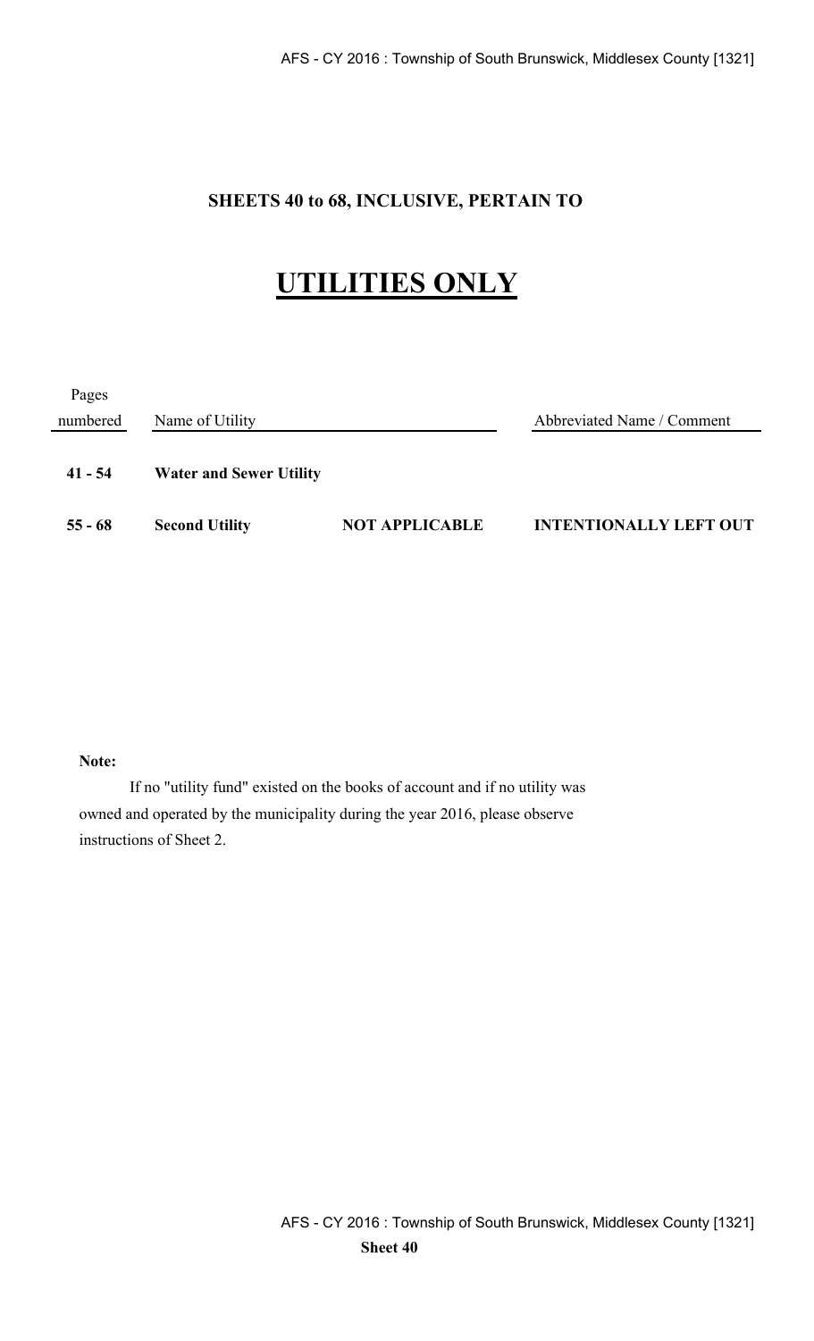**SHEETS 40 to 68, INCLUSIVE, PERTAIN TO**

# UTILITIES ONLY

| Pages numbered | Name of Utility | | Abbreviated Name / Comment |
|---|---|---|---|
| **41 - 54** | **Water and Sewer Utility** | | |
| **55 - 68** | **Second Utility** | **NOT APPLICABLE** | **INTENTIONALLY LEFT OUT** |

**Note:**

If no "utility fund" existed on the books of account and if no utility was owned and operated by the municipality during the year 2016, please observe instructions of Sheet 2.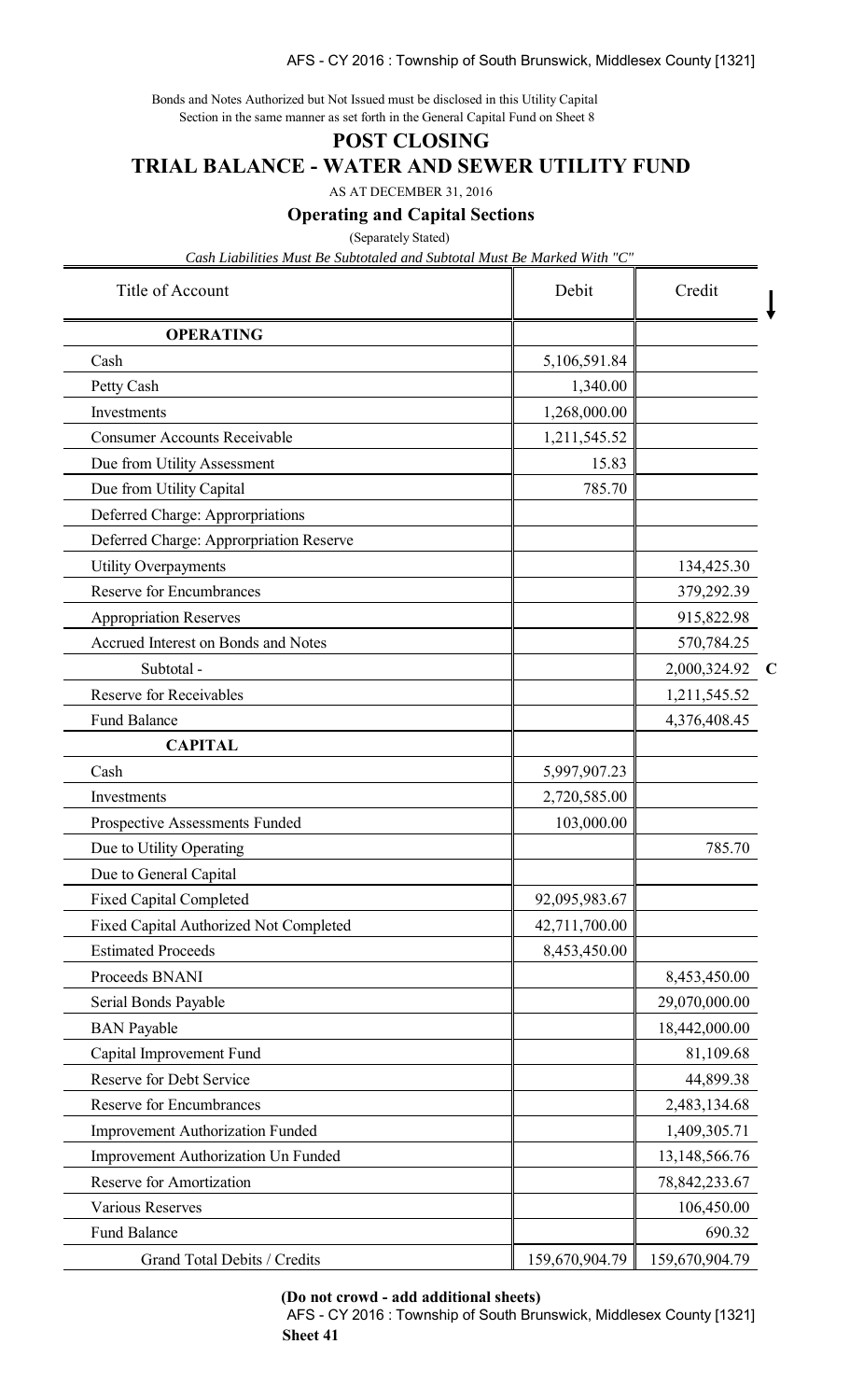Bonds and Notes Authorized but Not Issued must be disclosed in this Utility Capital Section in the same manner as set forth in the General Capital Fund on Sheet 8

# POST CLOSING

# TRIAL BALANCE - WATER AND SEWER UTILITY FUND

AS AT DECEMBER 31, 2016

## Operating and Capital Sections

(Separately Stated)

*Cash Liabilities Must Be Subtotaled and Subtotal Must Be Marked With "C"*

| Title of Account | Debit | Credit | |
|---|---|---|---|
| **OPERATING** | | | |
| Cash | 5,106,591.84 | | |
| Petty Cash | 1,340.00 | | |
| Investments | 1,268,000.00 | | |
| Consumer Accounts Receivable | 1,211,545.52 | | |
| Due from Utility Assessment | 15.83 | | |
| Due from Utility Capital | 785.70 | | |
| Deferred Charge: Approrpriations | | | |
| Deferred Charge: Approrpriation Reserve | | | |
| Utility Overpayments | | 134,425.30 | |
| Reserve for Encumbrances | | 379,292.39 | |
| Appropriation Reserves | | 915,822.98 | |
| Accrued Interest on Bonds and Notes | | 570,784.25 | |
| Subtotal - | | 2,000,324.92 | C |
| Reserve for Receivables | | 1,211,545.52 | |
| Fund Balance | | 4,376,408.45 | |
| **CAPITAL** | | | |
| Cash | 5,997,907.23 | | |
| Investments | 2,720,585.00 | | |
| Prospective Assessments Funded | 103,000.00 | | |
| Due to Utility Operating | | 785.70 | |
| Due to General Capital | | | |
| Fixed Capital Completed | 92,095,983.67 | | |
| Fixed Capital Authorized Not Completed | 42,711,700.00 | | |
| Estimated Proceeds | 8,453,450.00 | | |
| Proceeds BNANI | | 8,453,450.00 | |
| Serial Bonds Payable | | 29,070,000.00 | |
| BAN Payable | | 18,442,000.00 | |
| Capital Improvement Fund | | 81,109.68 | |
| Reserve for Debt Service | | 44,899.38 | |
| Reserve for Encumbrances | | 2,483,134.68 | |
| Improvement Authorization Funded | | 1,409,305.71 | |
| Improvement Authorization Un Funded | | 13,148,566.76 | |
| Reserve for Amortization | | 78,842,233.67 | |
| Various Reserves | | 106,450.00 | |
| Fund Balance | | 690.32 | |
| Grand Total Debits / Credits | 159,670,904.79 | 159,670,904.79 | |

**(Do not crowd - add additional sheets)**

**Sheet 41**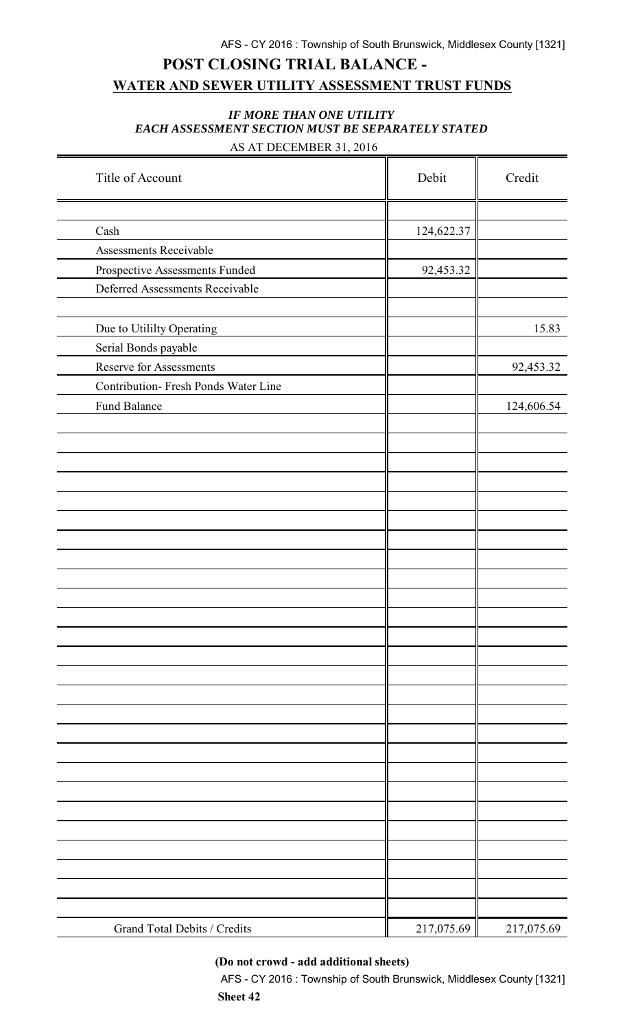# POST CLOSING TRIAL BALANCE -

## WATER AND SEWER UTILITY ASSESSMENT TRUST FUNDS

***IF MORE THAN ONE UTILITY***
***EACH ASSESSMENT SECTION MUST BE SEPARATELY STATED***

AS AT DECEMBER 31, 2016

| Title of Account | Debit | Credit |
|---|---|---|
| Cash | 124,622.37 | |
| Assessments Receivable | | |
| Prospective Assessments Funded | 92,453.32 | |
| Deferred Assessments Receivable | | |
| Due to Utililty Operating | | 15.83 |
| Serial Bonds payable | | |
| Reserve for Assessments | | 92,453.32 |
| Contribution- Fresh Ponds Water Line | | |
| Fund Balance | | 124,606.54 |
| Grand Total Debits / Credits | 217,075.69 | 217,075.69 |

**(Do not crowd - add additional sheets)**

**Sheet 42**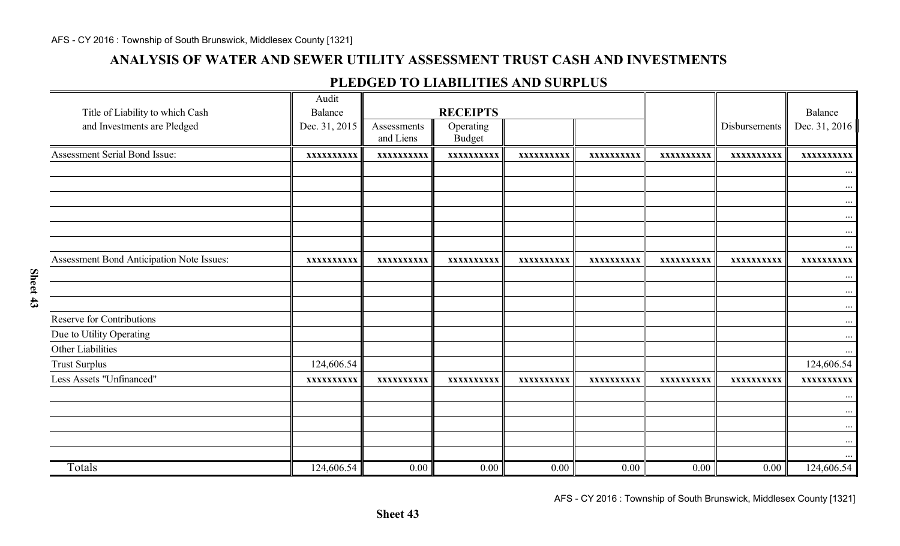# ANALYSIS OF WATER AND SEWER UTILITY ASSESSMENT TRUST CASH AND INVESTMENTS

## PLEDGED TO LIABILITIES AND SURPLUS

| Title of Liability to which Cash and Investments are Pledged | Audit Balance Dec. 31, 2015 | RECEIPTS | | | | | Disbursements | Balance Dec. 31, 2016 |
|---|---|---|---|---|---|---|---|---|
| | | Assessments and Liens | Operating Budget | | | | | |
| Assessment Serial Bond Issue: | xxxxxxxxxx | xxxxxxxxxx | xxxxxxxxxx | xxxxxxxxxx | xxxxxxxxxx | xxxxxxxxxx | xxxxxxxxxx | xxxxxxxxxx |
| | | | | | | | | ... |
| | | | | | | | | ... |
| | | | | | | | | ... |
| | | | | | | | | ... |
| | | | | | | | | ... |
| | | | | | | | | ... |
| Assessment Bond Anticipation Note Issues: | xxxxxxxxxx | xxxxxxxxxx | xxxxxxxxxx | xxxxxxxxxx | xxxxxxxxxx | xxxxxxxxxx | xxxxxxxxxx | xxxxxxxxxx |
| | | | | | | | | ... |
| | | | | | | | | ... |
| | | | | | | | | ... |
| Reserve for Contributions | | | | | | | | ... |
| Due to Utility Operating | | | | | | | | ... |
| Other Liabilities | | | | | | | | ... |
| Trust Surplus | 124,606.54 | | | | | | | 124,606.54 |
| Less Assets "Unfinanced" | xxxxxxxxxx | xxxxxxxxxx | xxxxxxxxxx | xxxxxxxxxx | xxxxxxxxxx | xxxxxxxxxx | xxxxxxxxxx | xxxxxxxxxx |
| | | | | | | | | ... |
| | | | | | | | | ... |
| | | | | | | | | ... |
| | | | | | | | | ... |
| | | | | | | | | ... |
| Totals | 124,606.54 | 0.00 | 0.00 | 0.00 | 0.00 | 0.00 | 0.00 | 124,606.54 |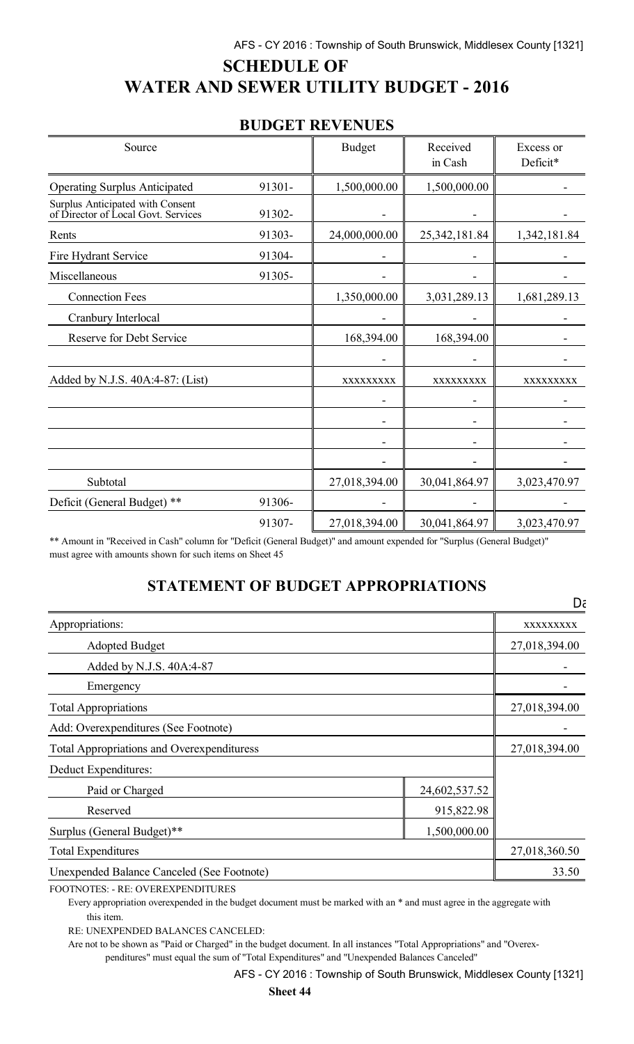# SCHEDULE OF WATER AND SEWER UTILITY BUDGET - 2016

## BUDGET REVENUES

| Source | | Budget | Received in Cash | Excess or Deficit* |
|---|---|---|---|---|
| Operating Surplus Anticipated | 91301- | 1,500,000.00 | 1,500,000.00 | - |
| Surplus Anticipated with Consent of Director of Local Govt. Services | 91302- | - | - | - |
| Rents | 91303- | 24,000,000.00 | 25,342,181.84 | 1,342,181.84 |
| Fire Hydrant Service | 91304- | - | - | - |
| Miscellaneous | 91305- | - | - | - |
| Connection Fees | | 1,350,000.00 | 3,031,289.13 | 1,681,289.13 |
| Cranbury Interlocal | | - | - | - |
| Reserve for Debt Service | | 168,394.00 | 168,394.00 | - |
| | | - | - | - |
| Added by N.J.S. 40A:4-87: (List) | | xxxxxxxxx | xxxxxxxxx | xxxxxxxxx |
| | | - | - | - |
| | | - | - | - |
| | | - | - | - |
| | | - | - | - |
| Subtotal | | 27,018,394.00 | 30,041,864.97 | 3,023,470.97 |
| Deficit (General Budget) ** | 91306- | - | - | - |
| | 91307- | 27,018,394.00 | 30,041,864.97 | 3,023,470.97 |

** Amount in "Received in Cash" column for "Deficit (General Budget)" and amount expended for "Surplus (General Budget)" must agree with amounts shown for such items on Sheet 45

## STATEMENT OF BUDGET APPROPRIATIONS

| | | |
|---|---|---|
| Appropriations: | | xxxxxxxxx |
| Adopted Budget | | 27,018,394.00 |
| Added by N.J.S. 40A:4-87 | | - |
| Emergency | | - |
| Total Appropriations | | 27,018,394.00 |
| Add: Overexpenditures (See Footnote) | | - |
| Total Appropriations and Overexpendituress | | 27,018,394.00 |
| Deduct Expenditures: | | |
| Paid or Charged | 24,602,537.52 | |
| Reserved | 915,822.98 | |
| Surplus (General Budget)** | 1,500,000.00 | |
| Total Expenditures | | 27,018,360.50 |
| Unexpended Balance Canceled (See Footnote) | | 33.50 |

FOOTNOTES: - RE: OVEREXPENDITURES

Every appropriation overexpended in the budget document must be marked with an * and must agree in the aggregate with this item.

RE: UNEXPENDED BALANCES CANCELED:

Are not to be shown as "Paid or Charged" in the budget document. In all instances "Total Appropriations" and "Overexpenditures" must equal the sum of "Total Expenditures" and "Unexpended Balances Canceled"

Sheet 44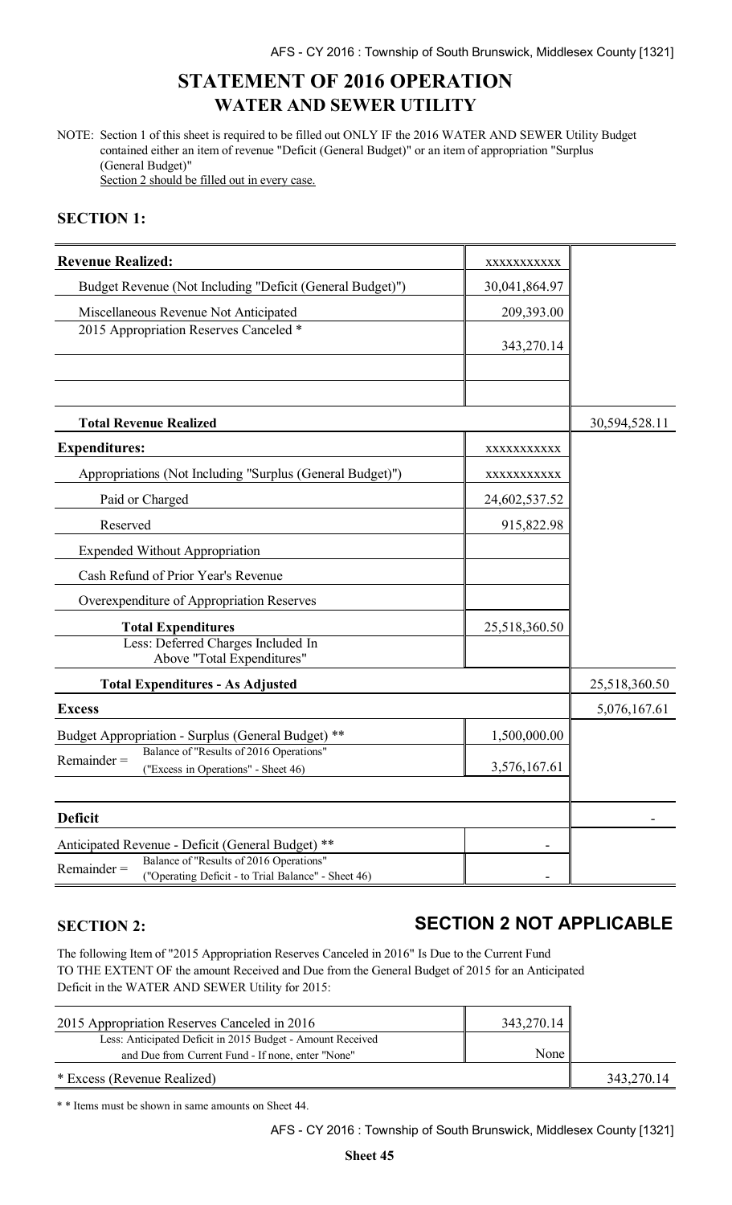# STATEMENT OF 2016 OPERATION
## WATER AND SEWER UTILITY

NOTE: Section 1 of this sheet is required to be filled out ONLY IF the 2016 WATER AND SEWER Utility Budget contained either an item of revenue "Deficit (General Budget)" or an item of appropriation "Surplus (General Budget)"
Section 2 should be filled out in every case.

### SECTION 1:

| | | |
|---|---|---|
| **Revenue Realized:** | xxxxxxxxxxx | |
| Budget Revenue (Not Including "Deficit (General Budget)") | 30,041,864.97 | |
| Miscellaneous Revenue Not Anticipated | 209,393.00 | |
| 2015 Appropriation Reserves Canceled * | 343,270.14 | |
| | | |
| | | |
| **Total Revenue Realized** | | 30,594,528.11 |
| **Expenditures:** | xxxxxxxxxxx | |
| Appropriations (Not Including "Surplus (General Budget)") | xxxxxxxxxxx | |
| Paid or Charged | 24,602,537.52 | |
| Reserved | 915,822.98 | |
| Expended Without Appropriation | | |
| Cash Refund of Prior Year's Revenue | | |
| Overexpenditure of Appropriation Reserves | | |
| **Total Expenditures** | 25,518,360.50 | |
| Less: Deferred Charges Included In Above "Total Expenditures" | | |
| **Total Expenditures - As Adjusted** | | 25,518,360.50 |
| **Excess** | | 5,076,167.61 |
| Budget Appropriation - Surplus (General Budget) ** | 1,500,000.00 | |
| Remainder = Balance of "Results of 2016 Operations" ("Excess in Operations" - Sheet 46) | 3,576,167.61 | |
| | | |
| **Deficit** | | - |
| Anticipated Revenue - Deficit (General Budget) ** | - | |
| Remainder = Balance of "Results of 2016 Operations" ("Operating Deficit - to Trial Balance" - Sheet 46) | - | |

### SECTION 2: SECTION 2 NOT APPLICABLE

The following Item of "2015 Appropriation Reserves Canceled in 2016" Is Due to the Current Fund TO THE EXTENT OF the amount Received and Due from the General Budget of 2015 for an Anticipated Deficit in the WATER AND SEWER Utility for 2015:

| | | |
|---|---|---|
| 2015 Appropriation Reserves Canceled in 2016 | 343,270.14 | |
| Less: Anticipated Deficit in 2015 Budget - Amount Received and Due from Current Fund - If none, enter "None" | None | |
| * Excess (Revenue Realized) | | 343,270.14 |

* * Items must be shown in same amounts on Sheet 44.

Sheet 45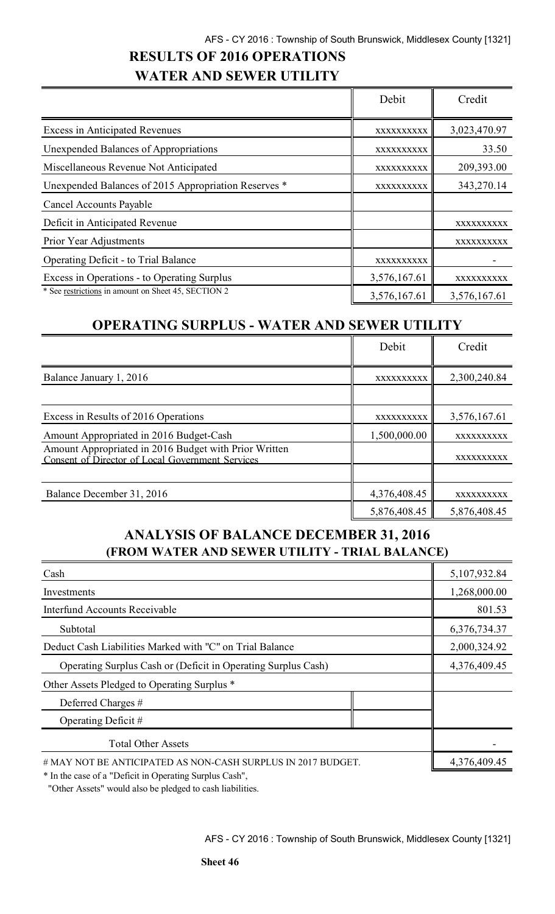## RESULTS OF 2016 OPERATIONS
## WATER AND SEWER UTILITY

| | Debit | Credit |
|---|---|---|
| Excess in Anticipated Revenues | XXXXXXXXXX | 3,023,470.97 |
| Unexpended Balances of Appropriations | XXXXXXXXXX | 33.50 |
| Miscellaneous Revenue Not Anticipated | XXXXXXXXXX | 209,393.00 |
| Unexpended Balances of 2015 Appropriation Reserves * | XXXXXXXXXX | 343,270.14 |
| Cancel Accounts Payable | | |
| Deficit in Anticipated Revenue | | XXXXXXXXXX |
| Prior Year Adjustments | | XXXXXXXXXX |
| Operating Deficit - to Trial Balance | XXXXXXXXXX | - |
| Excess in Operations - to Operating Surplus | 3,576,167.61 | XXXXXXXXXX |
| * See restrictions in amount on Sheet 45, SECTION 2 | 3,576,167.61 | 3,576,167.61 |

## OPERATING SURPLUS - WATER AND SEWER UTILITY

| | Debit | Credit |
|---|---|---|
| Balance January 1, 2016 | XXXXXXXXXX | 2,300,240.84 |
| | | |
| Excess in Results of 2016 Operations | XXXXXXXXXX | 3,576,167.61 |
| Amount Appropriated in 2016 Budget-Cash | 1,500,000.00 | XXXXXXXXXX |
| Amount Appropriated in 2016 Budget with Prior Written Consent of Director of Local Government Services | | XXXXXXXXXX |
| | | |
| Balance December 31, 2016 | 4,376,408.45 | XXXXXXXXXX |
| | 5,876,408.45 | 5,876,408.45 |

## ANALYSIS OF BALANCE DECEMBER 31, 2016
## (FROM WATER AND SEWER UTILITY - TRIAL BALANCE)

| | | |
|---|---|---|
| Cash | | 5,107,932.84 |
| Investments | | 1,268,000.00 |
| Interfund Accounts Receivable | | 801.53 |
| Subtotal | | 6,376,734.37 |
| Deduct Cash Liabilities Marked with "C" on Trial Balance | | 2,000,324.92 |
| Operating Surplus Cash or (Deficit in Operating Surplus Cash) | | 4,376,409.45 |
| Other Assets Pledged to Operating Surplus * | | |
| Deferred Charges # | | |
| Operating Deficit # | | |
| Total Other Assets | | - |
| # MAY NOT BE ANTICIPATED AS NON-CASH SURPLUS IN 2017 BUDGET. | | 4,376,409.45 |

\* In the case of a "Deficit in Operating Surplus Cash",
"Other Assets" would also be pledged to cash liabilities.

**Sheet 46**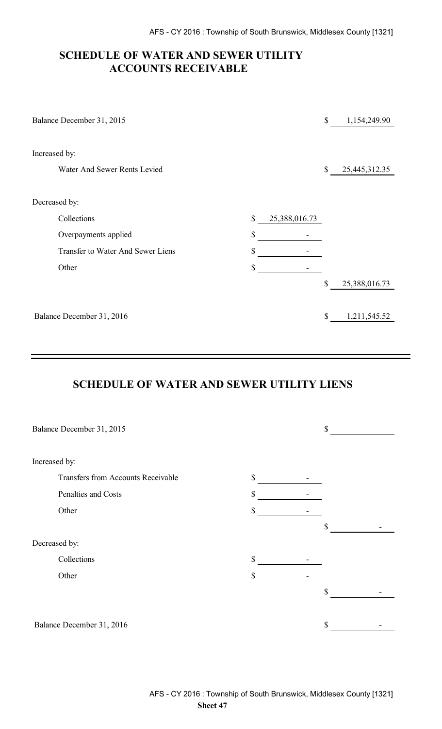## SCHEDULE OF WATER AND SEWER UTILITY ACCOUNTS RECEIVABLE

| | | |
|---|---|---|
| Balance December 31, 2015 | | $ 1,154,249.90 |
| Increased by: | | |
| Water And Sewer Rents Levied | | $ 25,445,312.35 |
| Decreased by: | | |
| Collections | $ 25,388,016.73 | |
| Overpayments applied | $ - | |
| Transfer to Water And Sewer Liens | $ - | |
| Other | $ - | |
| | | $ 25,388,016.73 |
| Balance December 31, 2016 | | $ 1,211,545.52 |

## SCHEDULE OF WATER AND SEWER UTILITY LIENS

| | | |
|---|---|---|
| Balance December 31, 2015 | | $ |
| Increased by: | | |
| Transfers from Accounts Receivable | $ - | |
| Penalties and Costs | $ - | |
| Other | $ - | |
| | | $ - |
| Decreased by: | | |
| Collections | $ - | |
| Other | $ - | |
| | | $ - |
| Balance December 31, 2016 | | $ - |

Sheet 47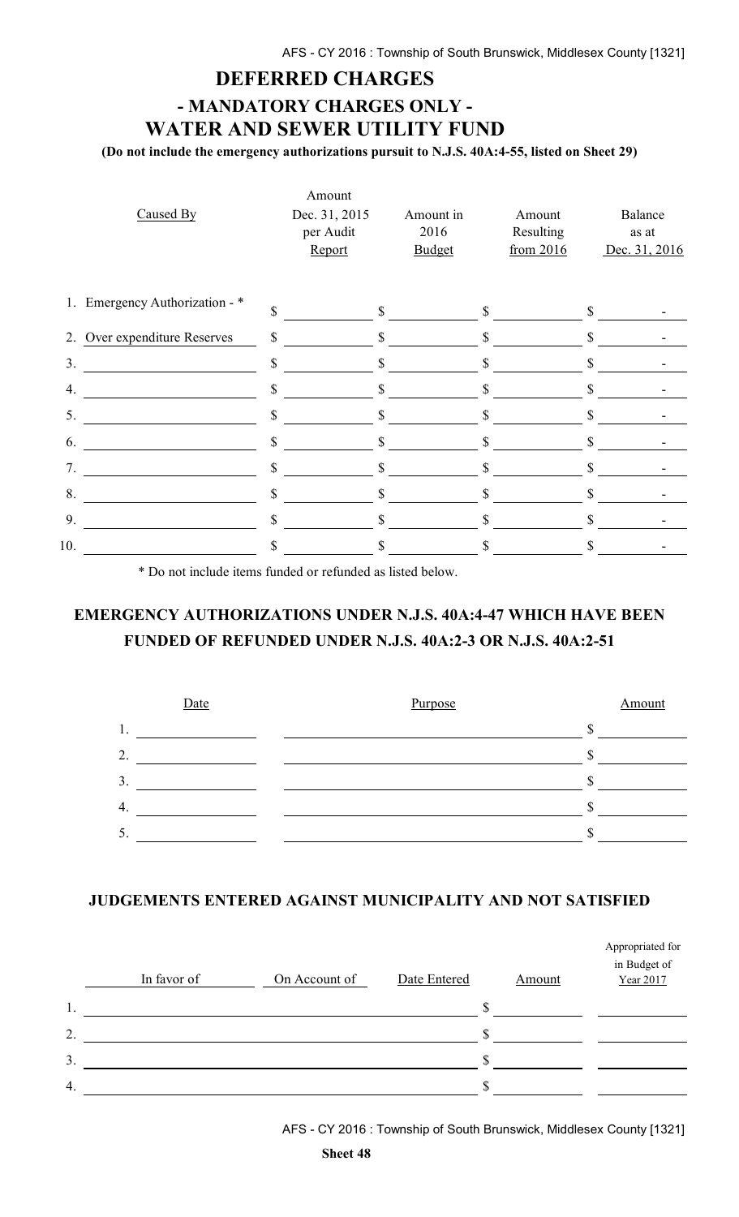# DEFERRED CHARGES
## - MANDATORY CHARGES ONLY -
## WATER AND SEWER UTILITY FUND

**(Do not include the emergency authorizations pursuit to N.J.S. 40A:4-55, listed on Sheet 29)**

| Caused By | Amount Dec. 31, 2015 per Audit Report | Amount in 2016 Budget | Amount Resulting from 2016 | Balance as at Dec. 31, 2016 |
|---|---|---|---|---|
| 1. Emergency Authorization - * | $ | $ | $ | $ - |
| 2. Over expenditure Reserves | $ | $ | $ | $ - |
| 3. | $ | $ | $ | $ - |
| 4. | $ | $ | $ | $ - |
| 5. | $ | $ | $ | $ - |
| 6. | $ | $ | $ | $ - |
| 7. | $ | $ | $ | $ - |
| 8. | $ | $ | $ | $ - |
| 9. | $ | $ | $ | $ - |
| 10. | $ | $ | $ | $ - |

\* Do not include items funded or refunded as listed below.

### EMERGENCY AUTHORIZATIONS UNDER N.J.S. 40A:4-47 WHICH HAVE BEEN FUNDED OF REFUNDED UNDER N.J.S. 40A:2-3 OR N.J.S. 40A:2-51

| Date | Purpose | Amount |
|---|---|---|
| 1. | | $ |
| 2. | | $ |
| 3. | | $ |
| 4. | | $ |
| 5. | | $ |

### JUDGEMENTS ENTERED AGAINST MUNICIPALITY AND NOT SATISFIED

| | In favor of | On Account of | Date Entered | Amount | Appropriated for in Budget of Year 2017 |
|---|---|---|---|---|---|
| 1. | | | | $ | |
| 2. | | | | $ | |
| 3. | | | | $ | |
| 4. | | | | $ | |

**Sheet 48**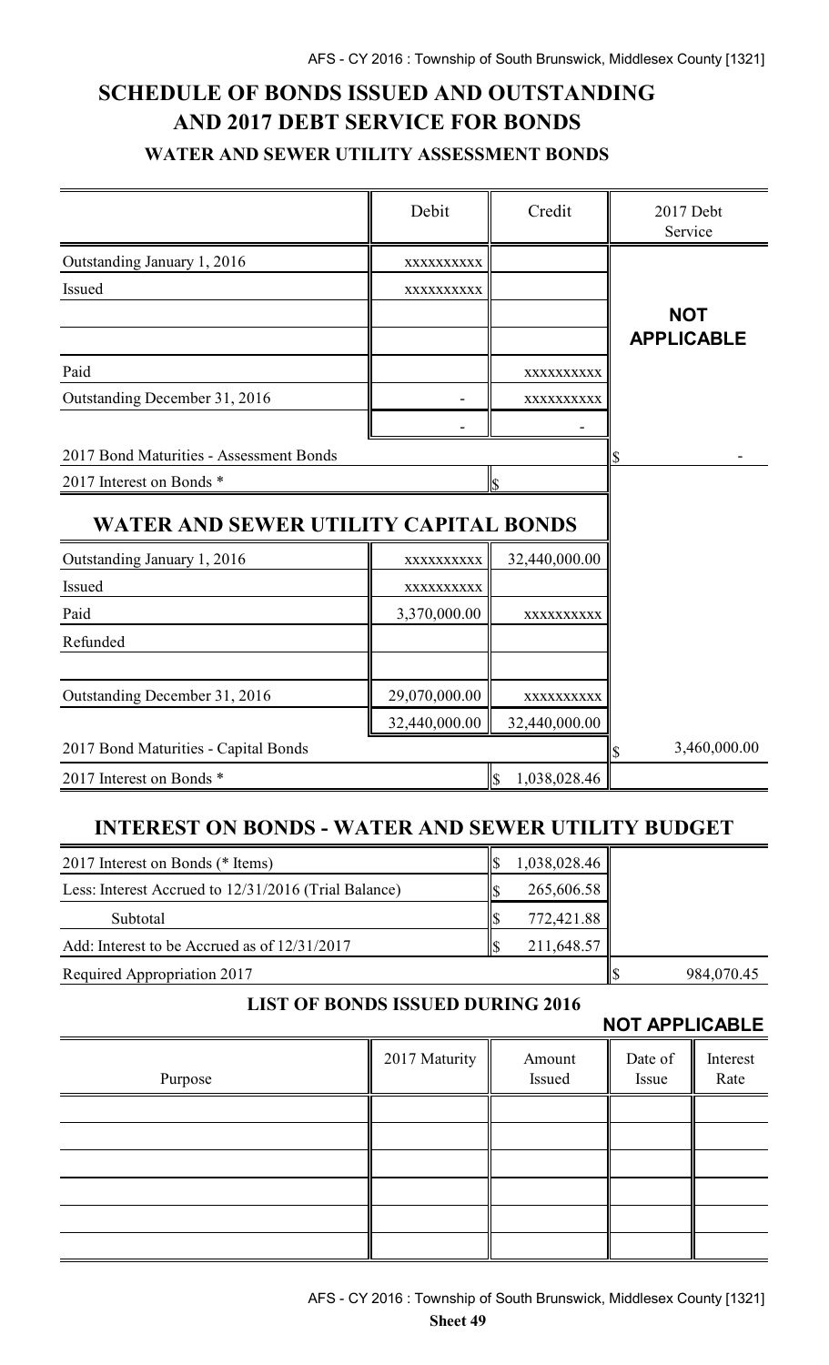# SCHEDULE OF BONDS ISSUED AND OUTSTANDING AND 2017 DEBT SERVICE FOR BONDS

### WATER AND SEWER UTILITY ASSESSMENT BONDS

| | Debit | Credit | 2017 Debt Service |
|---|---|---|---|
| Outstanding January 1, 2016 | xxxxxxxxxx | | **NOT APPLICABLE** |
| Issued | xxxxxxxxxx | | |
| | | | |
| | | | |
| Paid | | xxxxxxxxxx | |
| Outstanding December 31, 2016 | - | xxxxxxxxxx | |
| | - | - | |
| 2017 Bond Maturities - Assessment Bonds | | | $ - |
| 2017 Interest on Bonds * | | $ | |

## WATER AND SEWER UTILITY CAPITAL BONDS

| | Debit | Credit | 2017 Debt Service |
|---|---|---|---|
| Outstanding January 1, 2016 | xxxxxxxxxx | 32,440,000.00 | |
| Issued | xxxxxxxxxx | | |
| Paid | 3,370,000.00 | xxxxxxxxxx | |
| Refunded | | | |
| | | | |
| Outstanding December 31, 2016 | 29,070,000.00 | xxxxxxxxxx | |
| | 32,440,000.00 | 32,440,000.00 | |
| 2017 Bond Maturities - Capital Bonds | | | $ 3,460,000.00 |
| 2017 Interest on Bonds * | | $ 1,038,028.46 | |

## INTEREST ON BONDS - WATER AND SEWER UTILITY BUDGET

| | | |
|---|---|---|
| 2017 Interest on Bonds (* Items) | $ 1,038,028.46 | |
| Less: Interest Accrued to 12/31/2016 (Trial Balance) | $ 265,606.58 | |
| Subtotal | $ 772,421.88 | |
| Add: Interest to be Accrued as of 12/31/2017 | $ 211,648.57 | |
| Required Appropriation 2017 | | $ 984,070.45 |

### LIST OF BONDS ISSUED DURING 2016

**NOT APPLICABLE**

| Purpose | 2017 Maturity | Amount Issued | Date of Issue | Interest Rate |
|---|---|---|---|---|
| | | | | |
| | | | | |
| | | | | |
| | | | | |
| | | | | |
| | | | | |

**Sheet 49**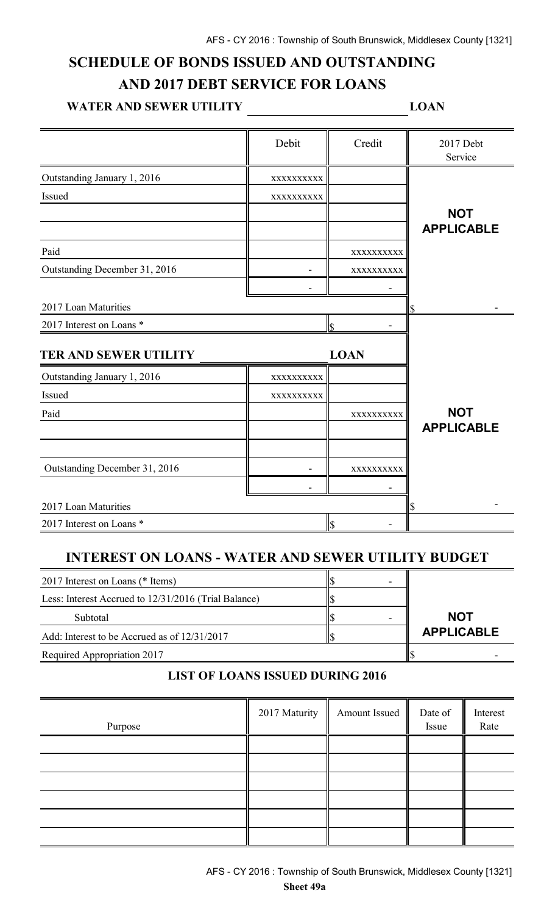# SCHEDULE OF BONDS ISSUED AND OUTSTANDING AND 2017 DEBT SERVICE FOR LOANS

**WATER AND SEWER UTILITY \_\_\_\_\_\_\_\_\_\_\_\_\_\_\_\_ LOAN**

| | Debit | Credit | 2017 Debt Service |
|---|---|---|---|
| Outstanding January 1, 2016 | xxxxxxxxxx | | **NOT APPLICABLE** |
| Issued | xxxxxxxxxx | | |
| | | | |
| | | | |
| Paid | | xxxxxxxxxx | |
| Outstanding December 31, 2016 | - | xxxxxxxxxx | |
| | - | - | |
| 2017 Loan Maturities | | | $ - |
| 2017 Interest on Loans * | | $ - | |

**TER AND SEWER UTILITY \_\_\_\_\_\_\_\_\_\_\_\_\_\_\_\_ LOAN**

| | Debit | Credit | 2017 Debt Service |
|---|---|---|---|
| Outstanding January 1, 2016 | xxxxxxxxxx | | **NOT APPLICABLE** |
| Issued | xxxxxxxxxx | | |
| Paid | | xxxxxxxxxx | |
| | | | |
| | | | |
| Outstanding December 31, 2016 | - | xxxxxxxxxx | |
| | - | - | |
| 2017 Loan Maturities | | | $ - |
| 2017 Interest on Loans * | | $ - | |

## INTEREST ON LOANS - WATER AND SEWER UTILITY BUDGET

| | | |
|---|---|---|
| 2017 Interest on Loans (* Items) | $ - | **NOT APPLICABLE** |
| Less: Interest Accrued to 12/31/2016 (Trial Balance) | $ | |
| Subtotal | $ - | |
| Add: Interest to be Accrued as of 12/31/2017 | $ | |
| Required Appropriation 2017 | | $ - |

### LIST OF LOANS ISSUED DURING 2016

| Purpose | 2017 Maturity | Amount Issued | Date of Issue | Interest Rate |
|---|---|---|---|---|
| | | | | |
| | | | | |
| | | | | |
| | | | | |
| | | | | |
| | | | | |

**Sheet 49a**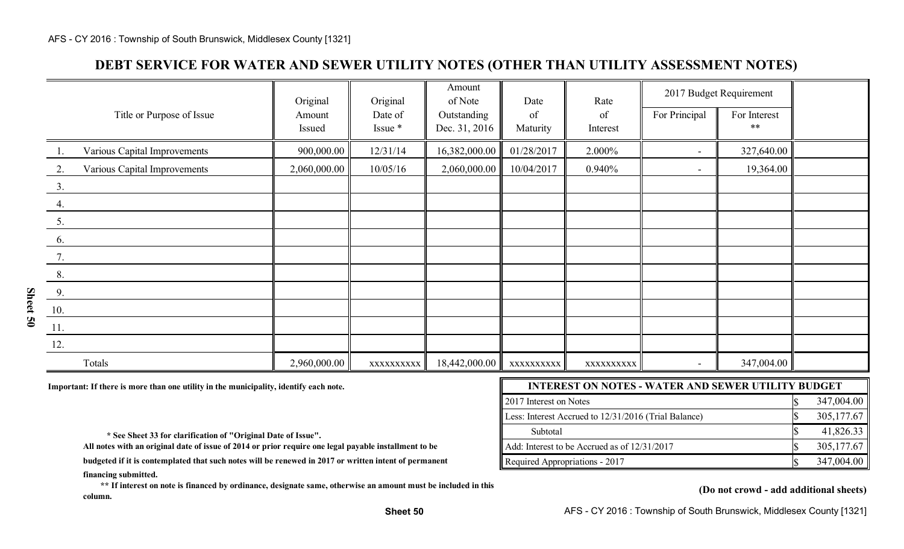# DEBT SERVICE FOR WATER AND SEWER UTILITY NOTES (OTHER THAN UTILITY ASSESSMENT NOTES)

| Title or Purpose of Issue | Original Amount Issued | Original Date of Issue * | Amount of Note Outstanding Dec. 31, 2016 | Date of Maturity | Rate of Interest | 2017 Budget Requirement For Principal | 2017 Budget Requirement For Interest ** | |
|---|---|---|---|---|---|---|---|---|
| 1. Various Capital Improvements | 900,000.00 | 12/31/14 | 16,382,000.00 | 01/28/2017 | 2.000% | - | 327,640.00 | |
| 2. Various Capital Improvements | 2,060,000.00 | 10/05/16 | 2,060,000.00 | 10/04/2017 | 0.940% | - | 19,364.00 | |
| 3. | | | | | | | | |
| 4. | | | | | | | | |
| 5. | | | | | | | | |
| 6. | | | | | | | | |
| 7. | | | | | | | | |
| 8. | | | | | | | | |
| 9. | | | | | | | | |
| 10. | | | | | | | | |
| 11. | | | | | | | | |
| 12. | | | | | | | | |
| Totals | 2,960,000.00 | xxxxxxxxxx | 18,442,000.00 | xxxxxxxxxx | xxxxxxxxxx | - | 347,004.00 | |

**Important: If there is more than one utility in the municipality, identify each note.**

| INTEREST ON NOTES - WATER AND SEWER UTILITY BUDGET | |
|---|---|
| 2017 Interest on Notes | $ 347,004.00 |
| Less: Interest Accrued to 12/31/2016 (Trial Balance) | $ 305,177.67 |
| Subtotal | $ 41,826.33 |
| Add: Interest to be Accrued as of 12/31/2017 | $ 305,177.67 |
| Required Appropriations - 2017 | $ 347,004.00 |

**\* See Sheet 33 for clarification of "Original Date of Issue".**
**All notes with an original date of issue of 2014 or prior require one legal payable installment to be budgeted if it is contemplated that such notes will be renewed in 2017 or written intent of permanent financing submitted.**

**\*\* If interest on note is financed by ordinance, designate same, otherwise an amount must be included in this column.**

**(Do not crowd - add additional sheets)**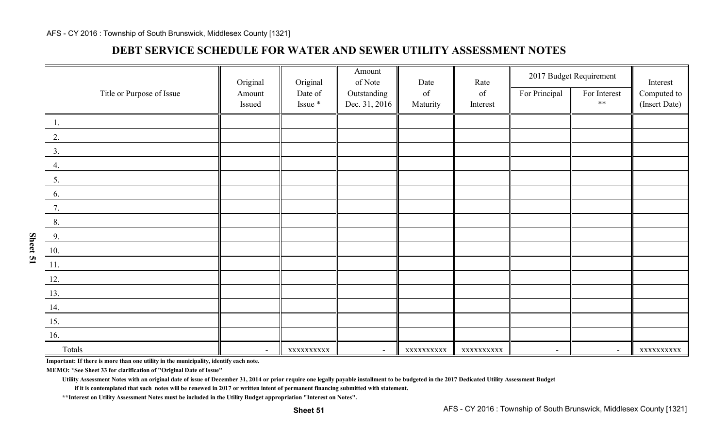## DEBT SERVICE SCHEDULE FOR WATER AND SEWER UTILITY ASSESSMENT NOTES

| Title or Purpose of Issue | Original Amount Issued | Original Date of Issue * | Amount of Note Outstanding Dec. 31, 2016 | Date of Maturity | Rate of Interest | 2017 Budget Requirement | | Interest Computed to (Insert Date) |
|---|---|---|---|---|---|---|---|---|
| | | | | | | For Principal | For Interest ** | |
| 1. | | | | | | | | |
| 2. | | | | | | | | |
| 3. | | | | | | | | |
| 4. | | | | | | | | |
| 5. | | | | | | | | |
| 6. | | | | | | | | |
| 7. | | | | | | | | |
| 8. | | | | | | | | |
| 9. | | | | | | | | |
| 10. | | | | | | | | |
| 11. | | | | | | | | |
| 12. | | | | | | | | |
| 13. | | | | | | | | |
| 14. | | | | | | | | |
| 15. | | | | | | | | |
| 16. | | | | | | | | |
| Totals | - | xxxxxxxxxx | - | xxxxxxxxxx | xxxxxxxxxx | - | - | xxxxxxxxxx |

**Important: If there is more than one utility in the municipality, identify each note.**

**MEMO: *See Sheet 33 for clarification of "Original Date of Issue"**

**Utility Assessment Notes with an original date of issue of December 31, 2014 or prior require one legally payable installment to be budgeted in the 2017 Dedicated Utility Assessment Budget if it is contemplated that such notes will be renewed in 2017 or written intent of permanent financing submitted with statement.**

**\*\*Interest on Utility Assessment Notes must be included in the Utility Budget appropriation "Interest on Notes".**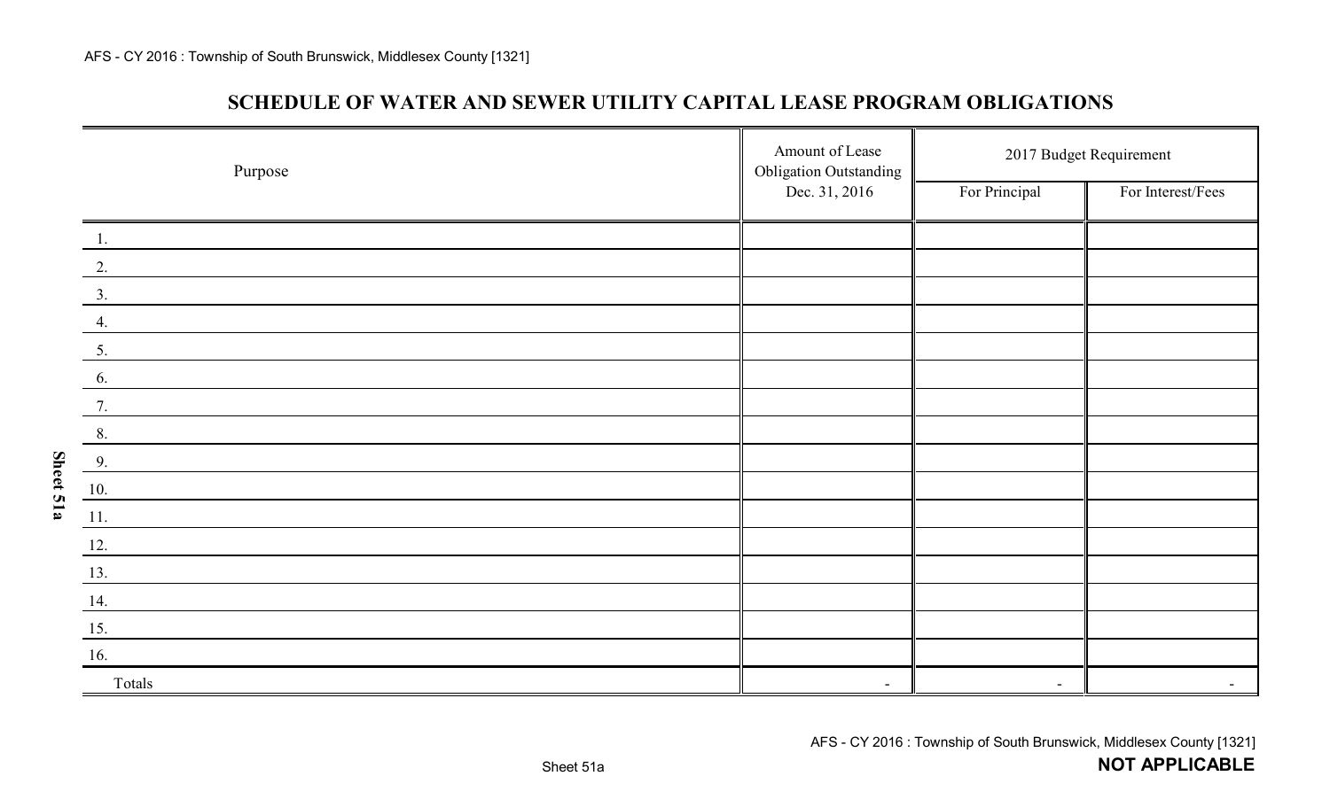## SCHEDULE OF WATER AND SEWER UTILITY CAPITAL LEASE PROGRAM OBLIGATIONS

| Purpose | Amount of Lease Obligation Outstanding Dec. 31, 2016 | 2017 Budget Requirement | |
|---|---|---|---|
| | | For Principal | For Interest/Fees |
| 1. | | | |
| 2. | | | |
| 3. | | | |
| 4. | | | |
| 5. | | | |
| 6. | | | |
| 7. | | | |
| 8. | | | |
| 9. | | | |
| 10. | | | |
| 11. | | | |
| 12. | | | |
| 13. | | | |
| 14. | | | |
| 15. | | | |
| 16. | | | |
| Totals | - | - | - |

**NOT APPLICABLE**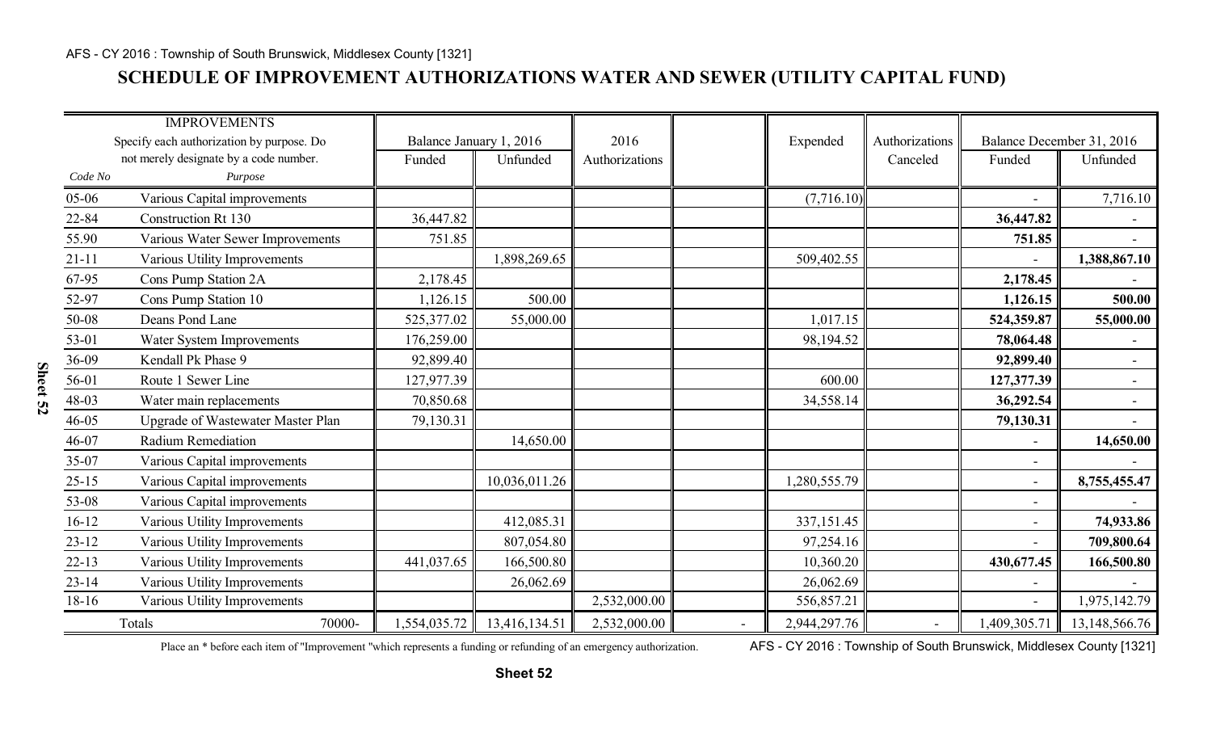## SCHEDULE OF IMPROVEMENT AUTHORIZATIONS WATER AND SEWER (UTILITY CAPITAL FUND)

| IMPROVEMENTS Specify each authorization by purpose. Do not merely designate by a code number. | | Balance January 1, 2016 | | 2016 | | Expended | Authorizations | Balance December 31, 2016 | |
|---|---|---|---|---|---|---|---|---|---|
| Code No | Purpose | Funded | Unfunded | Authorizations | | | Canceled | Funded | Unfunded |
| 05-06 | Various Capital improvements | | | | | (7,716.10) | | - | 7,716.10 |
| 22-84 | Construction Rt 130 | 36,447.82 | | | | | | **36,447.82** | - |
| 55.90 | Various Water Sewer Improvements | 751.85 | | | | | | **751.85** | - |
| 21-11 | Various Utility Improvements | | 1,898,269.65 | | | 509,402.55 | | - | **1,388,867.10** |
| 67-95 | Cons Pump Station 2A | 2,178.45 | | | | | | **2,178.45** | - |
| 52-97 | Cons Pump Station 10 | 1,126.15 | 500.00 | | | | | **1,126.15** | **500.00** |
| 50-08 | Deans Pond Lane | 525,377.02 | 55,000.00 | | | 1,017.15 | | **524,359.87** | **55,000.00** |
| 53-01 | Water System Improvements | 176,259.00 | | | | 98,194.52 | | **78,064.48** | - |
| 36-09 | Kendall Pk Phase 9 | 92,899.40 | | | | | | **92,899.40** | - |
| 56-01 | Route 1 Sewer Line | 127,977.39 | | | | 600.00 | | **127,377.39** | - |
| 48-03 | Water main replacements | 70,850.68 | | | | 34,558.14 | | **36,292.54** | - |
| 46-05 | Upgrade of Wastewater Master Plan | 79,130.31 | | | | | | **79,130.31** | - |
| 46-07 | Radium Remediation | | 14,650.00 | | | | | - | **14,650.00** |
| 35-07 | Various Capital improvements | | | | | | | - | - |
| 25-15 | Various Capital improvements | | 10,036,011.26 | | | 1,280,555.79 | | - | **8,755,455.47** |
| 53-08 | Various Capital improvements | | | | | | | - | - |
| 16-12 | Various Utility Improvements | | 412,085.31 | | | 337,151.45 | | - | **74,933.86** |
| 23-12 | Various Utility Improvements | | 807,054.80 | | | 97,254.16 | | - | **709,800.64** |
| 22-13 | Various Utility Improvements | 441,037.65 | 166,500.80 | | | 10,360.20 | | **430,677.45** | **166,500.80** |
| 23-14 | Various Utility Improvements | | 26,062.69 | | | 26,062.69 | | - | - |
| 18-16 | Various Utility Improvements | | | 2,532,000.00 | | 556,857.21 | | - | 1,975,142.79 |
| | Totals 70000- | 1,554,035.72 | 13,416,134.51 | 2,532,000.00 | - | 2,944,297.76 | - | 1,409,305.71 | 13,148,566.76 |

Place an * before each item of "Improvement "which represents a funding or refunding of an emergency authorization.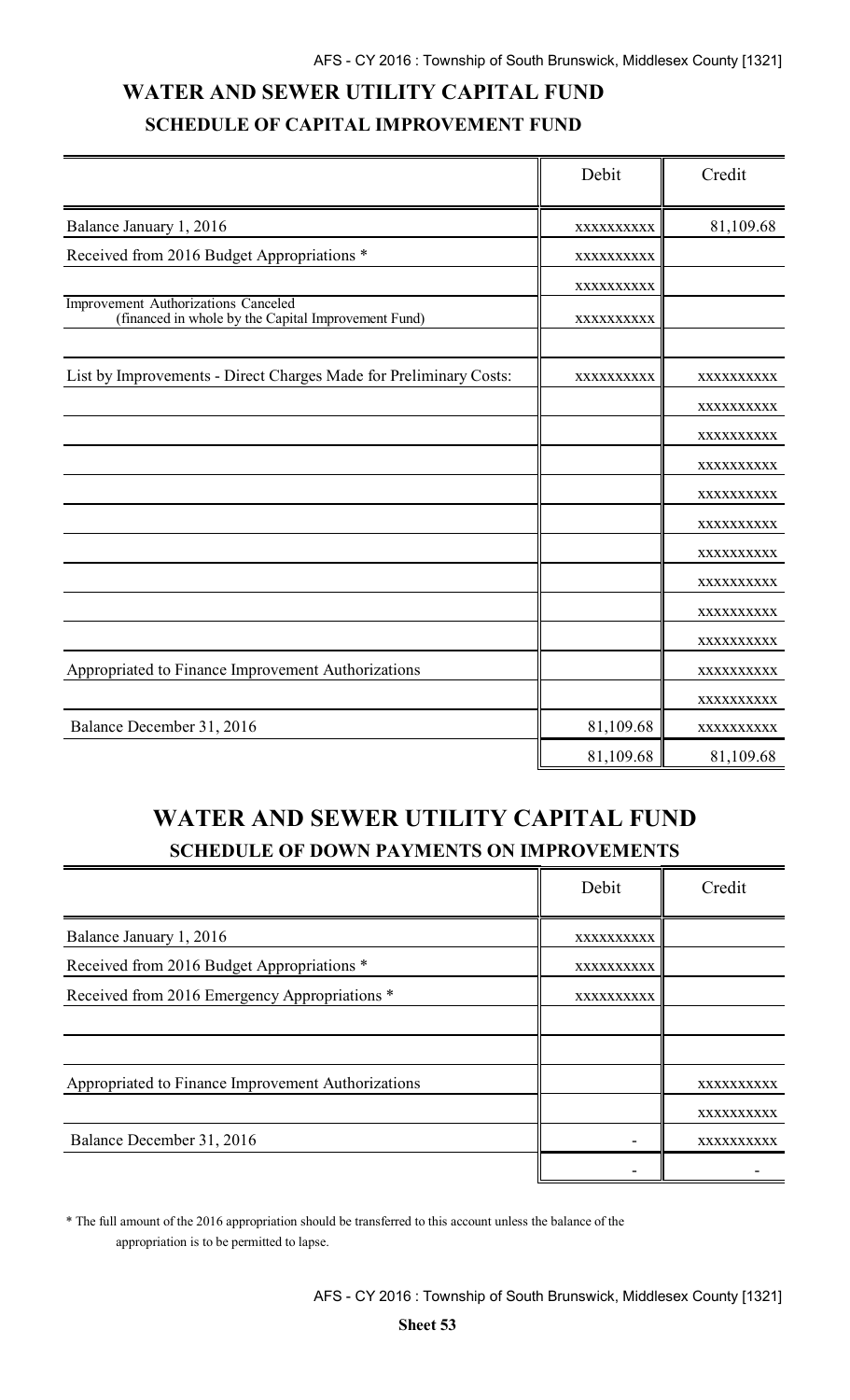## WATER AND SEWER UTILITY CAPITAL FUND

### SCHEDULE OF CAPITAL IMPROVEMENT FUND

| | Debit | Credit |
|---|---|---|
| Balance January 1, 2016 | xxxxxxxxxx | 81,109.68 |
| Received from 2016 Budget Appropriations * | xxxxxxxxxx | |
| | xxxxxxxxxx | |
| Improvement Authorizations Canceled (financed in whole by the Capital Improvement Fund) | xxxxxxxxxx | |
| | | |
| List by Improvements - Direct Charges Made for Preliminary Costs: | xxxxxxxxxx | xxxxxxxxxx |
| | | xxxxxxxxxx |
| | | xxxxxxxxxx |
| | | xxxxxxxxxx |
| | | xxxxxxxxxx |
| | | xxxxxxxxxx |
| | | xxxxxxxxxx |
| | | xxxxxxxxxx |
| | | xxxxxxxxxx |
| | | xxxxxxxxxx |
| Appropriated to Finance Improvement Authorizations | | xxxxxxxxxx |
| | | xxxxxxxxxx |
| Balance December 31, 2016 | 81,109.68 | xxxxxxxxxx |
| | 81,109.68 | 81,109.68 |

## WATER AND SEWER UTILITY CAPITAL FUND

### SCHEDULE OF DOWN PAYMENTS ON IMPROVEMENTS

| | Debit | Credit |
|---|---|---|
| Balance January 1, 2016 | xxxxxxxxxx | |
| Received from 2016 Budget Appropriations * | xxxxxxxxxx | |
| Received from 2016 Emergency Appropriations * | xxxxxxxxxx | |
| | | |
| | | |
| Appropriated to Finance Improvement Authorizations | | xxxxxxxxxx |
| | | xxxxxxxxxx |
| Balance December 31, 2016 | - | xxxxxxxxxx |
| | - | - |

* The full amount of the 2016 appropriation should be transferred to this account unless the balance of the appropriation is to be permitted to lapse.

**Sheet 53**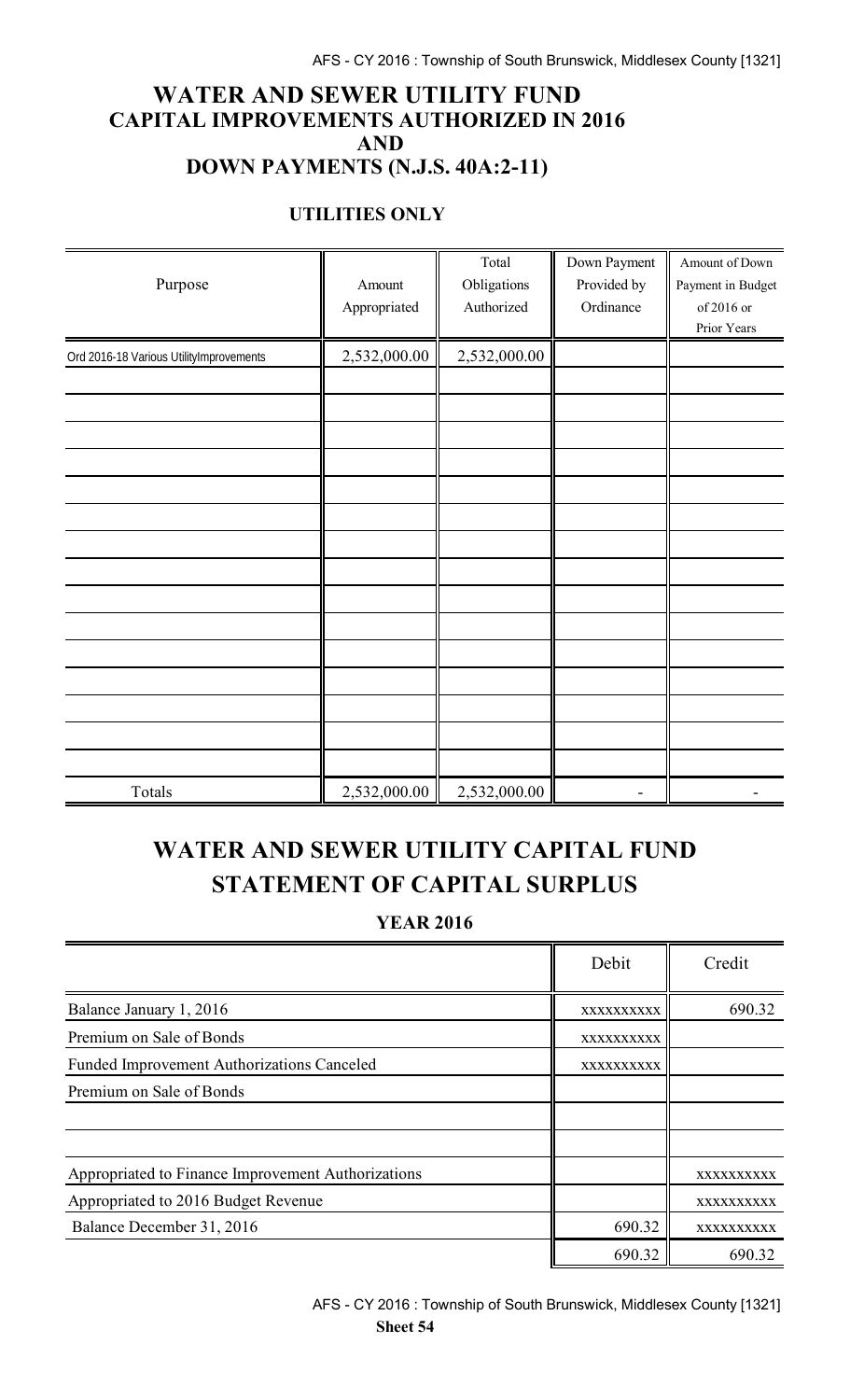# WATER AND SEWER UTILITY FUND
# CAPITAL IMPROVEMENTS AUTHORIZED IN 2016
# AND
# DOWN PAYMENTS (N.J.S. 40A:2-11)

### UTILITIES ONLY

| Purpose | Amount Appropriated | Total Obligations Authorized | Down Payment Provided by Ordinance | Amount of Down Payment in Budget of 2016 or Prior Years |
|---|---|---|---|---|
| Ord 2016-18 Various UtilityImprovements | 2,532,000.00 | 2,532,000.00 | | |
| | | | | |
| | | | | |
| | | | | |
| | | | | |
| | | | | |
| | | | | |
| | | | | |
| | | | | |
| | | | | |
| | | | | |
| | | | | |
| | | | | |
| | | | | |
| | | | | |
| | | | | |
| Totals | 2,532,000.00 | 2,532,000.00 | - | - |

# WATER AND SEWER UTILITY CAPITAL FUND
# STATEMENT OF CAPITAL SURPLUS

### YEAR 2016

| | Debit | Credit |
|---|---|---|
| Balance January 1, 2016 | xxxxxxxxxx | 690.32 |
| Premium on Sale of Bonds | xxxxxxxxxx | |
| Funded Improvement Authorizations Canceled | xxxxxxxxxx | |
| Premium on Sale of Bonds | | |
| | | |
| | | |
| Appropriated to Finance Improvement Authorizations | | xxxxxxxxxx |
| Appropriated to 2016 Budget Revenue | | xxxxxxxxxx |
| Balance December 31, 2016 | 690.32 | xxxxxxxxxx |
| | 690.32 | 690.32 |

**Sheet 54**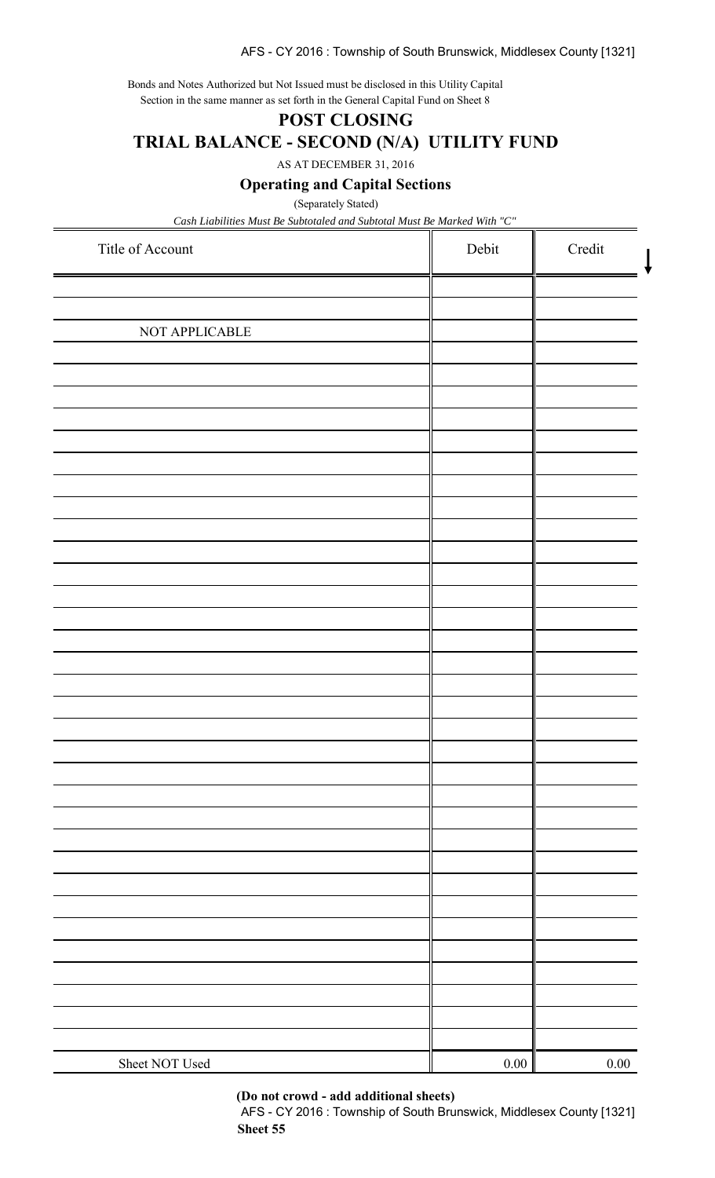Bonds and Notes Authorized but Not Issued must be disclosed in this Utility Capital Section in the same manner as set forth in the General Capital Fund on Sheet 8

# POST CLOSING

# TRIAL BALANCE - SECOND (N/A) UTILITY FUND

AS AT DECEMBER 31, 2016

## Operating and Capital Sections

(Separately Stated)

*Cash Liabilities Must Be Subtotaled and Subtotal Must Be Marked With "C"*

| Title of Account | Debit | Credit |
|---|---|---|
| | | |
| | | |
| NOT APPLICABLE | | |
| Sheet NOT Used | 0.00 | 0.00 |

**(Do not crowd - add additional sheets)**

**Sheet 55**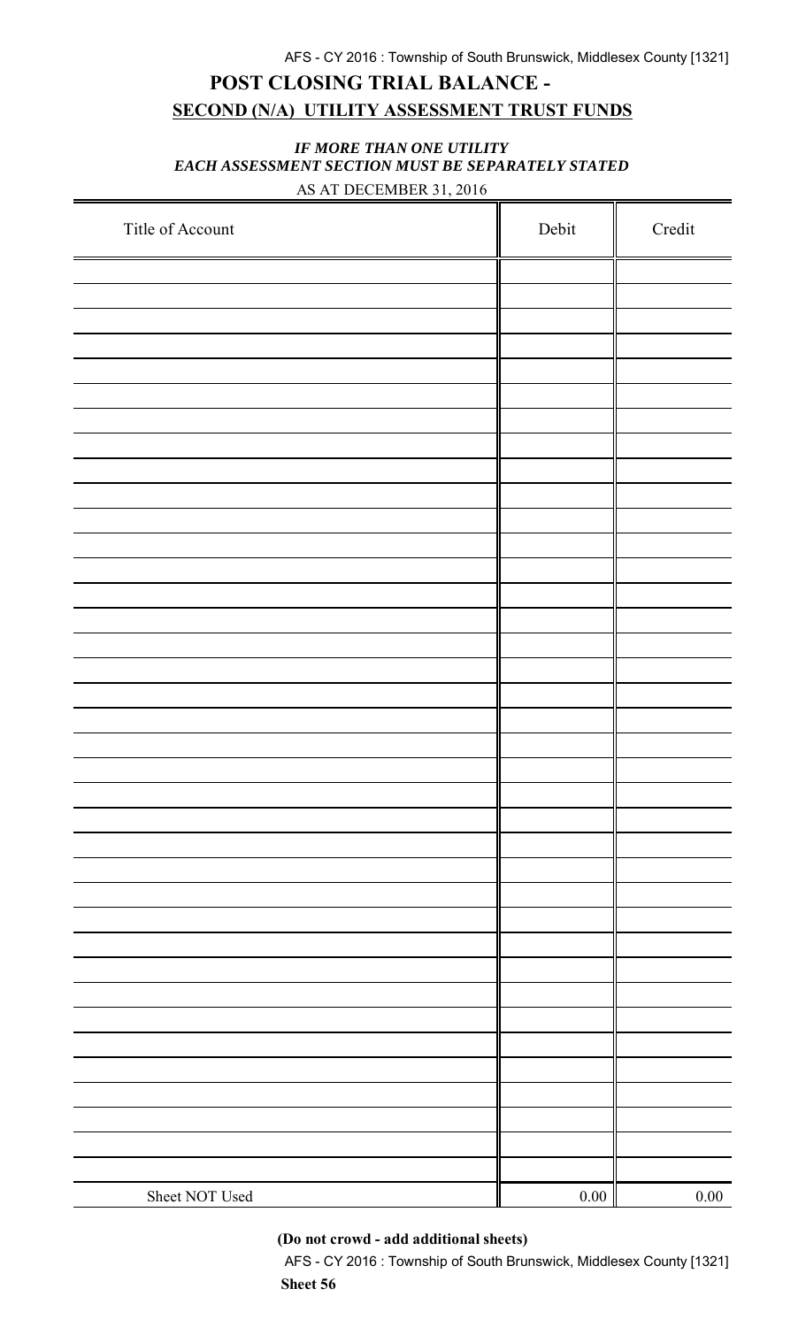# POST CLOSING TRIAL BALANCE -
## SECOND (N/A) UTILITY ASSESSMENT TRUST FUNDS

***IF MORE THAN ONE UTILITY***
***EACH ASSESSMENT SECTION MUST BE SEPARATELY STATED***

AS AT DECEMBER 31, 2016

| Title of Account | Debit | Credit |
|---|---|---|
| | | |
| | | |
| | | |
| | | |
| | | |
| | | |
| | | |
| | | |
| | | |
| | | |
| | | |
| | | |
| | | |
| | | |
| | | |
| | | |
| | | |
| | | |
| | | |
| | | |
| | | |
| | | |
| | | |
| | | |
| | | |
| | | |
| | | |
| | | |
| | | |
| | | |
| | | |
| | | |
| | | |
| | | |
| | | |
| | | |
| | | |
| Sheet NOT Used | 0.00 | 0.00 |

**(Do not crowd - add additional sheets)**

**Sheet 56**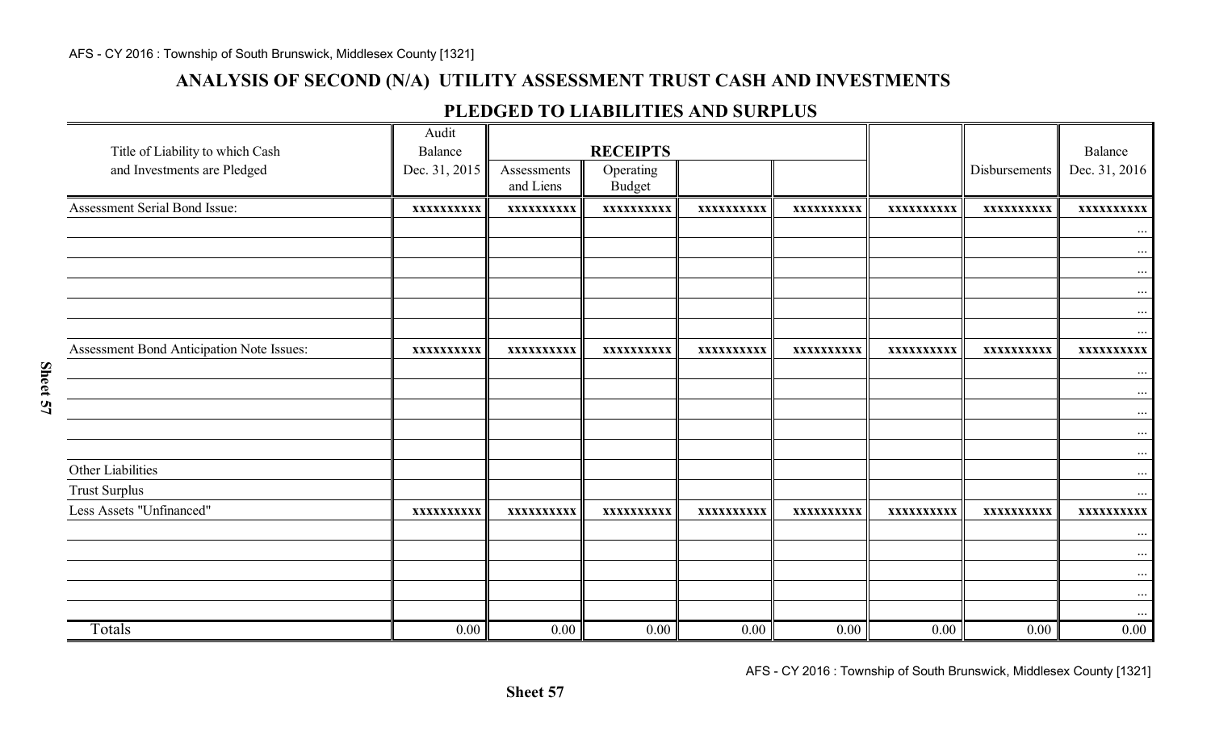## ANALYSIS OF SECOND (N/A) UTILITY ASSESSMENT TRUST CASH AND INVESTMENTS

## PLEDGED TO LIABILITIES AND SURPLUS

| Title of Liability to which Cash and Investments are Pledged | Audit Balance Dec. 31, 2015 | RECEIPTS | | | | | Disbursements | Balance Dec. 31, 2016 |
|---|---|---|---|---|---|---|---|---|
| | | Assessments and Liens | Operating Budget | | | | | |
| Assessment Serial Bond Issue: | xxxxxxxxxx | xxxxxxxxxx | xxxxxxxxxx | xxxxxxxxxx | xxxxxxxxxx | xxxxxxxxxx | xxxxxxxxxx | xxxxxxxxxx |
| | | | | | | | | ... |
| | | | | | | | | ... |
| | | | | | | | | ... |
| | | | | | | | | ... |
| | | | | | | | | ... |
| | | | | | | | | ... |
| Assessment Bond Anticipation Note Issues: | xxxxxxxxxx | xxxxxxxxxx | xxxxxxxxxx | xxxxxxxxxx | xxxxxxxxxx | xxxxxxxxxx | xxxxxxxxxx | xxxxxxxxxx |
| | | | | | | | | ... |
| | | | | | | | | ... |
| | | | | | | | | ... |
| | | | | | | | | ... |
| | | | | | | | | ... |
| Other Liabilities | | | | | | | | ... |
| Trust Surplus | | | | | | | | ... |
| Less Assets "Unfinanced" | xxxxxxxxxx | xxxxxxxxxx | xxxxxxxxxx | xxxxxxxxxx | xxxxxxxxxx | xxxxxxxxxx | xxxxxxxxxx | xxxxxxxxxx |
| | | | | | | | | ... |
| | | | | | | | | ... |
| | | | | | | | | ... |
| | | | | | | | | ... |
| | | | | | | | | ... |
| Totals | 0.00 | 0.00 | 0.00 | 0.00 | 0.00 | 0.00 | 0.00 | 0.00 |

Sheet 57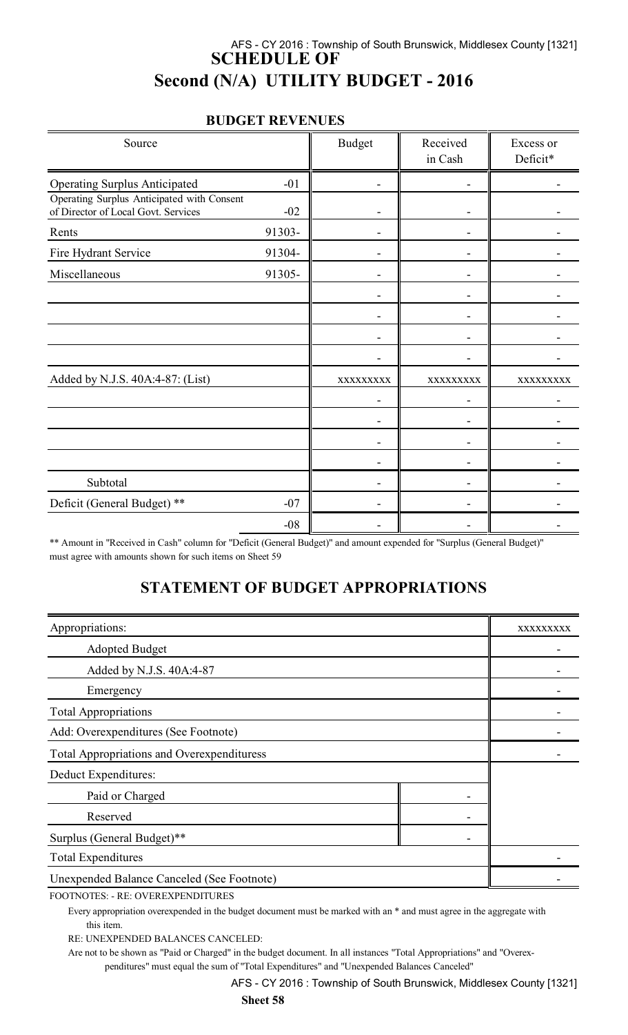# SCHEDULE OF
# Second (N/A) UTILITY BUDGET - 2016

## BUDGET REVENUES

| Source | | Budget | Received in Cash | Excess or Deficit* |
|---|---|---|---|---|
| Operating Surplus Anticipated | -01 | - | - | - |
| Operating Surplus Anticipated with Consent of Director of Local Govt. Services | -02 | - | - | - |
| Rents | 91303- | - | - | - |
| Fire Hydrant Service | 91304- | - | - | - |
| Miscellaneous | 91305- | - | - | - |
| | | - | - | - |
| | | - | - | - |
| | | - | - | - |
| | | - | - | - |
| Added by N.J.S. 40A:4-87: (List) | | xxxxxxxxx | xxxxxxxxx | xxxxxxxxx |
| | | - | - | - |
| | | - | - | - |
| | | - | - | - |
| | | - | - | - |
| Subtotal | | - | - | - |
| Deficit (General Budget) ** | -07 | - | - | - |
| | -08 | - | - | - |

** Amount in "Received in Cash" column for "Deficit (General Budget)" and amount expended for "Surplus (General Budget)" must agree with amounts shown for such items on Sheet 59

## STATEMENT OF BUDGET APPROPRIATIONS

| | | |
|---|---|---|
| Appropriations: | | xxxxxxxxx |
| Adopted Budget | | - |
| Added by N.J.S. 40A:4-87 | | - |
| Emergency | | - |
| Total Appropriations | | - |
| Add: Overexpenditures (See Footnote) | | - |
| Total Appropriations and Overexpendituress | | - |
| Deduct Expenditures: | | |
| Paid or Charged | - | |
| Reserved | - | |
| Surplus (General Budget)** | - | |
| Total Expenditures | | - |
| Unexpended Balance Canceled (See Footnote) | | - |

FOOTNOTES: - RE: OVEREXPENDITURES

Every appropriation overexpended in the budget document must be marked with an * and must agree in the aggregate with this item.

RE: UNEXPENDED BALANCES CANCELED:

Are not to be shown as "Paid or Charged" in the budget document. In all instances "Total Appropriations" and "Overexpenditures" must equal the sum of "Total Expenditures" and "Unexpended Balances Canceled"

Sheet 58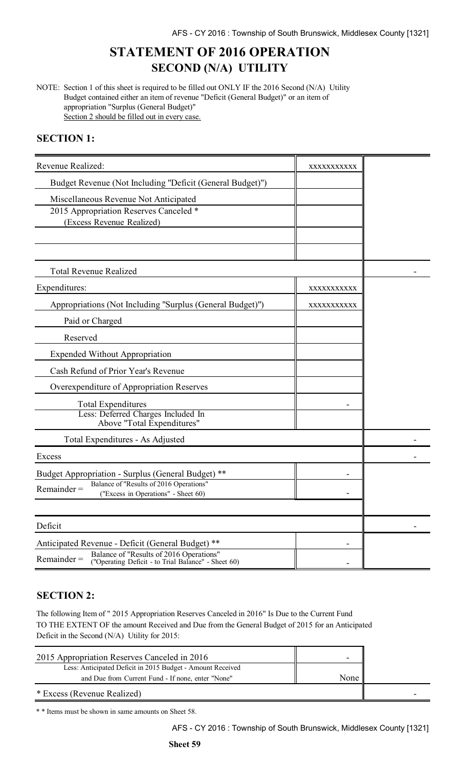# STATEMENT OF 2016 OPERATION
## SECOND (N/A) UTILITY

NOTE: Section 1 of this sheet is required to be filled out ONLY IF the 2016 Second (N/A) Utility Budget contained either an item of revenue "Deficit (General Budget)" or an item of appropriation "Surplus (General Budget)"
Section 2 should be filled out in every case.

### SECTION 1:

| | | |
|---|---|---|
| Revenue Realized: | xxxxxxxxxxx | |
| Budget Revenue (Not Including "Deficit (General Budget)") | | |
| Miscellaneous Revenue Not Anticipated | | |
| 2015 Appropriation Reserves Canceled * (Excess Revenue Realized) | | |
| | | |
| | | |
| Total Revenue Realized | | - |
| Expenditures: | xxxxxxxxxxx | |
| Appropriations (Not Including "Surplus (General Budget)") | xxxxxxxxxxx | |
| Paid or Charged | | |
| Reserved | | |
| Expended Without Appropriation | | |
| Cash Refund of Prior Year's Revenue | | |
| Overexpenditure of Appropriation Reserves | | |
| Total Expenditures | - | |
| Less: Deferred Charges Included In Above "Total Expenditures" | | |
| Total Expenditures - As Adjusted | | - |
| Excess | | - |
| Budget Appropriation - Surplus (General Budget) ** | - | |
| Remainder = Balance of "Results of 2016 Operations" ("Excess in Operations" - Sheet 60) | - | |
| | | |
| Deficit | | - |
| Anticipated Revenue - Deficit (General Budget) ** | - | |
| Remainder = Balance of "Results of 2016 Operations" ("Operating Deficit - to Trial Balance" - Sheet 60) | - | |

### SECTION 2:

The following Item of " 2015 Appropriation Reserves Canceled in 2016" Is Due to the Current Fund TO THE EXTENT OF the amount Received and Due from the General Budget of 2015 for an Anticipated Deficit in the Second (N/A) Utility for 2015:

| | | |
|---|---|---|
| 2015 Appropriation Reserves Canceled in 2016 | - | |
| Less: Anticipated Deficit in 2015 Budget - Amount Received and Due from Current Fund - If none, enter "None" | None | |
| * Excess (Revenue Realized) | | - |

* * Items must be shown in same amounts on Sheet 58.

Sheet 59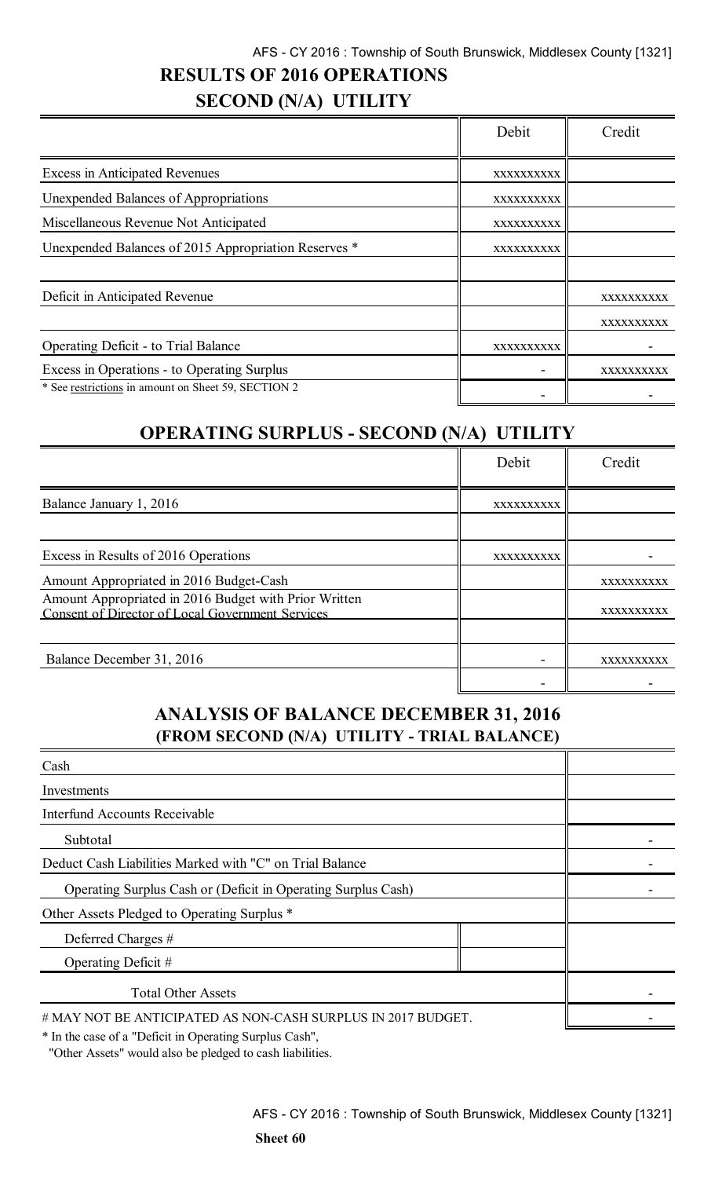## RESULTS OF 2016 OPERATIONS

### SECOND (N/A) UTILITY

| | Debit | Credit |
|---|---|---|
| Excess in Anticipated Revenues | xxxxxxxxxx | |
| Unexpended Balances of Appropriations | xxxxxxxxxx | |
| Miscellaneous Revenue Not Anticipated | xxxxxxxxxx | |
| Unexpended Balances of 2015 Appropriation Reserves * | xxxxxxxxxx | |
| | | |
| Deficit in Anticipated Revenue | | xxxxxxxxxx |
| | | xxxxxxxxxx |
| Operating Deficit - to Trial Balance | xxxxxxxxxx | - |
| Excess in Operations - to Operating Surplus | - | xxxxxxxxxx |
| * See restrictions in amount on Sheet 59, SECTION 2 | - | - |

## OPERATING SURPLUS - SECOND (N/A) UTILITY

| | Debit | Credit |
|---|---|---|
| Balance January 1, 2016 | xxxxxxxxxx | |
| | | |
| Excess in Results of 2016 Operations | xxxxxxxxxx | - |
| Amount Appropriated in 2016 Budget-Cash | | xxxxxxxxxx |
| Amount Appropriated in 2016 Budget with Prior Written Consent of Director of Local Government Services | | xxxxxxxxxx |
| | | |
| Balance December 31, 2016 | - | xxxxxxxxxx |
| | - | - |

## ANALYSIS OF BALANCE DECEMBER 31, 2016
### (FROM SECOND (N/A) UTILITY - TRIAL BALANCE)

| | | |
|---|---|---|
| Cash | | |
| Investments | | |
| Interfund Accounts Receivable | | |
| Subtotal | | - |
| Deduct Cash Liabilities Marked with "C" on Trial Balance | | - |
| Operating Surplus Cash or (Deficit in Operating Surplus Cash) | | - |
| Other Assets Pledged to Operating Surplus * | | |
| Deferred Charges # | | |
| Operating Deficit # | | |
| Total Other Assets | | - |
| # MAY NOT BE ANTICIPATED AS NON-CASH SURPLUS IN 2017 BUDGET. | | - |

* In the case of a "Deficit in Operating Surplus Cash", "Other Assets" would also be pledged to cash liabilities.

Sheet 60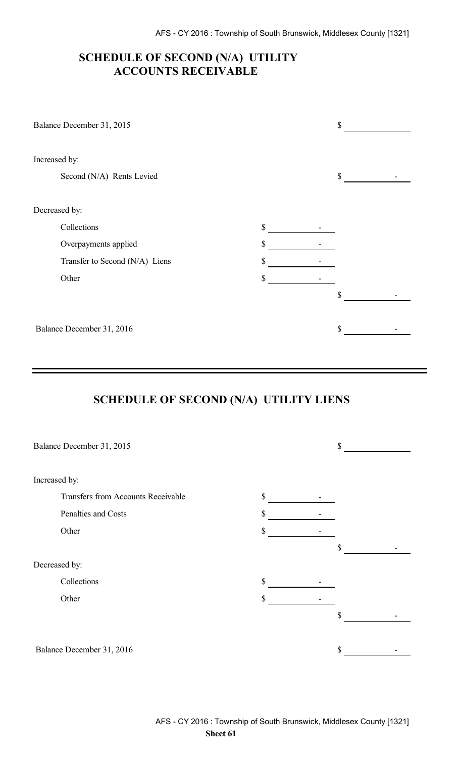## SCHEDULE OF SECOND (N/A) UTILITY ACCOUNTS RECEIVABLE

| | | |
|---|---|---|
| Balance December 31, 2015 | | $ |
| Increased by: | | |
| Second (N/A) Rents Levied | | $ - |
| Decreased by: | | |
| Collections | $ - | |
| Overpayments applied | $ - | |
| Transfer to Second (N/A) Liens | $ - | |
| Other | $ - | |
| | | $ - |
| Balance December 31, 2016 | | $ - |

## SCHEDULE OF SECOND (N/A) UTILITY LIENS

| | | |
|---|---|---|
| Balance December 31, 2015 | | $ |
| Increased by: | | |
| Transfers from Accounts Receivable | $ - | |
| Penalties and Costs | $ - | |
| Other | $ - | |
| | | $ - |
| Decreased by: | | |
| Collections | $ - | |
| Other | $ - | |
| | | $ - |
| Balance December 31, 2016 | | $ - |

**Sheet 61**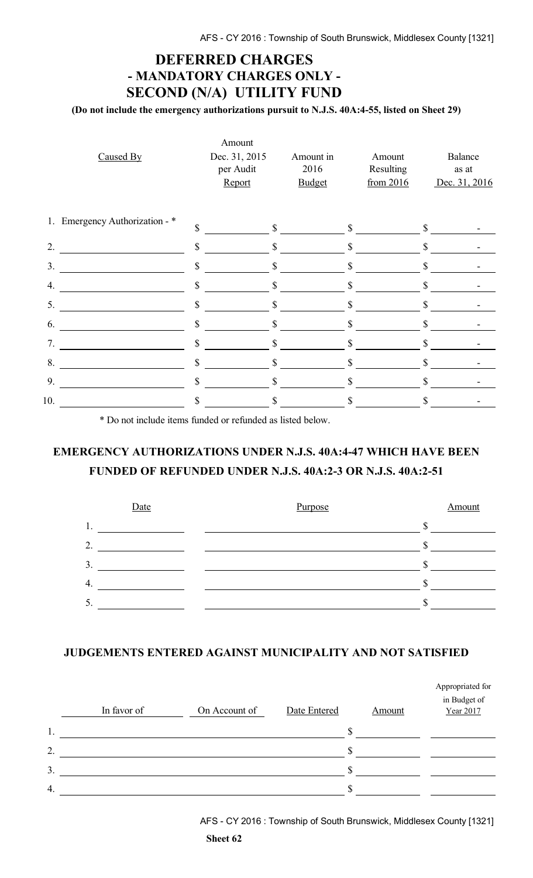# DEFERRED CHARGES
## - MANDATORY CHARGES ONLY -
## SECOND (N/A) UTILITY FUND

**(Do not include the emergency authorizations pursuit to N.J.S. 40A:4-55, listed on Sheet 29)**

| Caused By | Amount Dec. 31, 2015 per Audit Report | Amount in 2016 Budget | Amount Resulting from 2016 | Balance as at Dec. 31, 2016 |
|---|---|---|---|---|
| 1. Emergency Authorization - * | $ | $ | $ | $ - |
| 2. | $ | $ | $ | $ - |
| 3. | $ | $ | $ | $ - |
| 4. | $ | $ | $ | $ - |
| 5. | $ | $ | $ | $ - |
| 6. | $ | $ | $ | $ - |
| 7. | $ | $ | $ | $ - |
| 8. | $ | $ | $ | $ - |
| 9. | $ | $ | $ | $ - |
| 10. | $ | $ | $ | $ - |

\* Do not include items funded or refunded as listed below.

## EMERGENCY AUTHORIZATIONS UNDER N.J.S. 40A:4-47 WHICH HAVE BEEN FUNDED OF REFUNDED UNDER N.J.S. 40A:2-3 OR N.J.S. 40A:2-51

| | Date | Purpose | Amount |
|---|---|---|---|
| 1. | | | $ |
| 2. | | | $ |
| 3. | | | $ |
| 4. | | | $ |
| 5. | | | $ |

## JUDGEMENTS ENTERED AGAINST MUNICIPALITY AND NOT SATISFIED

| | In favor of | On Account of | Date Entered | Amount | Appropriated for in Budget of Year 2017 |
|---|---|---|---|---|---|
| 1. | | | | $ | |
| 2. | | | | $ | |
| 3. | | | | $ | |
| 4. | | | | $ | |

**Sheet 62**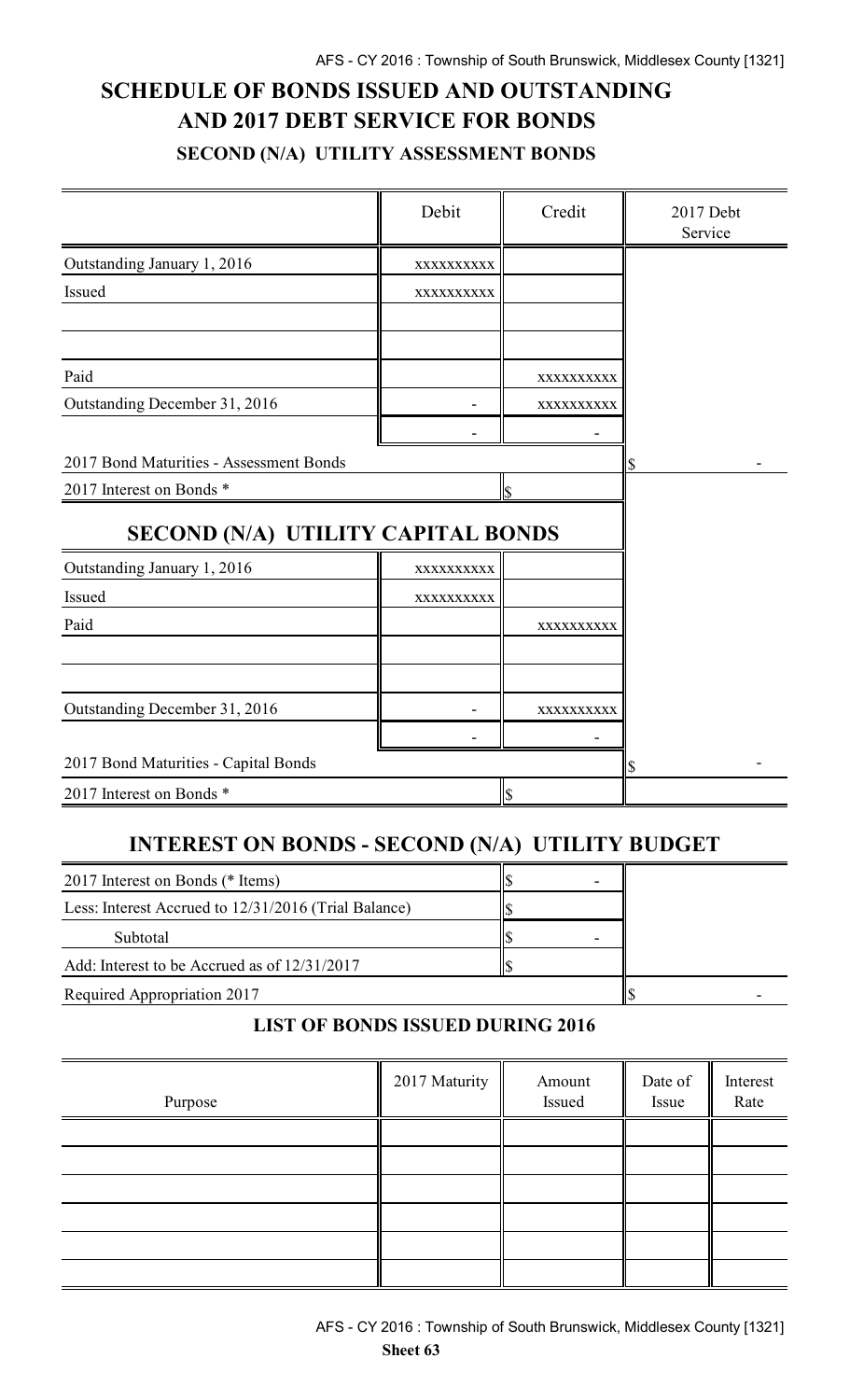# SCHEDULE OF BONDS ISSUED AND OUTSTANDING AND 2017 DEBT SERVICE FOR BONDS

### SECOND (N/A) UTILITY ASSESSMENT BONDS

| | Debit | Credit | 2017 Debt Service |
|---|---|---|---|
| Outstanding January 1, 2016 | xxxxxxxxxx | | |
| Issued | xxxxxxxxxx | | |
| | | | |
| | | | |
| Paid | | xxxxxxxxxx | |
| Outstanding December 31, 2016 | - | xxxxxxxxxx | |
| | - | - | |
| 2017 Bond Maturities - Assessment Bonds | | | $ - |
| 2017 Interest on Bonds * | | $ | |

## SECOND (N/A) UTILITY CAPITAL BONDS

| | Debit | Credit | 2017 Debt Service |
|---|---|---|---|
| Outstanding January 1, 2016 | xxxxxxxxxx | | |
| Issued | xxxxxxxxxx | | |
| Paid | | xxxxxxxxxx | |
| | | | |
| | | | |
| Outstanding December 31, 2016 | - | xxxxxxxxxx | |
| | - | - | |
| 2017 Bond Maturities - Capital Bonds | | | $ - |
| 2017 Interest on Bonds * | | $ | |

## INTEREST ON BONDS - SECOND (N/A) UTILITY BUDGET

| | | |
|---|---|---|
| 2017 Interest on Bonds (* Items) | $ - | |
| Less: Interest Accrued to 12/31/2016 (Trial Balance) | $ | |
| Subtotal | $ - | |
| Add: Interest to be Accrued as of 12/31/2017 | $ | |
| Required Appropriation 2017 | | $ - |

### LIST OF BONDS ISSUED DURING 2016

| Purpose | 2017 Maturity | Amount Issued | Date of Issue | Interest Rate |
|---|---|---|---|---|
| | | | | |
| | | | | |
| | | | | |
| | | | | |
| | | | | |
| | | | | |

Sheet 63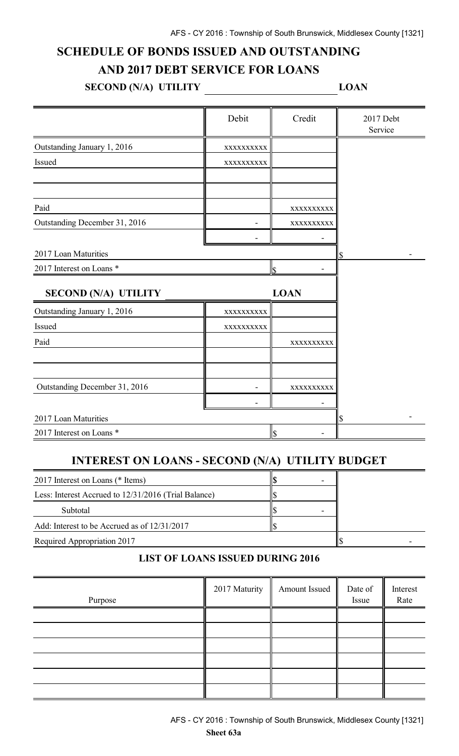# SCHEDULE OF BONDS ISSUED AND OUTSTANDING AND 2017 DEBT SERVICE FOR LOANS

**SECOND (N/A) UTILITY ______________ LOAN**

| | Debit | Credit | 2017 Debt Service |
|---|---|---|---|
| Outstanding January 1, 2016 | xxxxxxxxxx | | |
| Issued | xxxxxxxxxx | | |
| | | | |
| | | | |
| Paid | | xxxxxxxxxx | |
| Outstanding December 31, 2016 | - | xxxxxxxxxx | |
| | - | - | |
| 2017 Loan Maturities | | | $ - |
| 2017 Interest on Loans * | | $ - | |

**SECOND (N/A) UTILITY ______________ LOAN**

| | Debit | Credit | 2017 Debt Service |
|---|---|---|---|
| Outstanding January 1, 2016 | xxxxxxxxxx | | |
| Issued | xxxxxxxxxx | | |
| Paid | | xxxxxxxxxx | |
| | | | |
| | | | |
| Outstanding December 31, 2016 | - | xxxxxxxxxx | |
| | - | - | |
| 2017 Loan Maturities | | | $ - |
| 2017 Interest on Loans * | | $ - | |

## INTEREST ON LOANS - SECOND (N/A) UTILITY BUDGET

| | | |
|---|---|---|
| 2017 Interest on Loans (* Items) | $ - | |
| Less: Interest Accrued to 12/31/2016 (Trial Balance) | $ | |
| Subtotal | $ - | |
| Add: Interest to be Accrued as of 12/31/2017 | $ | |
| Required Appropriation 2017 | | $ - |

### LIST OF LOANS ISSUED DURING 2016

| Purpose | 2017 Maturity | Amount Issued | Date of Issue | Interest Rate |
|---|---|---|---|---|
| | | | | |
| | | | | |
| | | | | |
| | | | | |
| | | | | |
| | | | | |

**Sheet 63a**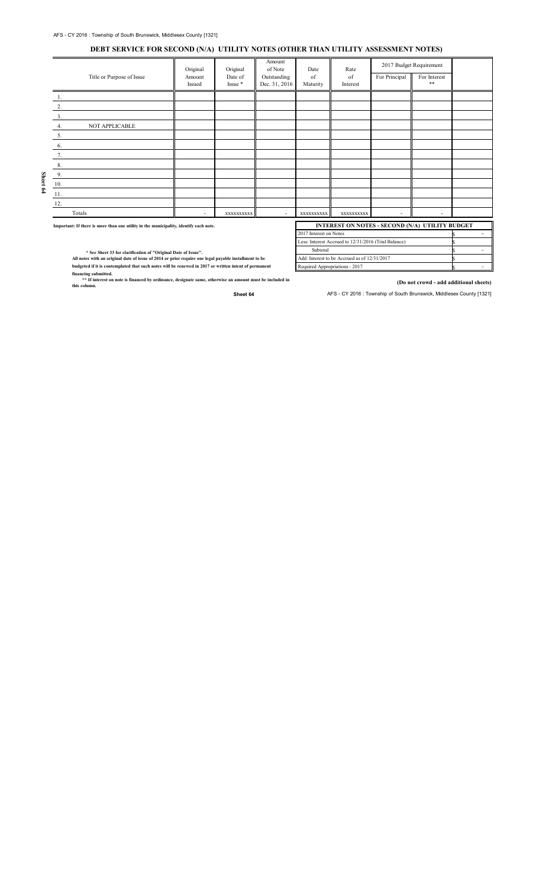## DEBT SERVICE FOR SECOND (N/A) UTILITY NOTES (OTHER THAN UTILITY ASSESSMENT NOTES)

| Title or Purpose of Issue | Original Amount Issued | Original Date of Issue * | Amount of Note Outstanding Dec. 31, 2016 | Date of Maturity | Rate of Interest | 2017 Budget Requirement | | |
|---|---|---|---|---|---|---|---|---|
| | | | | | | For Principal | For Interest ** | |
| 1. | | | | | | | | |
| 2. | | | | | | | | |
| 3. | | | | | | | | |
| 4. NOT APPLICABLE | | | | | | | | |
| 5. | | | | | | | | |
| 6. | | | | | | | | |
| 7. | | | | | | | | |
| 8. | | | | | | | | |
| 9. | | | | | | | | |
| 10. | | | | | | | | |
| 11. | | | | | | | | |
| 12. | | | | | | | | |
| Totals | - | XXXXXXXXXX | - | XXXXXXXXXX | XXXXXXXXXX | - | - | |

**Important: If there is more than one utility in the municipality, identify each note.**

| INTEREST ON NOTES - SECOND (N/A) UTILITY BUDGET | |
|---|---|
| 2017 Interest on Notes | $ - |
| Less: Interest Accrued to 12/31/2016 (Trial Balance) | $ |
| Subtotal | $ - |
| Add: Interest to be Accrued as of 12/31/2017 | $ |
| Required Appropriations - 2017 | $ - |

**\* See Sheet 33 for clarification of "Original Date of Issue".**
**All notes with an original date of issue of 2014 or prior require one legal payable installment to be budgeted if it is contemplated that such notes will be renewed in 2017 or written intent of permanent financing submitted.**
**\*\* If interest on note is financed by ordinance, designate same, otherwise an amount must be included in this column.**

**(Do not crowd - add additional sheets)**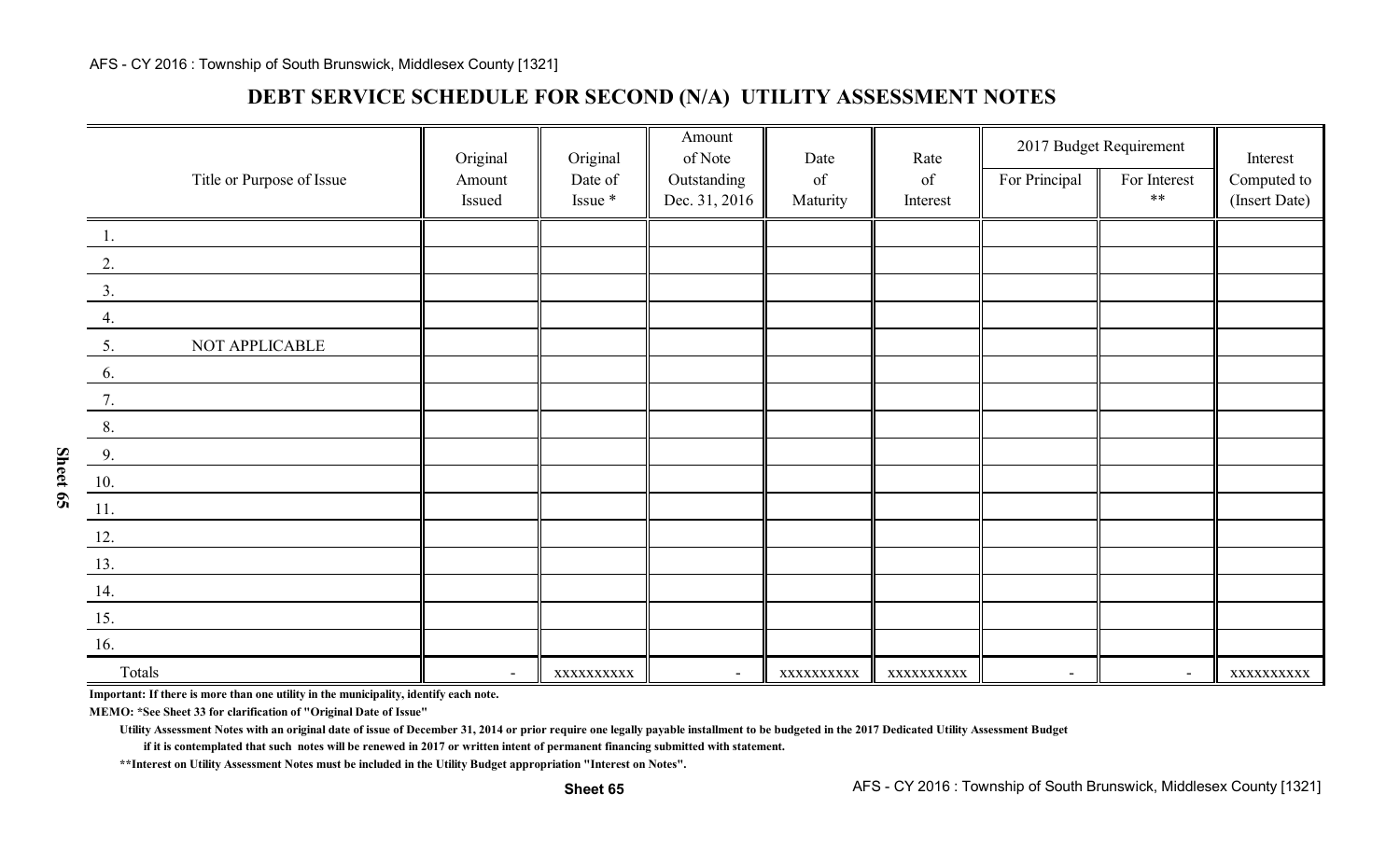## DEBT SERVICE SCHEDULE FOR SECOND (N/A) UTILITY ASSESSMENT NOTES

| Title or Purpose of Issue | Original Amount Issued | Original Date of Issue * | Amount of Note Outstanding Dec. 31, 2016 | Date of Maturity | Rate of Interest | 2017 Budget Requirement | | Interest Computed to (Insert Date) |
|---|---|---|---|---|---|---|---|---|
| | | | | | | For Principal | For Interest ** | |
| 1. | | | | | | | | |
| 2. | | | | | | | | |
| 3. | | | | | | | | |
| 4. | | | | | | | | |
| 5. NOT APPLICABLE | | | | | | | | |
| 6. | | | | | | | | |
| 7. | | | | | | | | |
| 8. | | | | | | | | |
| 9. | | | | | | | | |
| 10. | | | | | | | | |
| 11. | | | | | | | | |
| 12. | | | | | | | | |
| 13. | | | | | | | | |
| 14. | | | | | | | | |
| 15. | | | | | | | | |
| 16. | | | | | | | | |
| Totals | - | xxxxxxxxxx | - | xxxxxxxxxx | xxxxxxxxxx | - | - | xxxxxxxxxx |

**Important: If there is more than one utility in the municipality, identify each note.**

**MEMO: *See Sheet 33 for clarification of "Original Date of Issue"**

**Utility Assessment Notes with an original date of issue of December 31, 2014 or prior require one legally payable installment to be budgeted in the 2017 Dedicated Utility Assessment Budget if it is contemplated that such notes will be renewed in 2017 or written intent of permanent financing submitted with statement.**

****Interest on Utility Assessment Notes must be included in the Utility Budget appropriation "Interest on Notes".**

Sheet 65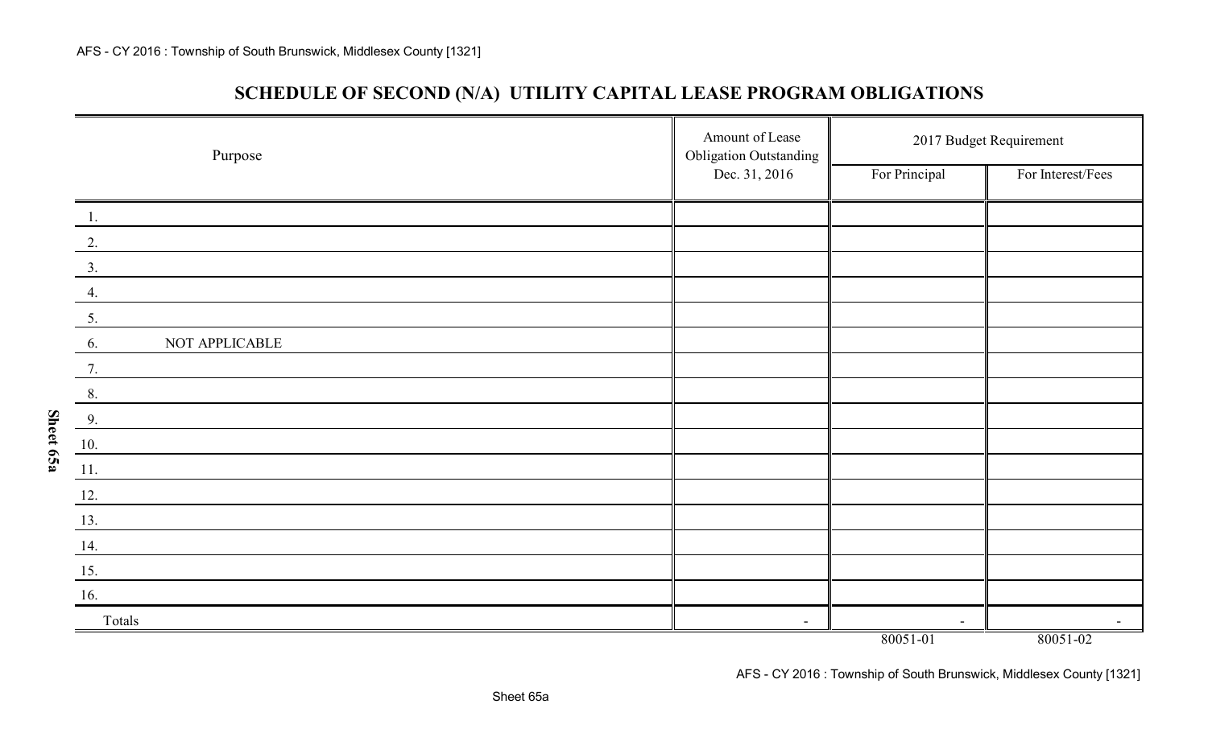## SCHEDULE OF SECOND (N/A) UTILITY CAPITAL LEASE PROGRAM OBLIGATIONS

| Purpose | Amount of Lease Obligation Outstanding Dec. 31, 2016 | 2017 Budget Requirement | |
|---|---|---|---|
| | | For Principal | For Interest/Fees |
| 1. | | | |
| 2. | | | |
| 3. | | | |
| 4. | | | |
| 5. | | | |
| 6. NOT APPLICABLE | | | |
| 7. | | | |
| 8. | | | |
| 9. | | | |
| 10. | | | |
| 11. | | | |
| 12. | | | |
| 13. | | | |
| 14. | | | |
| 15. | | | |
| 16. | | | |
| Totals | - | - | - |
| | | 80051-01 | 80051-02 |

Sheet 65a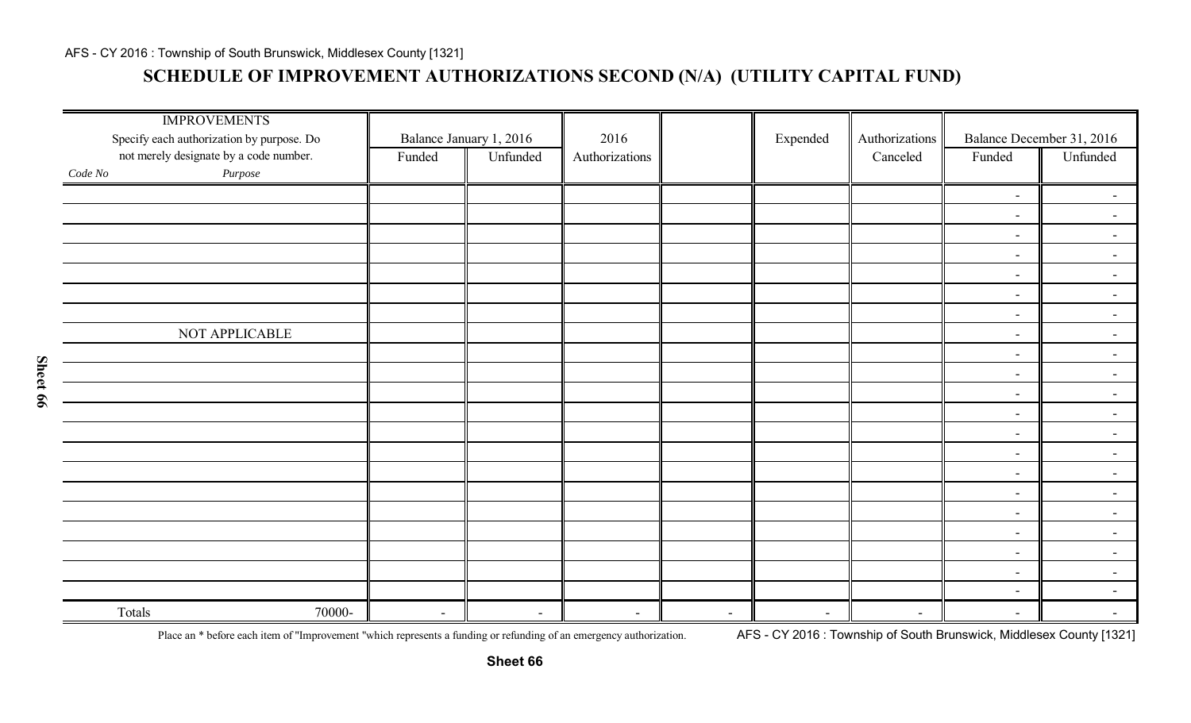## SCHEDULE OF IMPROVEMENT AUTHORIZATIONS SECOND (N/A) (UTILITY CAPITAL FUND)

| IMPROVEMENTS<br>Specify each authorization by purpose. Do not merely designate by a code number. | | Balance January 1, 2016 | | 2016 | | Expended | Authorizations | Balance December 31, 2016 | |
|---|---|---|---|---|---|---|---|---|---|
| *Code No* | *Purpose* | Funded | Unfunded | Authorizations | | | Canceled | Funded | Unfunded |
| | | | | | | | | - | - |
| | | | | | | | | - | - |
| | | | | | | | | - | - |
| | | | | | | | | - | - |
| | | | | | | | | - | - |
| | | | | | | | | - | - |
| | | | | | | | | - | - |
| | NOT APPLICABLE | | | | | | | - | - |
| | | | | | | | | - | - |
| | | | | | | | | - | - |
| | | | | | | | | - | - |
| | | | | | | | | - | - |
| | | | | | | | | - | - |
| | | | | | | | | - | - |
| | | | | | | | | - | - |
| | | | | | | | | - | - |
| | | | | | | | | - | - |
| | | | | | | | | - | - |
| | | | | | | | | - | - |
| | | | | | | | | - | - |
| | | | | | | | | - | - |
| Totals | 70000- | - | - | - | - | - | - | - | - |

Place an * before each item of "Improvement "which represents a funding or refunding of an emergency authorization.

Sheet 66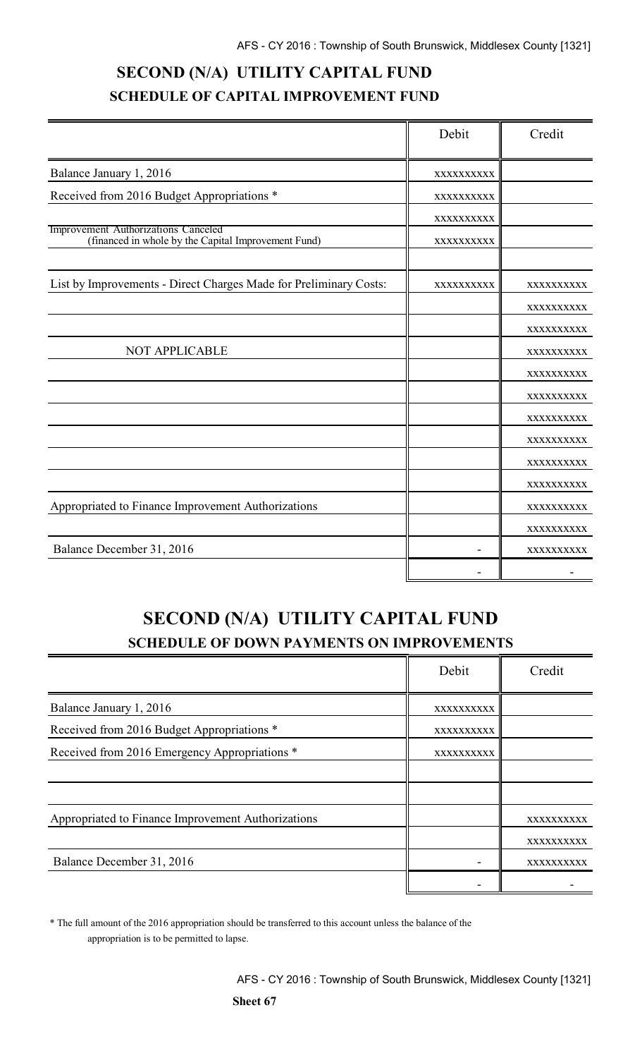## SECOND (N/A) UTILITY CAPITAL FUND
### SCHEDULE OF CAPITAL IMPROVEMENT FUND

| | Debit | Credit |
|---|---|---|
| Balance January 1, 2016 | XXXXXXXXXX | |
| Received from 2016 Budget Appropriations * | XXXXXXXXXX | |
| | XXXXXXXXXX | |
| Improvement Authorizations Canceled (financed in whole by the Capital Improvement Fund) | XXXXXXXXXX | |
| | | |
| List by Improvements - Direct Charges Made for Preliminary Costs: | XXXXXXXXXX | XXXXXXXXXX |
| | | XXXXXXXXXX |
| | | XXXXXXXXXX |
| NOT APPLICABLE | | XXXXXXXXXX |
| | | XXXXXXXXXX |
| | | XXXXXXXXXX |
| | | XXXXXXXXXX |
| | | XXXXXXXXXX |
| | | XXXXXXXXXX |
| | | XXXXXXXXXX |
| Appropriated to Finance Improvement Authorizations | | XXXXXXXXXX |
| | | XXXXXXXXXX |
| Balance December 31, 2016 | - | XXXXXXXXXX |
| | - | - |

## SECOND (N/A) UTILITY CAPITAL FUND
### SCHEDULE OF DOWN PAYMENTS ON IMPROVEMENTS

| | Debit | Credit |
|---|---|---|
| Balance January 1, 2016 | XXXXXXXXXX | |
| Received from 2016 Budget Appropriations * | XXXXXXXXXX | |
| Received from 2016 Emergency Appropriations * | XXXXXXXXXX | |
| | | |
| | | |
| Appropriated to Finance Improvement Authorizations | | XXXXXXXXXX |
| | | XXXXXXXXXX |
| Balance December 31, 2016 | - | XXXXXXXXXX |
| | - | - |

* The full amount of the 2016 appropriation should be transferred to this account unless the balance of the appropriation is to be permitted to lapse.

**Sheet 67**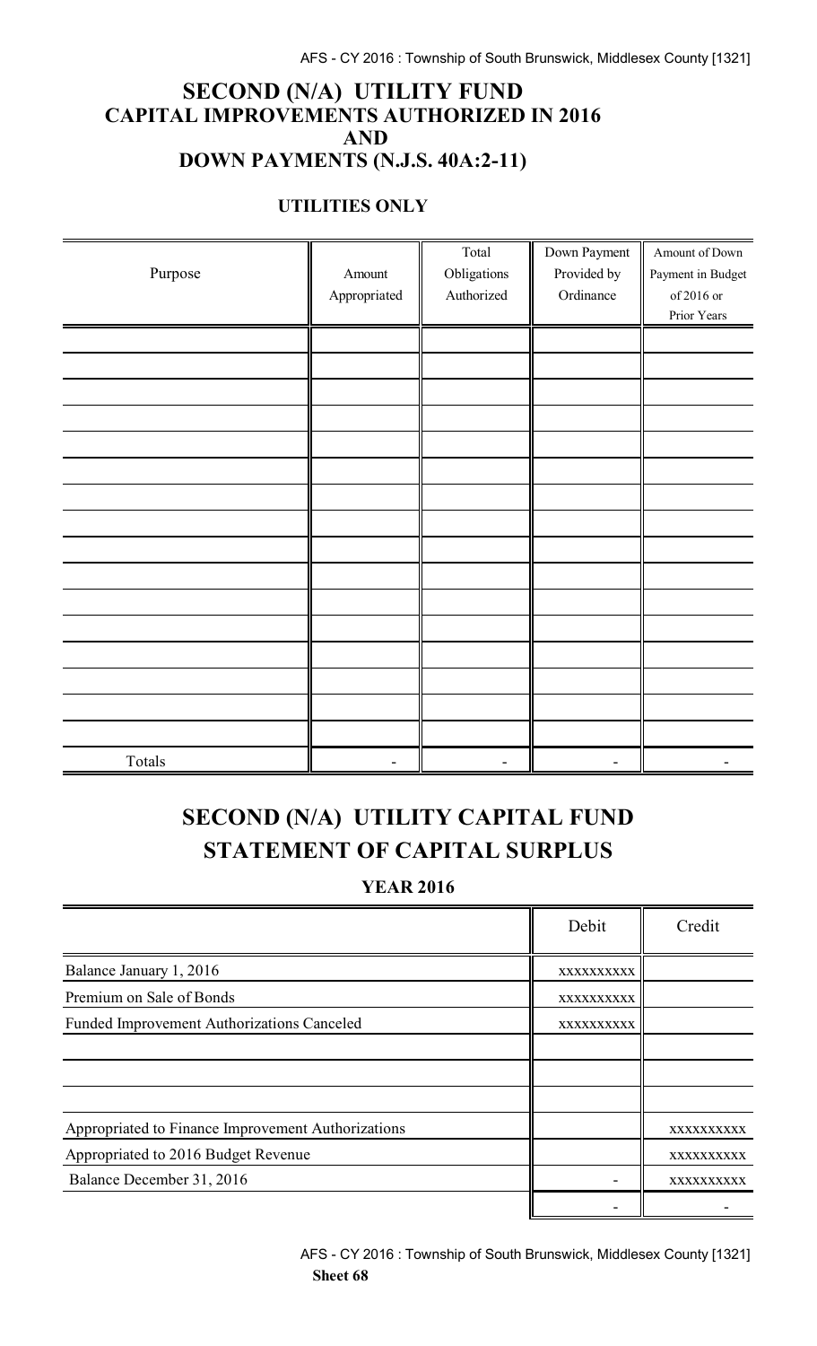## SECOND (N/A) UTILITY FUND
## CAPITAL IMPROVEMENTS AUTHORIZED IN 2016
## AND
## DOWN PAYMENTS (N.J.S. 40A:2-11)

### UTILITIES ONLY

| Purpose | Amount Appropriated | Total Obligations Authorized | Down Payment Provided by Ordinance | Amount of Down Payment in Budget of 2016 or Prior Years |
|---|---|---|---|---|
| | | | | |
| | | | | |
| | | | | |
| | | | | |
| | | | | |
| | | | | |
| | | | | |
| | | | | |
| | | | | |
| | | | | |
| | | | | |
| | | | | |
| | | | | |
| | | | | |
| | | | | |
| | | | | |
| Totals | - | - | - | - |

## SECOND (N/A) UTILITY CAPITAL FUND
## STATEMENT OF CAPITAL SURPLUS

### YEAR 2016

| | Debit | Credit |
|---|---|---|
| Balance January 1, 2016 | xxxxxxxxxx | |
| Premium on Sale of Bonds | xxxxxxxxxx | |
| Funded Improvement Authorizations Canceled | xxxxxxxxxx | |
| | | |
| | | |
| | | |
| Appropriated to Finance Improvement Authorizations | | xxxxxxxxxx |
| Appropriated to 2016 Budget Revenue | | xxxxxxxxxx |
| Balance December 31, 2016 | - | xxxxxxxxxx |
| | - | - |

Sheet 68